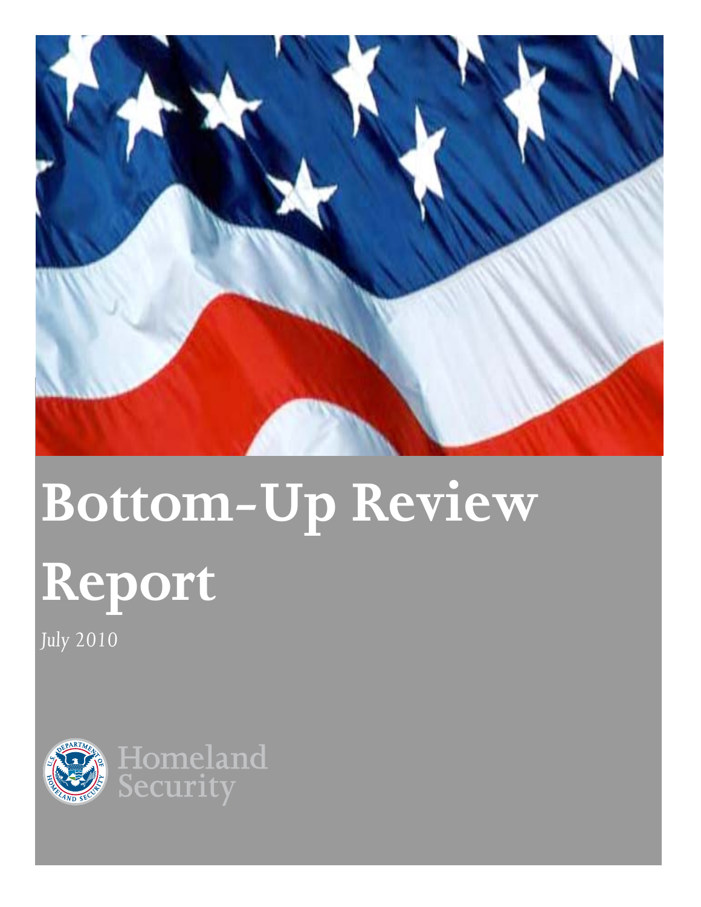# Bottom-Up Review Report

July 2010

Homeland Security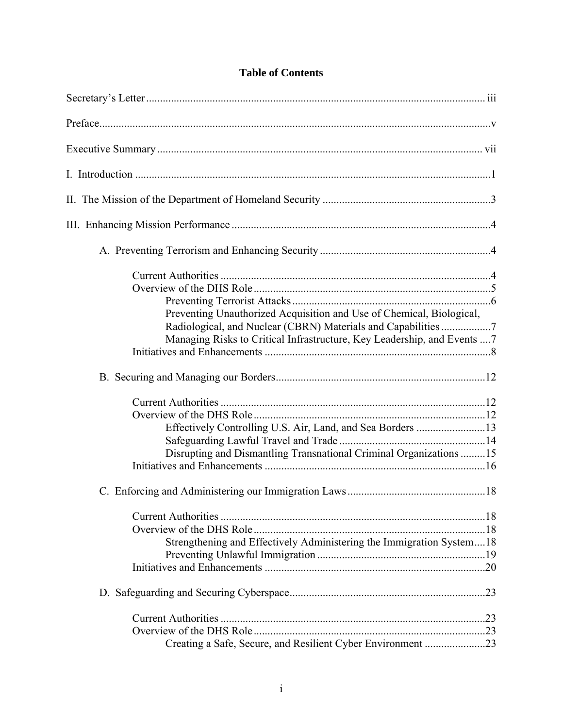# Table of Contents

Secretary's Letter .......... iii

Preface .......... v

Executive Summary .......... vii

I. Introduction .......... 1

II. The Mission of the Department of Homeland Security .......... 3

III. Enhancing Mission Performance .......... 4

- A. Preventing Terrorism and Enhancing Security .......... 4
  - Current Authorities .......... 4
  - Overview of the DHS Role .......... 5
    - Preventing Terrorist Attacks .......... 6
    - Preventing Unauthorized Acquisition and Use of Chemical, Biological, Radiological, and Nuclear (CBRN) Materials and Capabilities .......... 7
    - Managing Risks to Critical Infrastructure, Key Leadership, and Events .......... 7
  - Initiatives and Enhancements .......... 8
- B. Securing and Managing our Borders .......... 12
  - Current Authorities .......... 12
  - Overview of the DHS Role .......... 12
    - Effectively Controlling U.S. Air, Land, and Sea Borders .......... 13
    - Safeguarding Lawful Travel and Trade .......... 14
    - Disrupting and Dismantling Transnational Criminal Organizations .......... 15
  - Initiatives and Enhancements .......... 16
- C. Enforcing and Administering our Immigration Laws .......... 18
  - Current Authorities .......... 18
  - Overview of the DHS Role .......... 18
    - Strengthening and Effectively Administering the Immigration System .......... 18
    - Preventing Unlawful Immigration .......... 19
  - Initiatives and Enhancements .......... 20
- D. Safeguarding and Securing Cyberspace .......... 23
  - Current Authorities .......... 23
  - Overview of the DHS Role .......... 23
    - Creating a Safe, Secure, and Resilient Cyber Environment .......... 23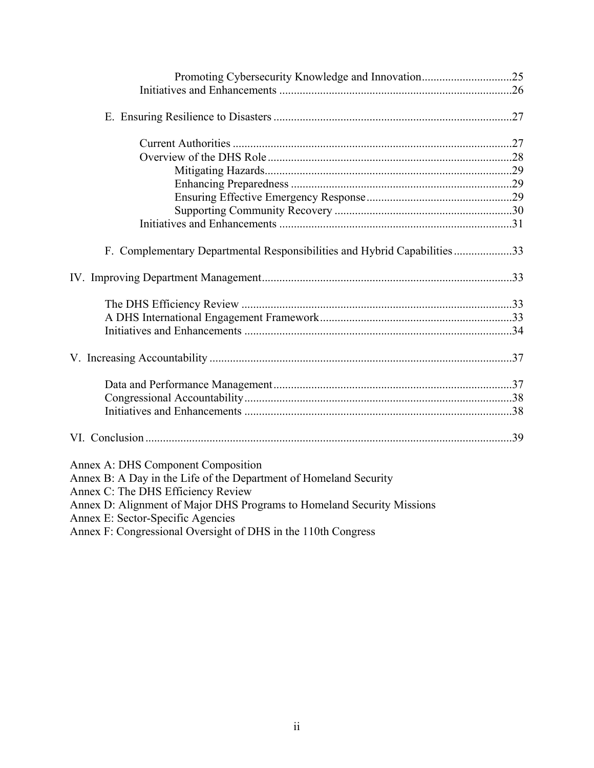Promoting Cybersecurity Knowledge and Innovation ..............................25
Initiatives and Enhancements ..............................................................................26

E. Ensuring Resilience to Disasters .................................................................................27

Current Authorities ...............................................................................................27
Overview of the DHS Role ...................................................................................28
Mitigating Hazards....................................................................................29
Enhancing Preparedness ...........................................................................29
Ensuring Effective Emergency Response .................................................29
Supporting Community Recovery ............................................................30
Initiatives and Enhancements ..............................................................................31

F. Complementary Departmental Responsibilities and Hybrid Capabilities ....................33

IV. Improving Department Management .....................................................................................33

The DHS Efficiency Review ............................................................................................33
A DHS International Engagement Framework .................................................................33
Initiatives and Enhancements ...........................................................................................34

V. Increasing Accountability .......................................................................................................37

Data and Performance Management .................................................................................37
Congressional Accountability ...........................................................................................38
Initiatives and Enhancements ...........................................................................................38

VI. Conclusion ............................................................................................................................39

Annex A: DHS Component Composition
Annex B: A Day in the Life of the Department of Homeland Security
Annex C: The DHS Efficiency Review
Annex D: Alignment of Major DHS Programs to Homeland Security Missions
Annex E: Sector-Specific Agencies
Annex F: Congressional Oversight of DHS in the 110th Congress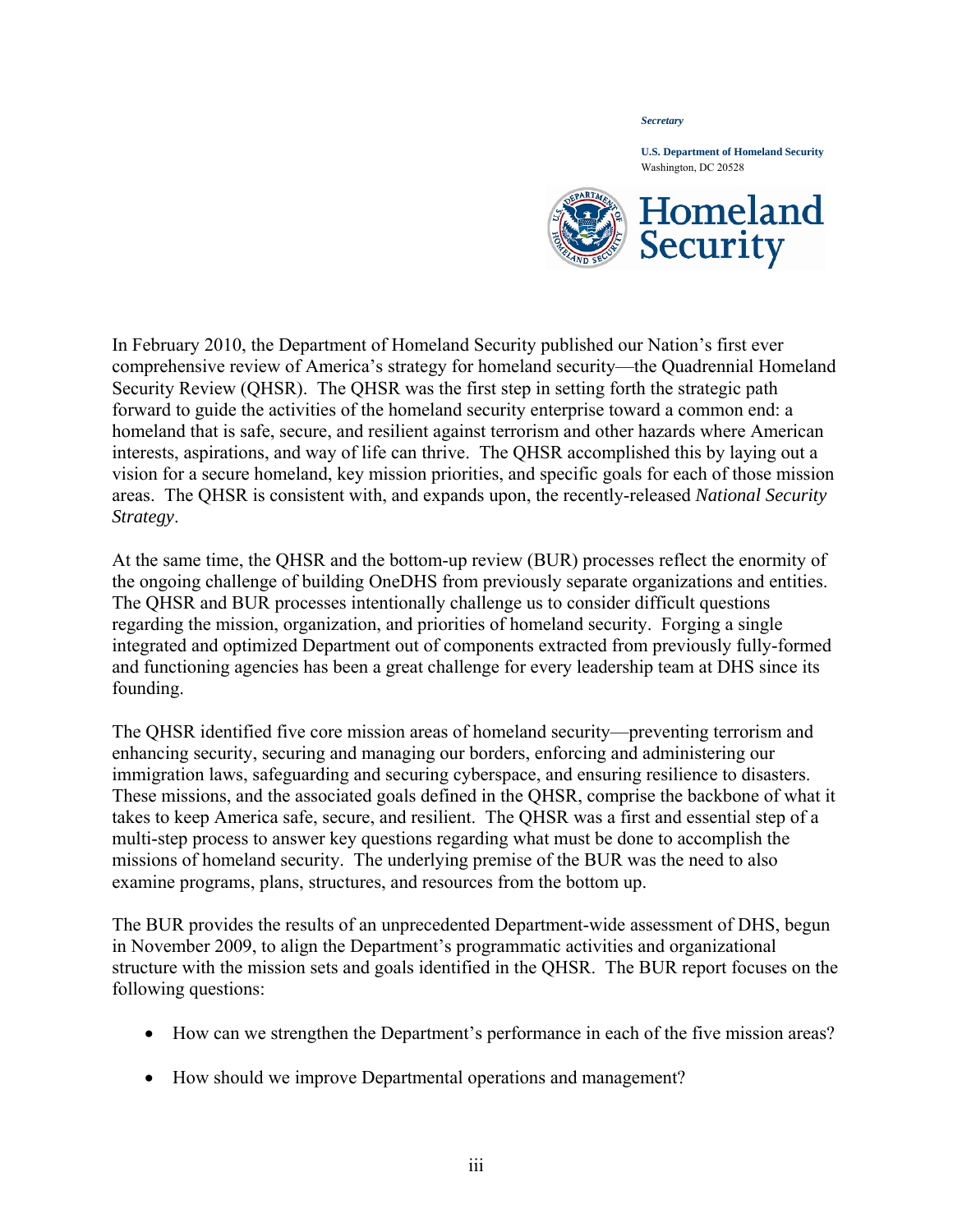*Secretary*

**U.S. Department of Homeland Security**
Washington, DC 20528

In February 2010, the Department of Homeland Security published our Nation's first ever comprehensive review of America's strategy for homeland security—the Quadrennial Homeland Security Review (QHSR). The QHSR was the first step in setting forth the strategic path forward to guide the activities of the homeland security enterprise toward a common end: a homeland that is safe, secure, and resilient against terrorism and other hazards where American interests, aspirations, and way of life can thrive. The QHSR accomplished this by laying out a vision for a secure homeland, key mission priorities, and specific goals for each of those mission areas. The QHSR is consistent with, and expands upon, the recently-released *National Security Strategy*.

At the same time, the QHSR and the bottom-up review (BUR) processes reflect the enormity of the ongoing challenge of building OneDHS from previously separate organizations and entities. The QHSR and BUR processes intentionally challenge us to consider difficult questions regarding the mission, organization, and priorities of homeland security. Forging a single integrated and optimized Department out of components extracted from previously fully-formed and functioning agencies has been a great challenge for every leadership team at DHS since its founding.

The QHSR identified five core mission areas of homeland security—preventing terrorism and enhancing security, securing and managing our borders, enforcing and administering our immigration laws, safeguarding and securing cyberspace, and ensuring resilience to disasters. These missions, and the associated goals defined in the QHSR, comprise the backbone of what it takes to keep America safe, secure, and resilient. The QHSR was a first and essential step of a multi-step process to answer key questions regarding what must be done to accomplish the missions of homeland security. The underlying premise of the BUR was the need to also examine programs, plans, structures, and resources from the bottom up.

The BUR provides the results of an unprecedented Department-wide assessment of DHS, begun in November 2009, to align the Department's programmatic activities and organizational structure with the mission sets and goals identified in the QHSR. The BUR report focuses on the following questions:

- How can we strengthen the Department's performance in each of the five mission areas?
- How should we improve Departmental operations and management?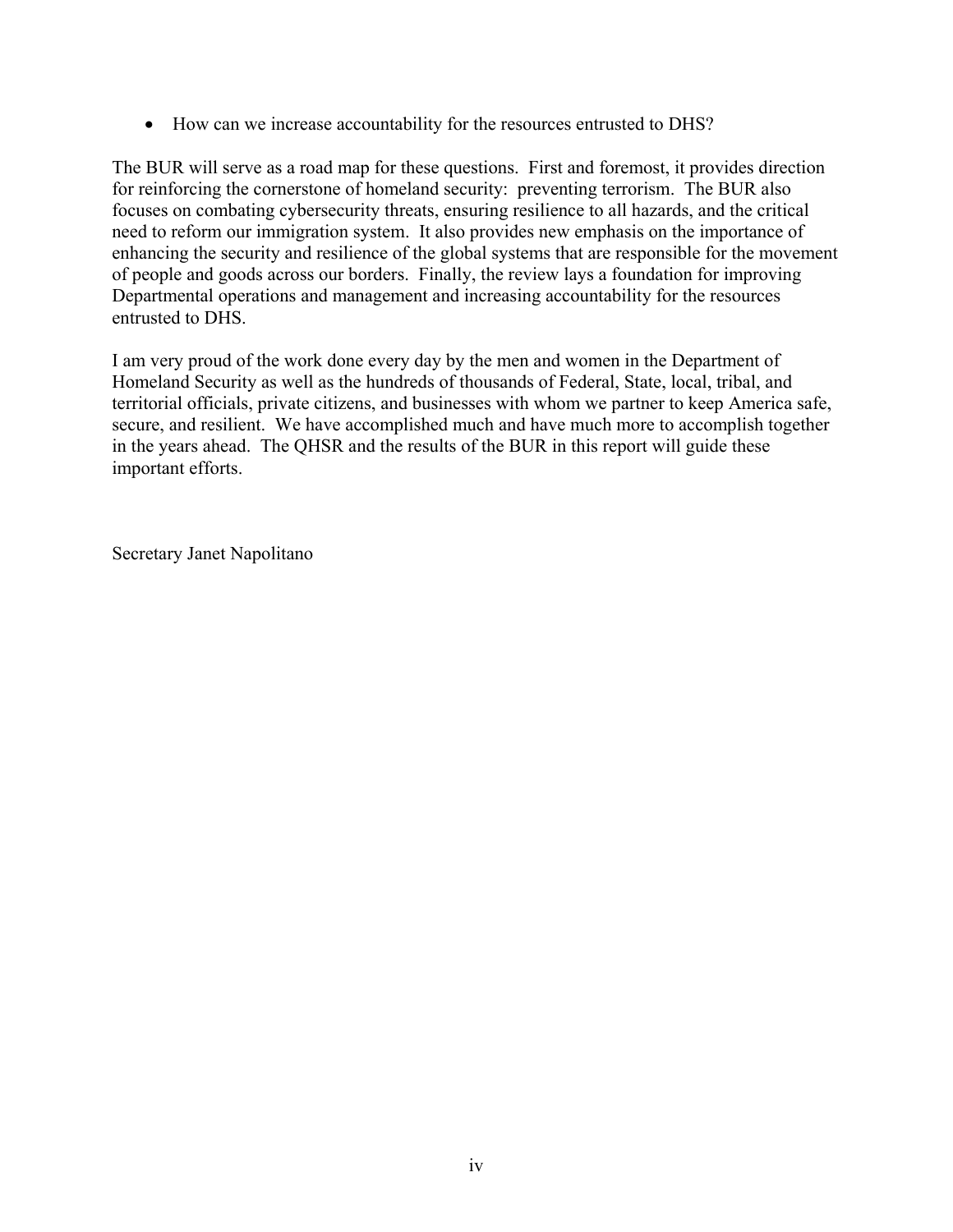- How can we increase accountability for the resources entrusted to DHS?

The BUR will serve as a road map for these questions. First and foremost, it provides direction for reinforcing the cornerstone of homeland security: preventing terrorism. The BUR also focuses on combating cybersecurity threats, ensuring resilience to all hazards, and the critical need to reform our immigration system. It also provides new emphasis on the importance of enhancing the security and resilience of the global systems that are responsible for the movement of people and goods across our borders. Finally, the review lays a foundation for improving Departmental operations and management and increasing accountability for the resources entrusted to DHS.

I am very proud of the work done every day by the men and women in the Department of Homeland Security as well as the hundreds of thousands of Federal, State, local, tribal, and territorial officials, private citizens, and businesses with whom we partner to keep America safe, secure, and resilient. We have accomplished much and have much more to accomplish together in the years ahead. The QHSR and the results of the BUR in this report will guide these important efforts.

Secretary Janet Napolitano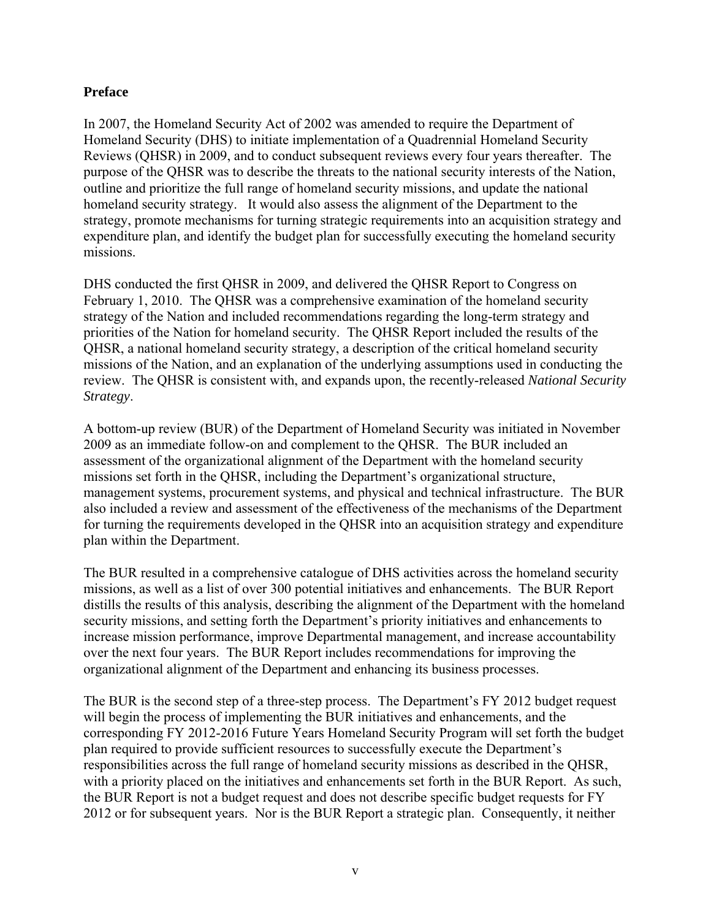## Preface

In 2007, the Homeland Security Act of 2002 was amended to require the Department of Homeland Security (DHS) to initiate implementation of a Quadrennial Homeland Security Reviews (QHSR) in 2009, and to conduct subsequent reviews every four years thereafter. The purpose of the QHSR was to describe the threats to the national security interests of the Nation, outline and prioritize the full range of homeland security missions, and update the national homeland security strategy. It would also assess the alignment of the Department to the strategy, promote mechanisms for turning strategic requirements into an acquisition strategy and expenditure plan, and identify the budget plan for successfully executing the homeland security missions.

DHS conducted the first QHSR in 2009, and delivered the QHSR Report to Congress on February 1, 2010. The QHSR was a comprehensive examination of the homeland security strategy of the Nation and included recommendations regarding the long-term strategy and priorities of the Nation for homeland security. The QHSR Report included the results of the QHSR, a national homeland security strategy, a description of the critical homeland security missions of the Nation, and an explanation of the underlying assumptions used in conducting the review. The QHSR is consistent with, and expands upon, the recently-released *National Security Strategy*.

A bottom-up review (BUR) of the Department of Homeland Security was initiated in November 2009 as an immediate follow-on and complement to the QHSR. The BUR included an assessment of the organizational alignment of the Department with the homeland security missions set forth in the QHSR, including the Department's organizational structure, management systems, procurement systems, and physical and technical infrastructure. The BUR also included a review and assessment of the effectiveness of the mechanisms of the Department for turning the requirements developed in the QHSR into an acquisition strategy and expenditure plan within the Department.

The BUR resulted in a comprehensive catalogue of DHS activities across the homeland security missions, as well as a list of over 300 potential initiatives and enhancements. The BUR Report distills the results of this analysis, describing the alignment of the Department with the homeland security missions, and setting forth the Department's priority initiatives and enhancements to increase mission performance, improve Departmental management, and increase accountability over the next four years. The BUR Report includes recommendations for improving the organizational alignment of the Department and enhancing its business processes.

The BUR is the second step of a three-step process. The Department's FY 2012 budget request will begin the process of implementing the BUR initiatives and enhancements, and the corresponding FY 2012-2016 Future Years Homeland Security Program will set forth the budget plan required to provide sufficient resources to successfully execute the Department's responsibilities across the full range of homeland security missions as described in the QHSR, with a priority placed on the initiatives and enhancements set forth in the BUR Report. As such, the BUR Report is not a budget request and does not describe specific budget requests for FY 2012 or for subsequent years. Nor is the BUR Report a strategic plan. Consequently, it neither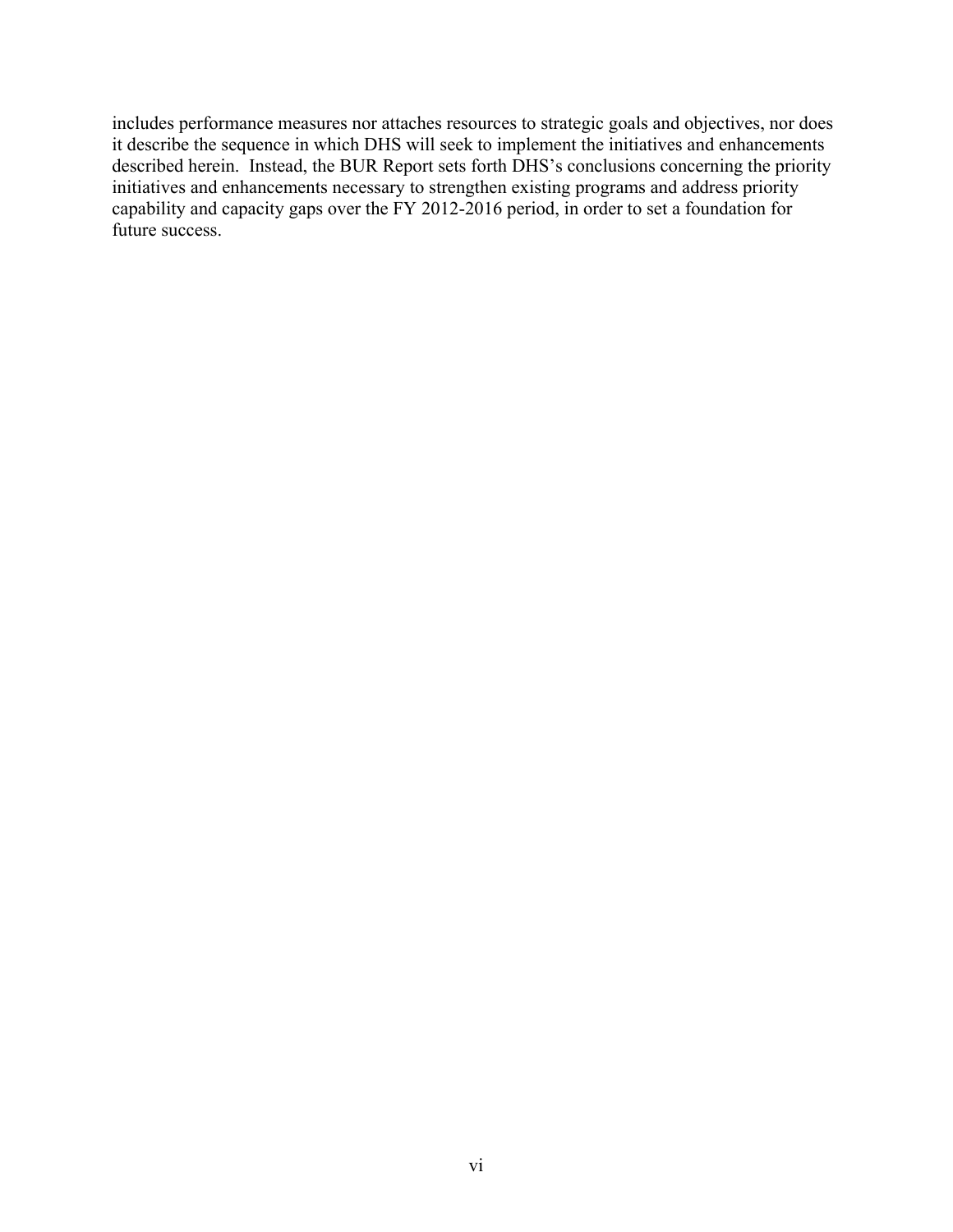includes performance measures nor attaches resources to strategic goals and objectives, nor does it describe the sequence in which DHS will seek to implement the initiatives and enhancements described herein. Instead, the BUR Report sets forth DHS's conclusions concerning the priority initiatives and enhancements necessary to strengthen existing programs and address priority capability and capacity gaps over the FY 2012-2016 period, in order to set a foundation for future success.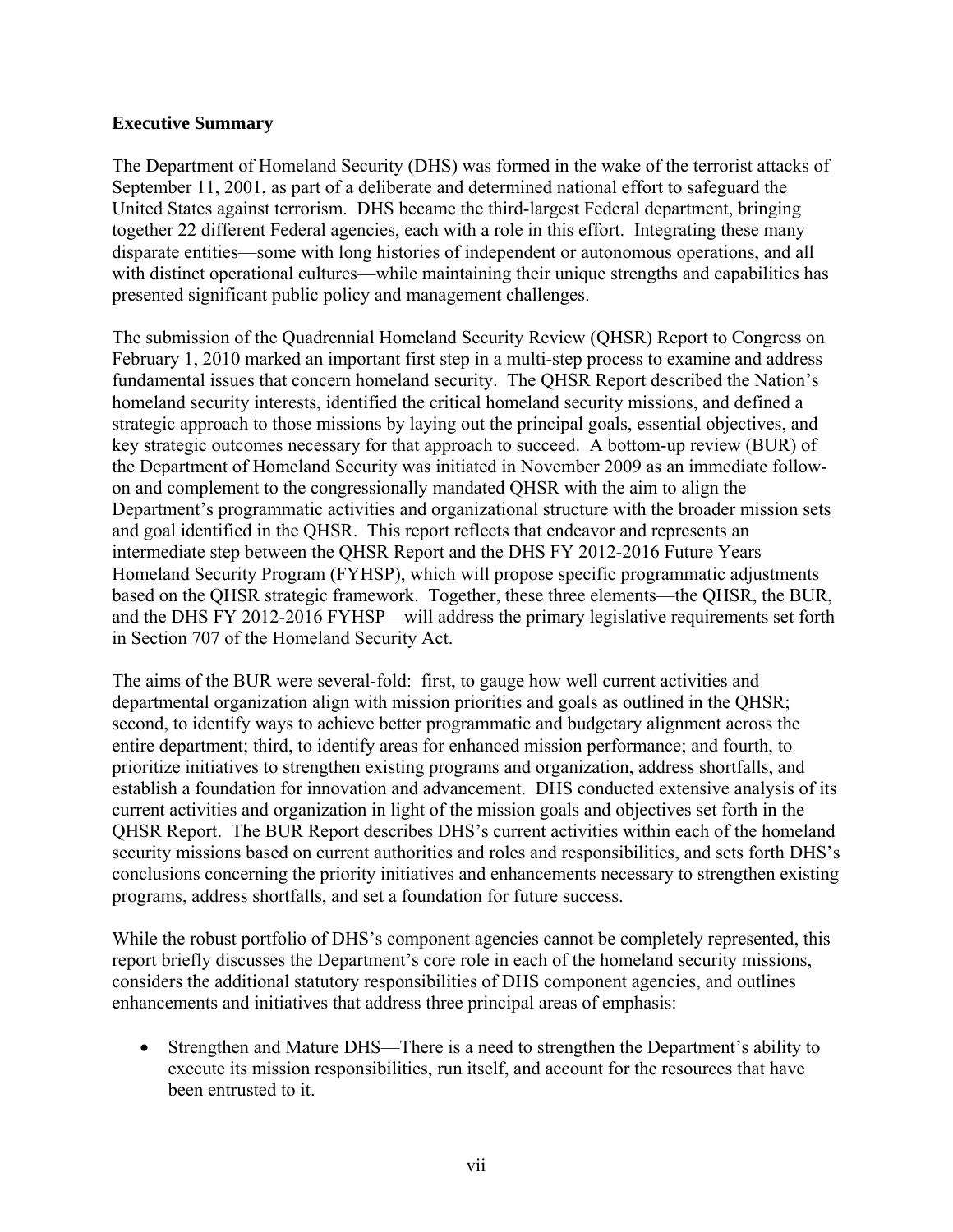**Executive Summary**

The Department of Homeland Security (DHS) was formed in the wake of the terrorist attacks of September 11, 2001, as part of a deliberate and determined national effort to safeguard the United States against terrorism. DHS became the third-largest Federal department, bringing together 22 different Federal agencies, each with a role in this effort. Integrating these many disparate entities—some with long histories of independent or autonomous operations, and all with distinct operational cultures—while maintaining their unique strengths and capabilities has presented significant public policy and management challenges.

The submission of the Quadrennial Homeland Security Review (QHSR) Report to Congress on February 1, 2010 marked an important first step in a multi-step process to examine and address fundamental issues that concern homeland security. The QHSR Report described the Nation's homeland security interests, identified the critical homeland security missions, and defined a strategic approach to those missions by laying out the principal goals, essential objectives, and key strategic outcomes necessary for that approach to succeed. A bottom-up review (BUR) of the Department of Homeland Security was initiated in November 2009 as an immediate follow-on and complement to the congressionally mandated QHSR with the aim to align the Department's programmatic activities and organizational structure with the broader mission sets and goal identified in the QHSR. This report reflects that endeavor and represents an intermediate step between the QHSR Report and the DHS FY 2012-2016 Future Years Homeland Security Program (FYHSP), which will propose specific programmatic adjustments based on the QHSR strategic framework. Together, these three elements—the QHSR, the BUR, and the DHS FY 2012-2016 FYHSP—will address the primary legislative requirements set forth in Section 707 of the Homeland Security Act.

The aims of the BUR were several-fold: first, to gauge how well current activities and departmental organization align with mission priorities and goals as outlined in the QHSR; second, to identify ways to achieve better programmatic and budgetary alignment across the entire department; third, to identify areas for enhanced mission performance; and fourth, to prioritize initiatives to strengthen existing programs and organization, address shortfalls, and establish a foundation for innovation and advancement. DHS conducted extensive analysis of its current activities and organization in light of the mission goals and objectives set forth in the QHSR Report. The BUR Report describes DHS's current activities within each of the homeland security missions based on current authorities and roles and responsibilities, and sets forth DHS's conclusions concerning the priority initiatives and enhancements necessary to strengthen existing programs, address shortfalls, and set a foundation for future success.

While the robust portfolio of DHS's component agencies cannot be completely represented, this report briefly discusses the Department's core role in each of the homeland security missions, considers the additional statutory responsibilities of DHS component agencies, and outlines enhancements and initiatives that address three principal areas of emphasis:

- Strengthen and Mature DHS—There is a need to strengthen the Department's ability to execute its mission responsibilities, run itself, and account for the resources that have been entrusted to it.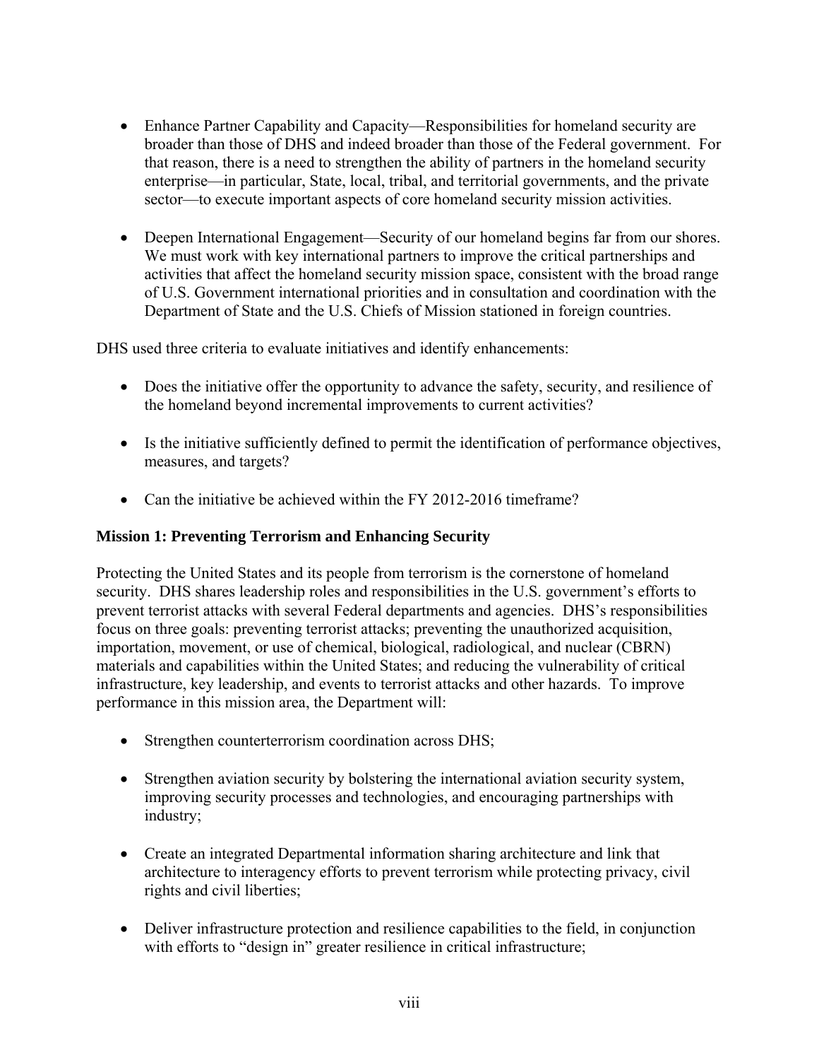- Enhance Partner Capability and Capacity—Responsibilities for homeland security are broader than those of DHS and indeed broader than those of the Federal government. For that reason, there is a need to strengthen the ability of partners in the homeland security enterprise—in particular, State, local, tribal, and territorial governments, and the private sector—to execute important aspects of core homeland security mission activities.

- Deepen International Engagement—Security of our homeland begins far from our shores. We must work with key international partners to improve the critical partnerships and activities that affect the homeland security mission space, consistent with the broad range of U.S. Government international priorities and in consultation and coordination with the Department of State and the U.S. Chiefs of Mission stationed in foreign countries.

DHS used three criteria to evaluate initiatives and identify enhancements:

- Does the initiative offer the opportunity to advance the safety, security, and resilience of the homeland beyond incremental improvements to current activities?

- Is the initiative sufficiently defined to permit the identification of performance objectives, measures, and targets?

- Can the initiative be achieved within the FY 2012-2016 timeframe?

**Mission 1: Preventing Terrorism and Enhancing Security**

Protecting the United States and its people from terrorism is the cornerstone of homeland security. DHS shares leadership roles and responsibilities in the U.S. government's efforts to prevent terrorist attacks with several Federal departments and agencies. DHS's responsibilities focus on three goals: preventing terrorist attacks; preventing the unauthorized acquisition, importation, movement, or use of chemical, biological, radiological, and nuclear (CBRN) materials and capabilities within the United States; and reducing the vulnerability of critical infrastructure, key leadership, and events to terrorist attacks and other hazards. To improve performance in this mission area, the Department will:

- Strengthen counterterrorism coordination across DHS;

- Strengthen aviation security by bolstering the international aviation security system, improving security processes and technologies, and encouraging partnerships with industry;

- Create an integrated Departmental information sharing architecture and link that architecture to interagency efforts to prevent terrorism while protecting privacy, civil rights and civil liberties;

- Deliver infrastructure protection and resilience capabilities to the field, in conjunction with efforts to "design in" greater resilience in critical infrastructure;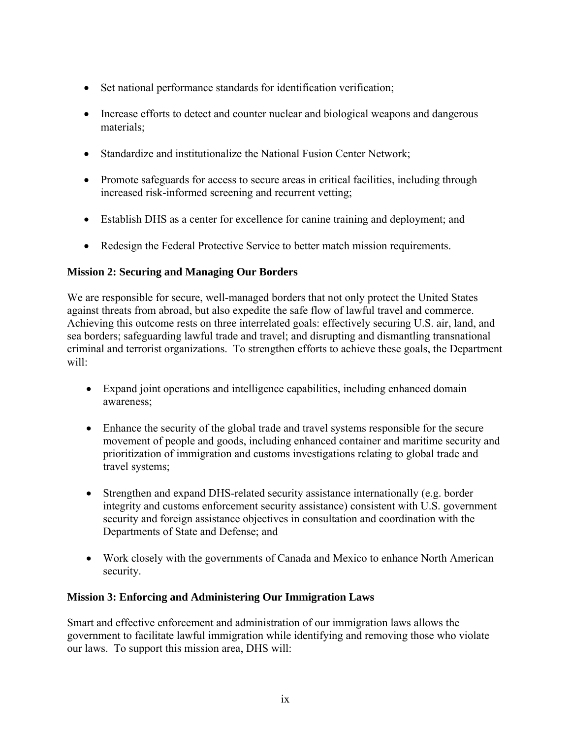- Set national performance standards for identification verification;

- Increase efforts to detect and counter nuclear and biological weapons and dangerous materials;

- Standardize and institutionalize the National Fusion Center Network;

- Promote safeguards for access to secure areas in critical facilities, including through increased risk-informed screening and recurrent vetting;

- Establish DHS as a center for excellence for canine training and deployment; and

- Redesign the Federal Protective Service to better match mission requirements.

**Mission 2: Securing and Managing Our Borders**

We are responsible for secure, well-managed borders that not only protect the United States against threats from abroad, but also expedite the safe flow of lawful travel and commerce. Achieving this outcome rests on three interrelated goals: effectively securing U.S. air, land, and sea borders; safeguarding lawful trade and travel; and disrupting and dismantling transnational criminal and terrorist organizations. To strengthen efforts to achieve these goals, the Department will:

- Expand joint operations and intelligence capabilities, including enhanced domain awareness;

- Enhance the security of the global trade and travel systems responsible for the secure movement of people and goods, including enhanced container and maritime security and prioritization of immigration and customs investigations relating to global trade and travel systems;

- Strengthen and expand DHS-related security assistance internationally (e.g. border integrity and customs enforcement security assistance) consistent with U.S. government security and foreign assistance objectives in consultation and coordination with the Departments of State and Defense; and

- Work closely with the governments of Canada and Mexico to enhance North American security.

**Mission 3: Enforcing and Administering Our Immigration Laws**

Smart and effective enforcement and administration of our immigration laws allows the government to facilitate lawful immigration while identifying and removing those who violate our laws. To support this mission area, DHS will: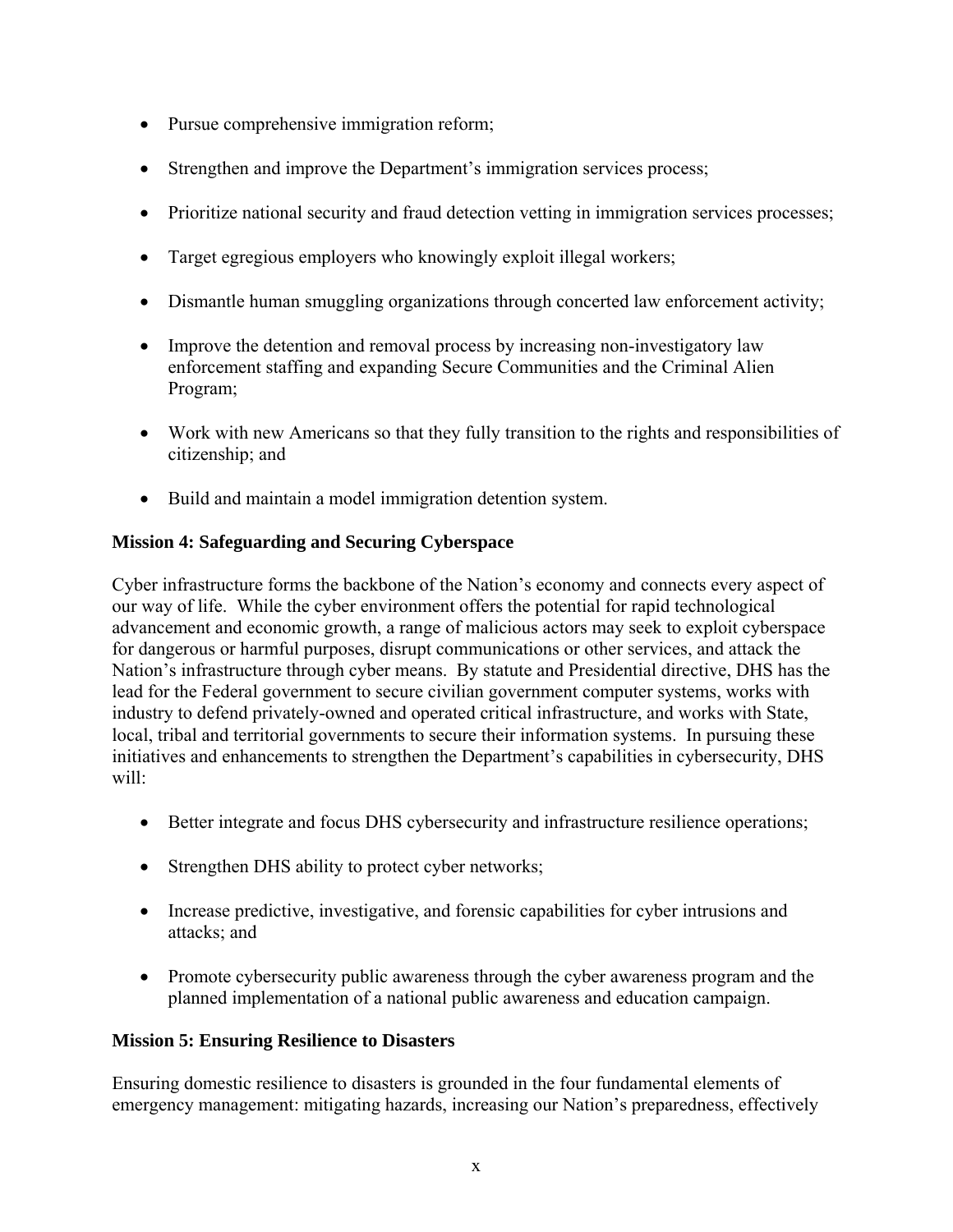- Pursue comprehensive immigration reform;

- Strengthen and improve the Department's immigration services process;

- Prioritize national security and fraud detection vetting in immigration services processes;

- Target egregious employers who knowingly exploit illegal workers;

- Dismantle human smuggling organizations through concerted law enforcement activity;

- Improve the detention and removal process by increasing non-investigatory law enforcement staffing and expanding Secure Communities and the Criminal Alien Program;

- Work with new Americans so that they fully transition to the rights and responsibilities of citizenship; and

- Build and maintain a model immigration detention system.

**Mission 4: Safeguarding and Securing Cyberspace**

Cyber infrastructure forms the backbone of the Nation's economy and connects every aspect of our way of life. While the cyber environment offers the potential for rapid technological advancement and economic growth, a range of malicious actors may seek to exploit cyberspace for dangerous or harmful purposes, disrupt communications or other services, and attack the Nation's infrastructure through cyber means. By statute and Presidential directive, DHS has the lead for the Federal government to secure civilian government computer systems, works with industry to defend privately-owned and operated critical infrastructure, and works with State, local, tribal and territorial governments to secure their information systems. In pursuing these initiatives and enhancements to strengthen the Department's capabilities in cybersecurity, DHS will:

- Better integrate and focus DHS cybersecurity and infrastructure resilience operations;

- Strengthen DHS ability to protect cyber networks;

- Increase predictive, investigative, and forensic capabilities for cyber intrusions and attacks; and

- Promote cybersecurity public awareness through the cyber awareness program and the planned implementation of a national public awareness and education campaign.

**Mission 5: Ensuring Resilience to Disasters**

Ensuring domestic resilience to disasters is grounded in the four fundamental elements of emergency management: mitigating hazards, increasing our Nation's preparedness, effectively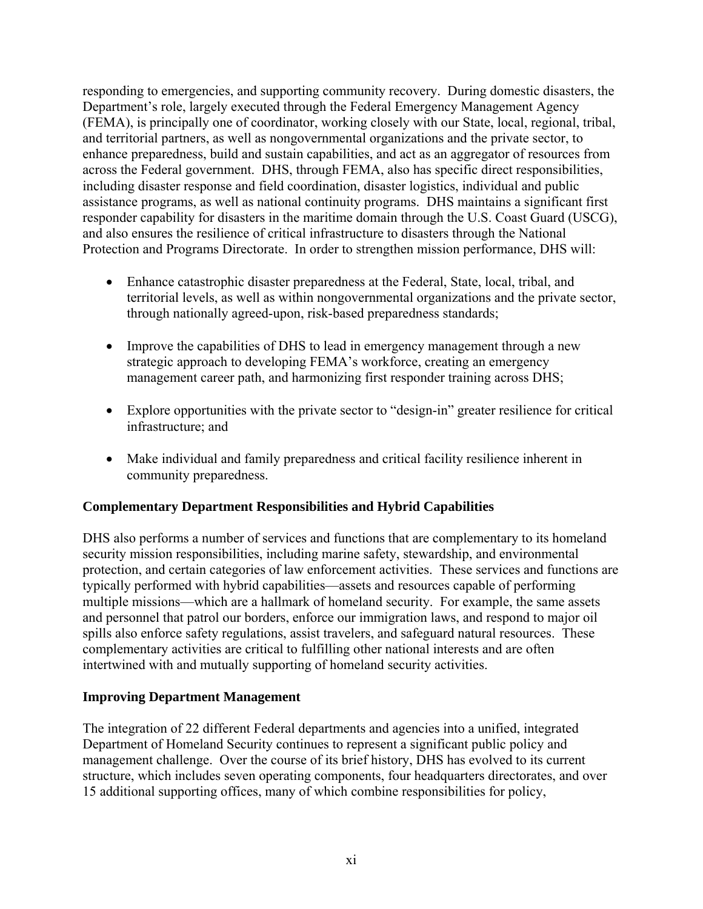responding to emergencies, and supporting community recovery. During domestic disasters, the Department's role, largely executed through the Federal Emergency Management Agency (FEMA), is principally one of coordinator, working closely with our State, local, regional, tribal, and territorial partners, as well as nongovernmental organizations and the private sector, to enhance preparedness, build and sustain capabilities, and act as an aggregator of resources from across the Federal government. DHS, through FEMA, also has specific direct responsibilities, including disaster response and field coordination, disaster logistics, individual and public assistance programs, as well as national continuity programs. DHS maintains a significant first responder capability for disasters in the maritime domain through the U.S. Coast Guard (USCG), and also ensures the resilience of critical infrastructure to disasters through the National Protection and Programs Directorate. In order to strengthen mission performance, DHS will:

- Enhance catastrophic disaster preparedness at the Federal, State, local, tribal, and territorial levels, as well as within nongovernmental organizations and the private sector, through nationally agreed-upon, risk-based preparedness standards;
- Improve the capabilities of DHS to lead in emergency management through a new strategic approach to developing FEMA's workforce, creating an emergency management career path, and harmonizing first responder training across DHS;
- Explore opportunities with the private sector to "design-in" greater resilience for critical infrastructure; and
- Make individual and family preparedness and critical facility resilience inherent in community preparedness.

**Complementary Department Responsibilities and Hybrid Capabilities**

DHS also performs a number of services and functions that are complementary to its homeland security mission responsibilities, including marine safety, stewardship, and environmental protection, and certain categories of law enforcement activities. These services and functions are typically performed with hybrid capabilities—assets and resources capable of performing multiple missions—which are a hallmark of homeland security. For example, the same assets and personnel that patrol our borders, enforce our immigration laws, and respond to major oil spills also enforce safety regulations, assist travelers, and safeguard natural resources. These complementary activities are critical to fulfilling other national interests and are often intertwined with and mutually supporting of homeland security activities.

**Improving Department Management**

The integration of 22 different Federal departments and agencies into a unified, integrated Department of Homeland Security continues to represent a significant public policy and management challenge. Over the course of its brief history, DHS has evolved to its current structure, which includes seven operating components, four headquarters directorates, and over 15 additional supporting offices, many of which combine responsibilities for policy,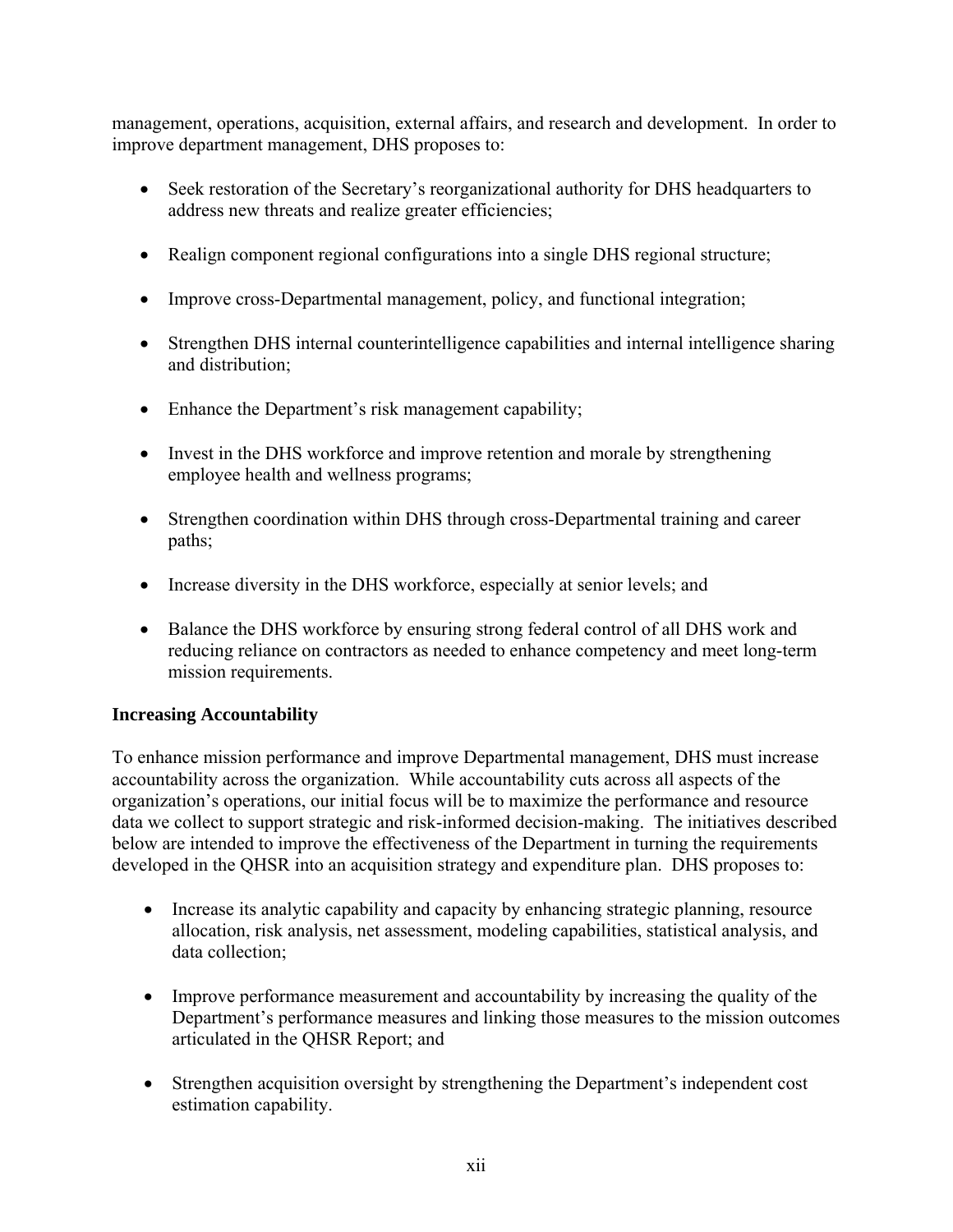management, operations, acquisition, external affairs, and research and development. In order to improve department management, DHS proposes to:

- Seek restoration of the Secretary's reorganizational authority for DHS headquarters to address new threats and realize greater efficiencies;
- Realign component regional configurations into a single DHS regional structure;
- Improve cross-Departmental management, policy, and functional integration;
- Strengthen DHS internal counterintelligence capabilities and internal intelligence sharing and distribution;
- Enhance the Department's risk management capability;
- Invest in the DHS workforce and improve retention and morale by strengthening employee health and wellness programs;
- Strengthen coordination within DHS through cross-Departmental training and career paths;
- Increase diversity in the DHS workforce, especially at senior levels; and
- Balance the DHS workforce by ensuring strong federal control of all DHS work and reducing reliance on contractors as needed to enhance competency and meet long-term mission requirements.

**Increasing Accountability**

To enhance mission performance and improve Departmental management, DHS must increase accountability across the organization. While accountability cuts across all aspects of the organization's operations, our initial focus will be to maximize the performance and resource data we collect to support strategic and risk-informed decision-making. The initiatives described below are intended to improve the effectiveness of the Department in turning the requirements developed in the QHSR into an acquisition strategy and expenditure plan. DHS proposes to:

- Increase its analytic capability and capacity by enhancing strategic planning, resource allocation, risk analysis, net assessment, modeling capabilities, statistical analysis, and data collection;
- Improve performance measurement and accountability by increasing the quality of the Department's performance measures and linking those measures to the mission outcomes articulated in the QHSR Report; and
- Strengthen acquisition oversight by strengthening the Department's independent cost estimation capability.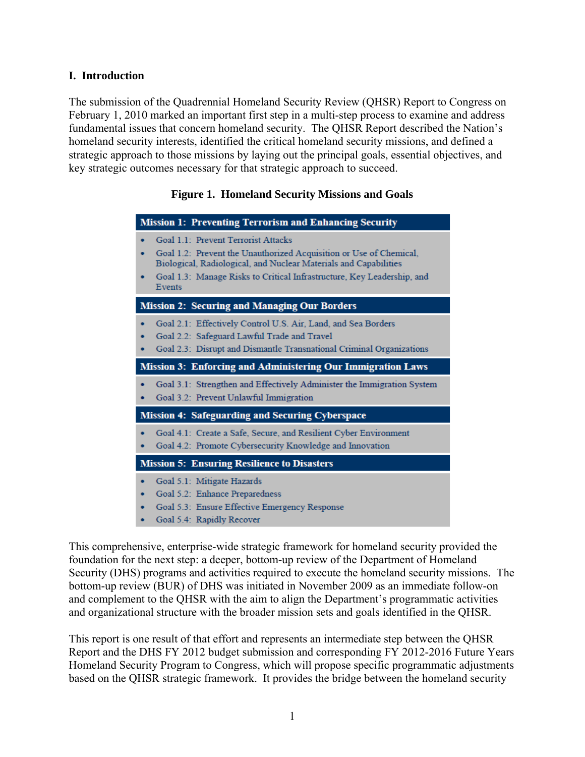## I. Introduction

The submission of the Quadrennial Homeland Security Review (QHSR) Report to Congress on February 1, 2010 marked an important first step in a multi-step process to examine and address fundamental issues that concern homeland security. The QHSR Report described the Nation's homeland security interests, identified the critical homeland security missions, and defined a strategic approach to those missions by laying out the principal goals, essential objectives, and key strategic outcomes necessary for that strategic approach to succeed.

**Figure 1. Homeland Security Missions and Goals**

**Mission 1: Preventing Terrorism and Enhancing Security**

- Goal 1.1: Prevent Terrorist Attacks
- Goal 1.2: Prevent the Unauthorized Acquisition or Use of Chemical, Biological, Radiological, and Nuclear Materials and Capabilities
- Goal 1.3: Manage Risks to Critical Infrastructure, Key Leadership, and Events

**Mission 2: Securing and Managing Our Borders**

- Goal 2.1: Effectively Control U.S. Air, Land, and Sea Borders
- Goal 2.2: Safeguard Lawful Trade and Travel
- Goal 2.3: Disrupt and Dismantle Transnational Criminal Organizations

**Mission 3: Enforcing and Administering Our Immigration Laws**

- Goal 3.1: Strengthen and Effectively Administer the Immigration System
- Goal 3.2: Prevent Unlawful Immigration

**Mission 4: Safeguarding and Securing Cyberspace**

- Goal 4.1: Create a Safe, Secure, and Resilient Cyber Environment
- Goal 4.2: Promote Cybersecurity Knowledge and Innovation

**Mission 5: Ensuring Resilience to Disasters**

- Goal 5.1: Mitigate Hazards
- Goal 5.2: Enhance Preparedness
- Goal 5.3: Ensure Effective Emergency Response
- Goal 5.4: Rapidly Recover

This comprehensive, enterprise-wide strategic framework for homeland security provided the foundation for the next step: a deeper, bottom-up review of the Department of Homeland Security (DHS) programs and activities required to execute the homeland security missions. The bottom-up review (BUR) of DHS was initiated in November 2009 as an immediate follow-on and complement to the QHSR with the aim to align the Department's programmatic activities and organizational structure with the broader mission sets and goals identified in the QHSR.

This report is one result of that effort and represents an intermediate step between the QHSR Report and the DHS FY 2012 budget submission and corresponding FY 2012-2016 Future Years Homeland Security Program to Congress, which will propose specific programmatic adjustments based on the QHSR strategic framework. It provides the bridge between the homeland security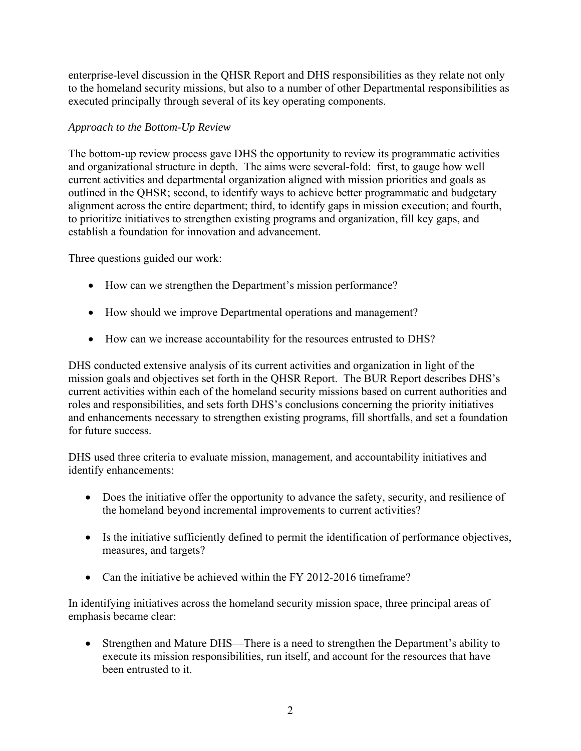enterprise-level discussion in the QHSR Report and DHS responsibilities as they relate not only to the homeland security missions, but also to a number of other Departmental responsibilities as executed principally through several of its key operating components.

*Approach to the Bottom-Up Review*

The bottom-up review process gave DHS the opportunity to review its programmatic activities and organizational structure in depth. The aims were several-fold: first, to gauge how well current activities and departmental organization aligned with mission priorities and goals as outlined in the QHSR; second, to identify ways to achieve better programmatic and budgetary alignment across the entire department; third, to identify gaps in mission execution; and fourth, to prioritize initiatives to strengthen existing programs and organization, fill key gaps, and establish a foundation for innovation and advancement.

Three questions guided our work:

- How can we strengthen the Department's mission performance?
- How should we improve Departmental operations and management?
- How can we increase accountability for the resources entrusted to DHS?

DHS conducted extensive analysis of its current activities and organization in light of the mission goals and objectives set forth in the QHSR Report. The BUR Report describes DHS's current activities within each of the homeland security missions based on current authorities and roles and responsibilities, and sets forth DHS's conclusions concerning the priority initiatives and enhancements necessary to strengthen existing programs, fill shortfalls, and set a foundation for future success.

DHS used three criteria to evaluate mission, management, and accountability initiatives and identify enhancements:

- Does the initiative offer the opportunity to advance the safety, security, and resilience of the homeland beyond incremental improvements to current activities?
- Is the initiative sufficiently defined to permit the identification of performance objectives, measures, and targets?
- Can the initiative be achieved within the FY 2012-2016 timeframe?

In identifying initiatives across the homeland security mission space, three principal areas of emphasis became clear:

- Strengthen and Mature DHS—There is a need to strengthen the Department's ability to execute its mission responsibilities, run itself, and account for the resources that have been entrusted to it.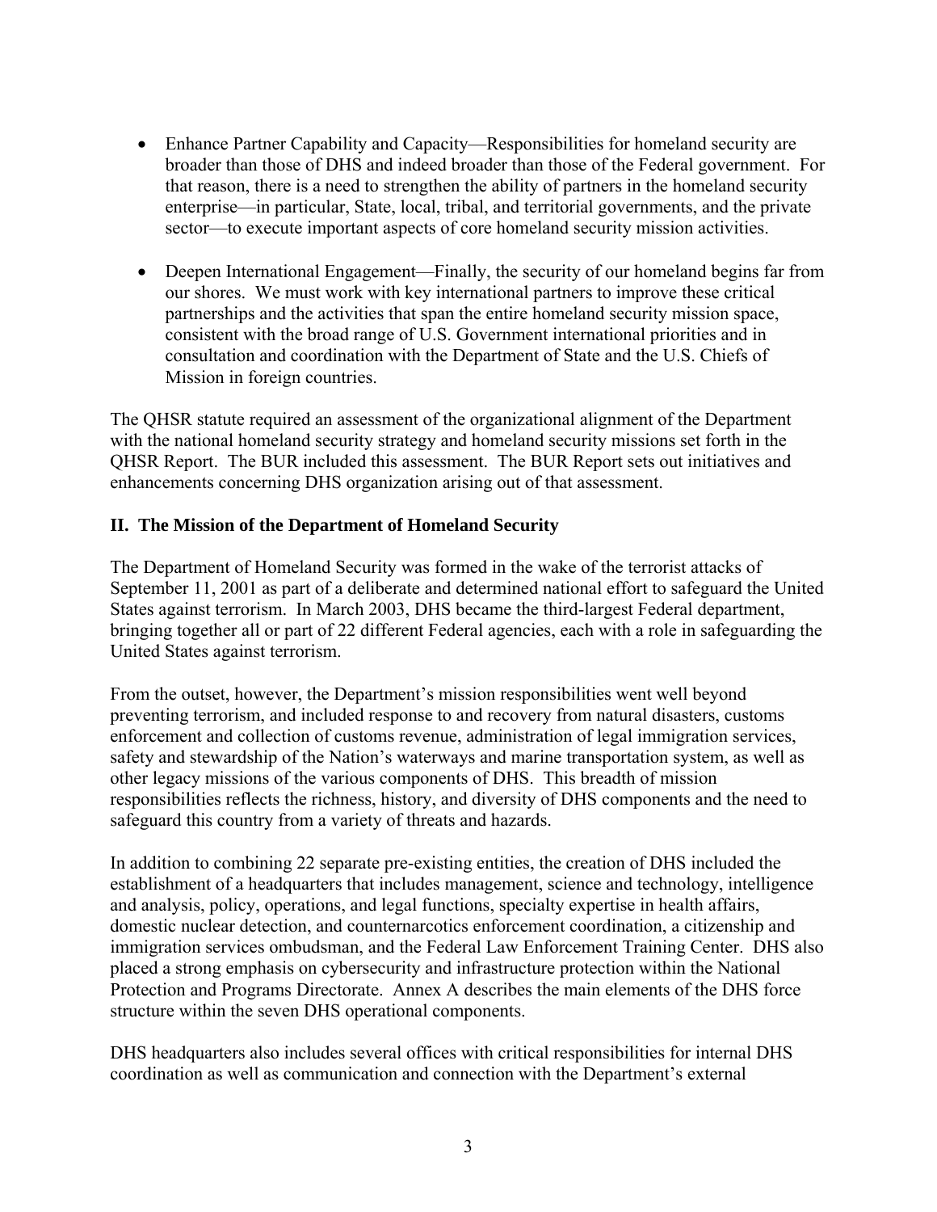- Enhance Partner Capability and Capacity—Responsibilities for homeland security are broader than those of DHS and indeed broader than those of the Federal government. For that reason, there is a need to strengthen the ability of partners in the homeland security enterprise—in particular, State, local, tribal, and territorial governments, and the private sector—to execute important aspects of core homeland security mission activities.

- Deepen International Engagement—Finally, the security of our homeland begins far from our shores. We must work with key international partners to improve these critical partnerships and the activities that span the entire homeland security mission space, consistent with the broad range of U.S. Government international priorities and in consultation and coordination with the Department of State and the U.S. Chiefs of Mission in foreign countries.

The QHSR statute required an assessment of the organizational alignment of the Department with the national homeland security strategy and homeland security missions set forth in the QHSR Report. The BUR included this assessment. The BUR Report sets out initiatives and enhancements concerning DHS organization arising out of that assessment.

## II. The Mission of the Department of Homeland Security

The Department of Homeland Security was formed in the wake of the terrorist attacks of September 11, 2001 as part of a deliberate and determined national effort to safeguard the United States against terrorism. In March 2003, DHS became the third-largest Federal department, bringing together all or part of 22 different Federal agencies, each with a role in safeguarding the United States against terrorism.

From the outset, however, the Department's mission responsibilities went well beyond preventing terrorism, and included response to and recovery from natural disasters, customs enforcement and collection of customs revenue, administration of legal immigration services, safety and stewardship of the Nation's waterways and marine transportation system, as well as other legacy missions of the various components of DHS. This breadth of mission responsibilities reflects the richness, history, and diversity of DHS components and the need to safeguard this country from a variety of threats and hazards.

In addition to combining 22 separate pre-existing entities, the creation of DHS included the establishment of a headquarters that includes management, science and technology, intelligence and analysis, policy, operations, and legal functions, specialty expertise in health affairs, domestic nuclear detection, and counternarcotics enforcement coordination, a citizenship and immigration services ombudsman, and the Federal Law Enforcement Training Center. DHS also placed a strong emphasis on cybersecurity and infrastructure protection within the National Protection and Programs Directorate. Annex A describes the main elements of the DHS force structure within the seven DHS operational components.

DHS headquarters also includes several offices with critical responsibilities for internal DHS coordination as well as communication and connection with the Department's external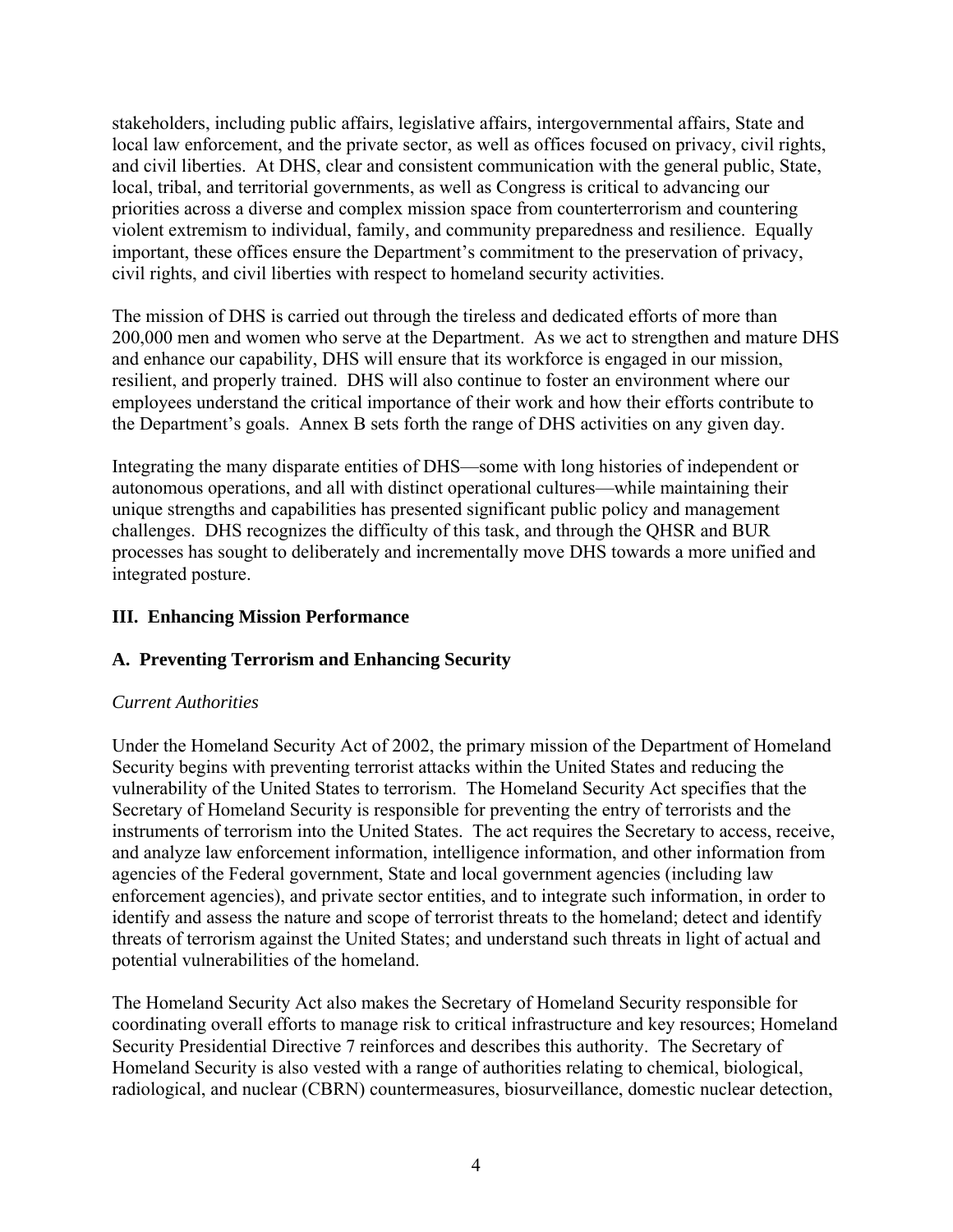stakeholders, including public affairs, legislative affairs, intergovernmental affairs, State and local law enforcement, and the private sector, as well as offices focused on privacy, civil rights, and civil liberties. At DHS, clear and consistent communication with the general public, State, local, tribal, and territorial governments, as well as Congress is critical to advancing our priorities across a diverse and complex mission space from counterterrorism and countering violent extremism to individual, family, and community preparedness and resilience. Equally important, these offices ensure the Department's commitment to the preservation of privacy, civil rights, and civil liberties with respect to homeland security activities.

The mission of DHS is carried out through the tireless and dedicated efforts of more than 200,000 men and women who serve at the Department. As we act to strengthen and mature DHS and enhance our capability, DHS will ensure that its workforce is engaged in our mission, resilient, and properly trained. DHS will also continue to foster an environment where our employees understand the critical importance of their work and how their efforts contribute to the Department's goals. Annex B sets forth the range of DHS activities on any given day.

Integrating the many disparate entities of DHS—some with long histories of independent or autonomous operations, and all with distinct operational cultures—while maintaining their unique strengths and capabilities has presented significant public policy and management challenges. DHS recognizes the difficulty of this task, and through the QHSR and BUR processes has sought to deliberately and incrementally move DHS towards a more unified and integrated posture.

## III. Enhancing Mission Performance

### A. Preventing Terrorism and Enhancing Security

*Current Authorities*

Under the Homeland Security Act of 2002, the primary mission of the Department of Homeland Security begins with preventing terrorist attacks within the United States and reducing the vulnerability of the United States to terrorism. The Homeland Security Act specifies that the Secretary of Homeland Security is responsible for preventing the entry of terrorists and the instruments of terrorism into the United States. The act requires the Secretary to access, receive, and analyze law enforcement information, intelligence information, and other information from agencies of the Federal government, State and local government agencies (including law enforcement agencies), and private sector entities, and to integrate such information, in order to identify and assess the nature and scope of terrorist threats to the homeland; detect and identify threats of terrorism against the United States; and understand such threats in light of actual and potential vulnerabilities of the homeland.

The Homeland Security Act also makes the Secretary of Homeland Security responsible for coordinating overall efforts to manage risk to critical infrastructure and key resources; Homeland Security Presidential Directive 7 reinforces and describes this authority. The Secretary of Homeland Security is also vested with a range of authorities relating to chemical, biological, radiological, and nuclear (CBRN) countermeasures, biosurveillance, domestic nuclear detection,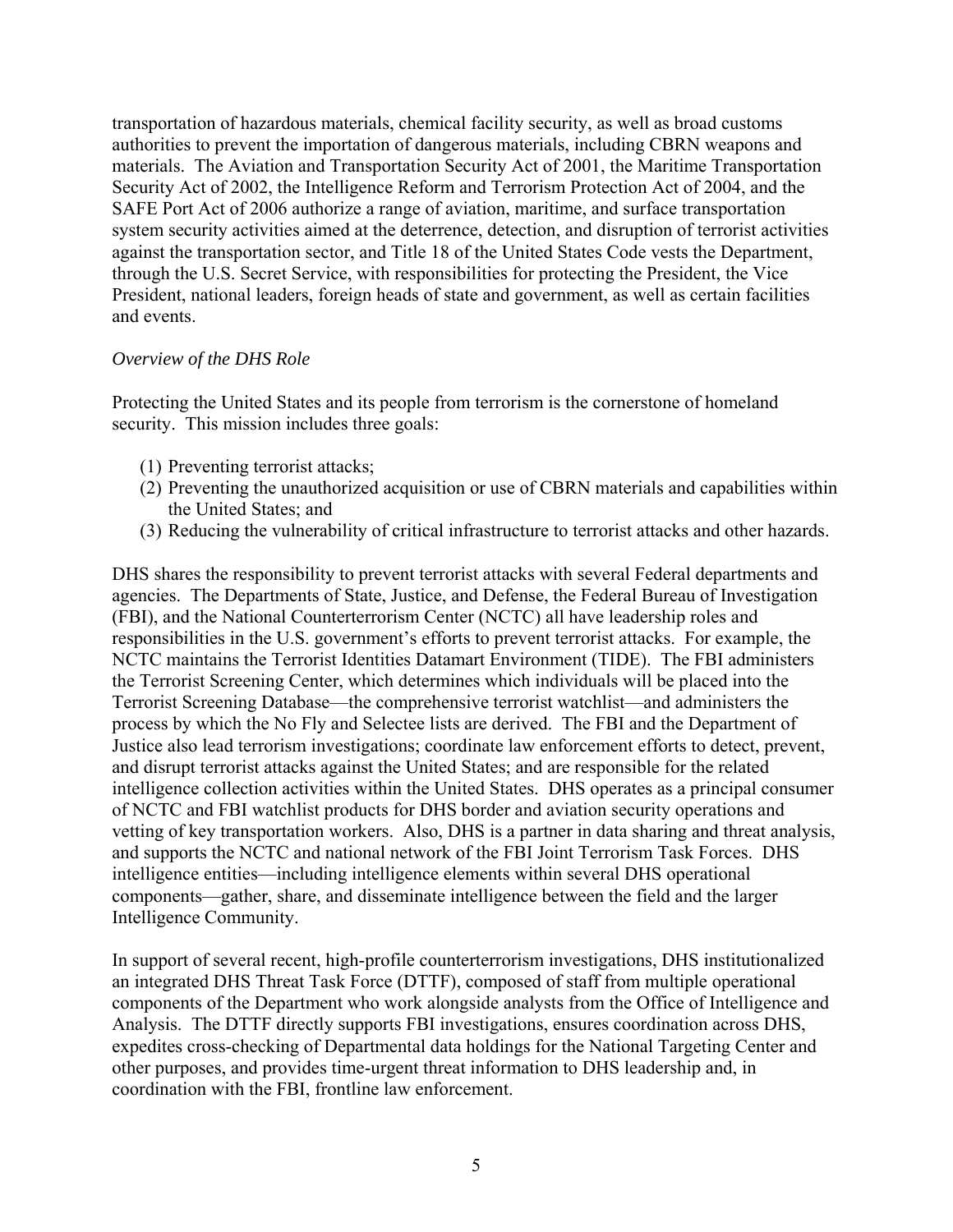transportation of hazardous materials, chemical facility security, as well as broad customs authorities to prevent the importation of dangerous materials, including CBRN weapons and materials. The Aviation and Transportation Security Act of 2001, the Maritime Transportation Security Act of 2002, the Intelligence Reform and Terrorism Protection Act of 2004, and the SAFE Port Act of 2006 authorize a range of aviation, maritime, and surface transportation system security activities aimed at the deterrence, detection, and disruption of terrorist activities against the transportation sector, and Title 18 of the United States Code vests the Department, through the U.S. Secret Service, with responsibilities for protecting the President, the Vice President, national leaders, foreign heads of state and government, as well as certain facilities and events.

*Overview of the DHS Role*

Protecting the United States and its people from terrorism is the cornerstone of homeland security. This mission includes three goals:

(1) Preventing terrorist attacks;
(2) Preventing the unauthorized acquisition or use of CBRN materials and capabilities within the United States; and
(3) Reducing the vulnerability of critical infrastructure to terrorist attacks and other hazards.

DHS shares the responsibility to prevent terrorist attacks with several Federal departments and agencies. The Departments of State, Justice, and Defense, the Federal Bureau of Investigation (FBI), and the National Counterterrorism Center (NCTC) all have leadership roles and responsibilities in the U.S. government's efforts to prevent terrorist attacks. For example, the NCTC maintains the Terrorist Identities Datamart Environment (TIDE). The FBI administers the Terrorist Screening Center, which determines which individuals will be placed into the Terrorist Screening Database—the comprehensive terrorist watchlist—and administers the process by which the No Fly and Selectee lists are derived. The FBI and the Department of Justice also lead terrorism investigations; coordinate law enforcement efforts to detect, prevent, and disrupt terrorist attacks against the United States; and are responsible for the related intelligence collection activities within the United States. DHS operates as a principal consumer of NCTC and FBI watchlist products for DHS border and aviation security operations and vetting of key transportation workers. Also, DHS is a partner in data sharing and threat analysis, and supports the NCTC and national network of the FBI Joint Terrorism Task Forces. DHS intelligence entities—including intelligence elements within several DHS operational components—gather, share, and disseminate intelligence between the field and the larger Intelligence Community.

In support of several recent, high-profile counterterrorism investigations, DHS institutionalized an integrated DHS Threat Task Force (DTTF), composed of staff from multiple operational components of the Department who work alongside analysts from the Office of Intelligence and Analysis. The DTTF directly supports FBI investigations, ensures coordination across DHS, expedites cross-checking of Departmental data holdings for the National Targeting Center and other purposes, and provides time-urgent threat information to DHS leadership and, in coordination with the FBI, frontline law enforcement.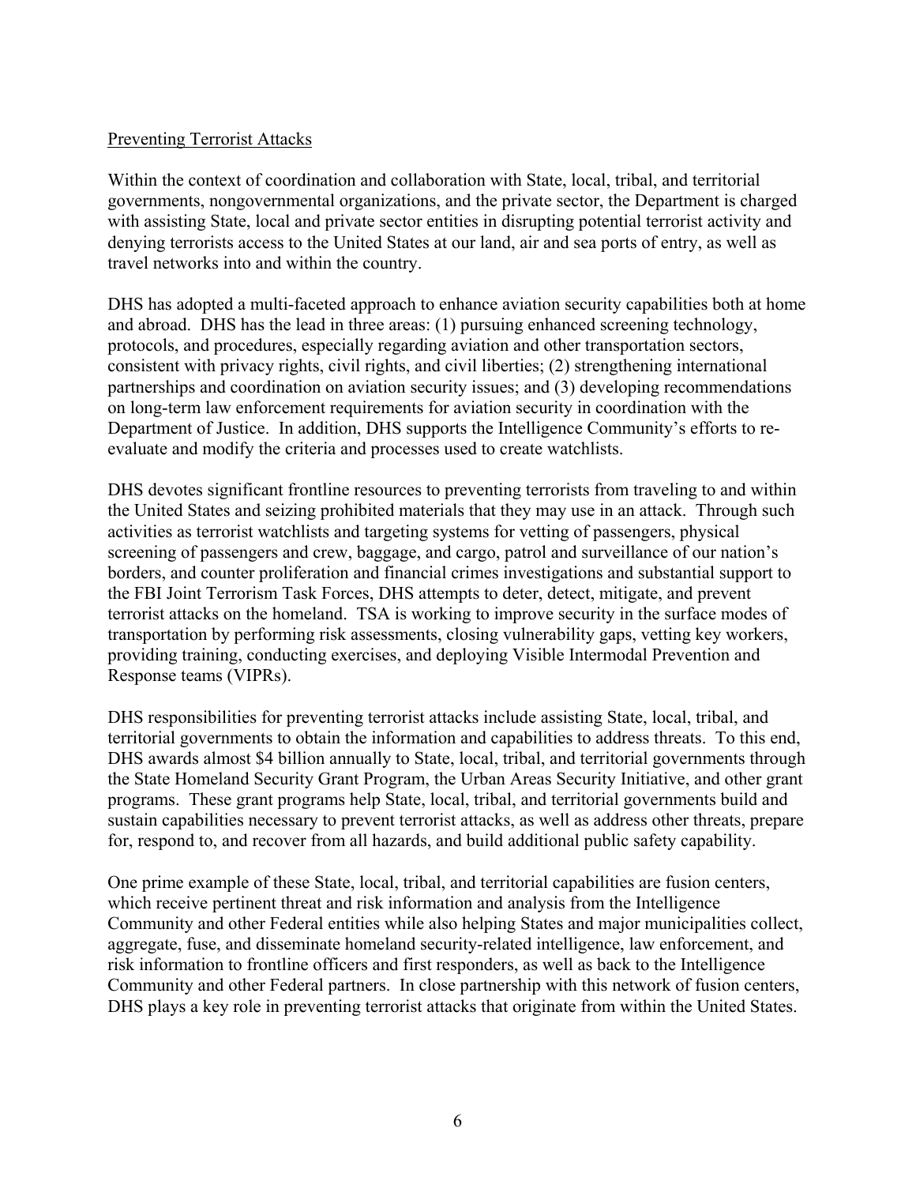## Preventing Terrorist Attacks

Within the context of coordination and collaboration with State, local, tribal, and territorial governments, nongovernmental organizations, and the private sector, the Department is charged with assisting State, local and private sector entities in disrupting potential terrorist activity and denying terrorists access to the United States at our land, air and sea ports of entry, as well as travel networks into and within the country.

DHS has adopted a multi-faceted approach to enhance aviation security capabilities both at home and abroad. DHS has the lead in three areas: (1) pursuing enhanced screening technology, protocols, and procedures, especially regarding aviation and other transportation sectors, consistent with privacy rights, civil rights, and civil liberties; (2) strengthening international partnerships and coordination on aviation security issues; and (3) developing recommendations on long-term law enforcement requirements for aviation security in coordination with the Department of Justice. In addition, DHS supports the Intelligence Community's efforts to re-evaluate and modify the criteria and processes used to create watchlists.

DHS devotes significant frontline resources to preventing terrorists from traveling to and within the United States and seizing prohibited materials that they may use in an attack. Through such activities as terrorist watchlists and targeting systems for vetting of passengers, physical screening of passengers and crew, baggage, and cargo, patrol and surveillance of our nation's borders, and counter proliferation and financial crimes investigations and substantial support to the FBI Joint Terrorism Task Forces, DHS attempts to deter, detect, mitigate, and prevent terrorist attacks on the homeland. TSA is working to improve security in the surface modes of transportation by performing risk assessments, closing vulnerability gaps, vetting key workers, providing training, conducting exercises, and deploying Visible Intermodal Prevention and Response teams (VIPRs).

DHS responsibilities for preventing terrorist attacks include assisting State, local, tribal, and territorial governments to obtain the information and capabilities to address threats. To this end, DHS awards almost $4 billion annually to State, local, tribal, and territorial governments through the State Homeland Security Grant Program, the Urban Areas Security Initiative, and other grant programs. These grant programs help State, local, tribal, and territorial governments build and sustain capabilities necessary to prevent terrorist attacks, as well as address other threats, prepare for, respond to, and recover from all hazards, and build additional public safety capability.

One prime example of these State, local, tribal, and territorial capabilities are fusion centers, which receive pertinent threat and risk information and analysis from the Intelligence Community and other Federal entities while also helping States and major municipalities collect, aggregate, fuse, and disseminate homeland security-related intelligence, law enforcement, and risk information to frontline officers and first responders, as well as back to the Intelligence Community and other Federal partners. In close partnership with this network of fusion centers, DHS plays a key role in preventing terrorist attacks that originate from within the United States.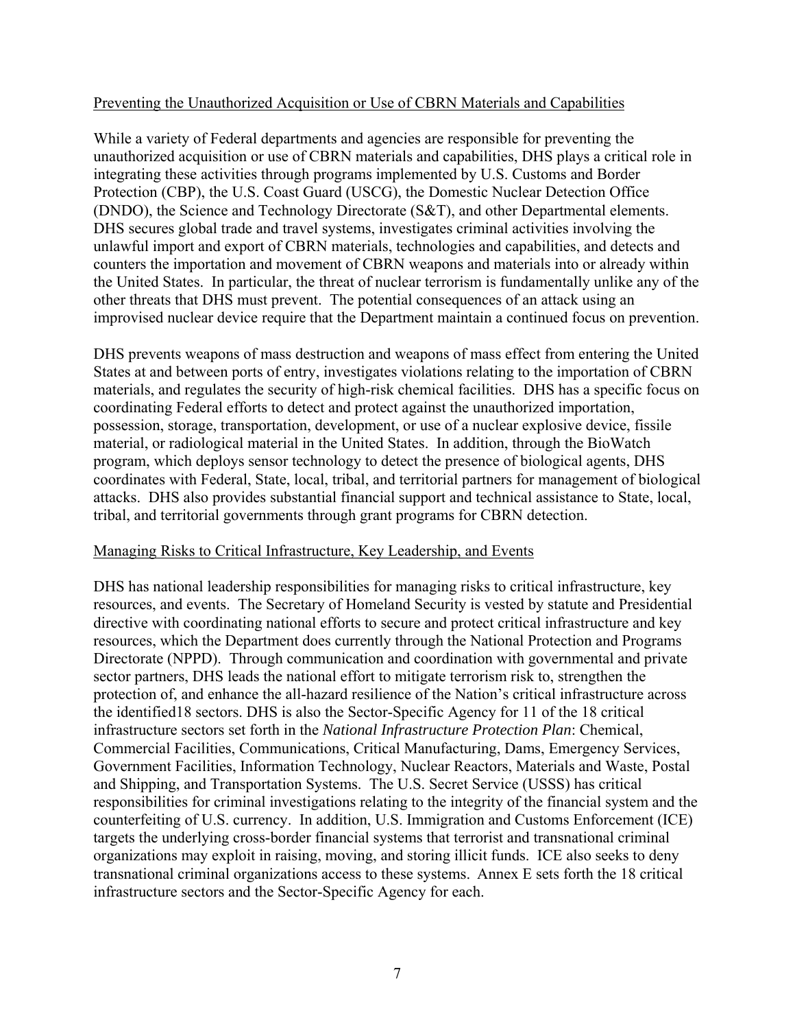Preventing the Unauthorized Acquisition or Use of CBRN Materials and Capabilities

While a variety of Federal departments and agencies are responsible for preventing the unauthorized acquisition or use of CBRN materials and capabilities, DHS plays a critical role in integrating these activities through programs implemented by U.S. Customs and Border Protection (CBP), the U.S. Coast Guard (USCG), the Domestic Nuclear Detection Office (DNDO), the Science and Technology Directorate (S&T), and other Departmental elements. DHS secures global trade and travel systems, investigates criminal activities involving the unlawful import and export of CBRN materials, technologies and capabilities, and detects and counters the importation and movement of CBRN weapons and materials into or already within the United States. In particular, the threat of nuclear terrorism is fundamentally unlike any of the other threats that DHS must prevent. The potential consequences of an attack using an improvised nuclear device require that the Department maintain a continued focus on prevention.

DHS prevents weapons of mass destruction and weapons of mass effect from entering the United States at and between ports of entry, investigates violations relating to the importation of CBRN materials, and regulates the security of high-risk chemical facilities. DHS has a specific focus on coordinating Federal efforts to detect and protect against the unauthorized importation, possession, storage, transportation, development, or use of a nuclear explosive device, fissile material, or radiological material in the United States. In addition, through the BioWatch program, which deploys sensor technology to detect the presence of biological agents, DHS coordinates with Federal, State, local, tribal, and territorial partners for management of biological attacks. DHS also provides substantial financial support and technical assistance to State, local, tribal, and territorial governments through grant programs for CBRN detection.

Managing Risks to Critical Infrastructure, Key Leadership, and Events

DHS has national leadership responsibilities for managing risks to critical infrastructure, key resources, and events. The Secretary of Homeland Security is vested by statute and Presidential directive with coordinating national efforts to secure and protect critical infrastructure and key resources, which the Department does currently through the National Protection and Programs Directorate (NPPD). Through communication and coordination with governmental and private sector partners, DHS leads the national effort to mitigate terrorism risk to, strengthen the protection of, and enhance the all-hazard resilience of the Nation's critical infrastructure across the identified18 sectors. DHS is also the Sector-Specific Agency for 11 of the 18 critical infrastructure sectors set forth in the *National Infrastructure Protection Plan*: Chemical, Commercial Facilities, Communications, Critical Manufacturing, Dams, Emergency Services, Government Facilities, Information Technology, Nuclear Reactors, Materials and Waste, Postal and Shipping, and Transportation Systems. The U.S. Secret Service (USSS) has critical responsibilities for criminal investigations relating to the integrity of the financial system and the counterfeiting of U.S. currency. In addition, U.S. Immigration and Customs Enforcement (ICE) targets the underlying cross-border financial systems that terrorist and transnational criminal organizations may exploit in raising, moving, and storing illicit funds. ICE also seeks to deny transnational criminal organizations access to these systems. Annex E sets forth the 18 critical infrastructure sectors and the Sector-Specific Agency for each.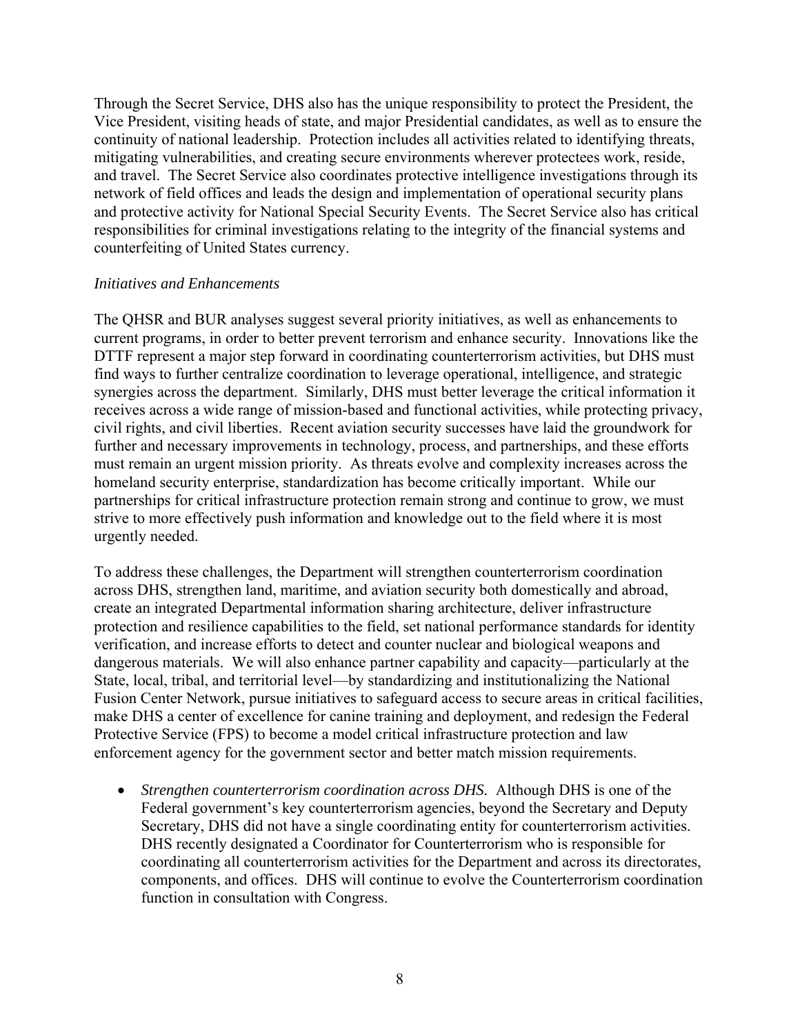Through the Secret Service, DHS also has the unique responsibility to protect the President, the Vice President, visiting heads of state, and major Presidential candidates, as well as to ensure the continuity of national leadership. Protection includes all activities related to identifying threats, mitigating vulnerabilities, and creating secure environments wherever protectees work, reside, and travel. The Secret Service also coordinates protective intelligence investigations through its network of field offices and leads the design and implementation of operational security plans and protective activity for National Special Security Events. The Secret Service also has critical responsibilities for criminal investigations relating to the integrity of the financial systems and counterfeiting of United States currency.

*Initiatives and Enhancements*

The QHSR and BUR analyses suggest several priority initiatives, as well as enhancements to current programs, in order to better prevent terrorism and enhance security. Innovations like the DTTF represent a major step forward in coordinating counterterrorism activities, but DHS must find ways to further centralize coordination to leverage operational, intelligence, and strategic synergies across the department. Similarly, DHS must better leverage the critical information it receives across a wide range of mission-based and functional activities, while protecting privacy, civil rights, and civil liberties. Recent aviation security successes have laid the groundwork for further and necessary improvements in technology, process, and partnerships, and these efforts must remain an urgent mission priority. As threats evolve and complexity increases across the homeland security enterprise, standardization has become critically important. While our partnerships for critical infrastructure protection remain strong and continue to grow, we must strive to more effectively push information and knowledge out to the field where it is most urgently needed.

To address these challenges, the Department will strengthen counterterrorism coordination across DHS, strengthen land, maritime, and aviation security both domestically and abroad, create an integrated Departmental information sharing architecture, deliver infrastructure protection and resilience capabilities to the field, set national performance standards for identity verification, and increase efforts to detect and counter nuclear and biological weapons and dangerous materials. We will also enhance partner capability and capacity—particularly at the State, local, tribal, and territorial level—by standardizing and institutionalizing the National Fusion Center Network, pursue initiatives to safeguard access to secure areas in critical facilities, make DHS a center of excellence for canine training and deployment, and redesign the Federal Protective Service (FPS) to become a model critical infrastructure protection and law enforcement agency for the government sector and better match mission requirements.

- *Strengthen counterterrorism coordination across DHS.* Although DHS is one of the Federal government's key counterterrorism agencies, beyond the Secretary and Deputy Secretary, DHS did not have a single coordinating entity for counterterrorism activities. DHS recently designated a Coordinator for Counterterrorism who is responsible for coordinating all counterterrorism activities for the Department and across its directorates, components, and offices. DHS will continue to evolve the Counterterrorism coordination function in consultation with Congress.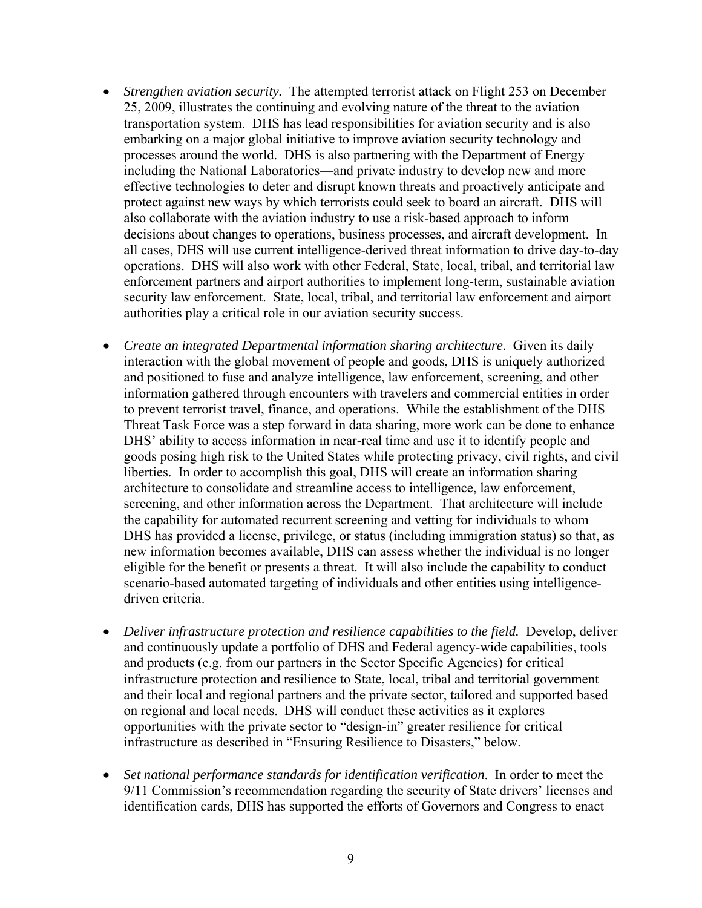- *Strengthen aviation security.* The attempted terrorist attack on Flight 253 on December 25, 2009, illustrates the continuing and evolving nature of the threat to the aviation transportation system. DHS has lead responsibilities for aviation security and is also embarking on a major global initiative to improve aviation security technology and processes around the world. DHS is also partnering with the Department of Energy—including the National Laboratories—and private industry to develop new and more effective technologies to deter and disrupt known threats and proactively anticipate and protect against new ways by which terrorists could seek to board an aircraft. DHS will also collaborate with the aviation industry to use a risk-based approach to inform decisions about changes to operations, business processes, and aircraft development. In all cases, DHS will use current intelligence-derived threat information to drive day-to-day operations. DHS will also work with other Federal, State, local, tribal, and territorial law enforcement partners and airport authorities to implement long-term, sustainable aviation security law enforcement. State, local, tribal, and territorial law enforcement and airport authorities play a critical role in our aviation security success.

- *Create an integrated Departmental information sharing architecture.* Given its daily interaction with the global movement of people and goods, DHS is uniquely authorized and positioned to fuse and analyze intelligence, law enforcement, screening, and other information gathered through encounters with travelers and commercial entities in order to prevent terrorist travel, finance, and operations. While the establishment of the DHS Threat Task Force was a step forward in data sharing, more work can be done to enhance DHS' ability to access information in near-real time and use it to identify people and goods posing high risk to the United States while protecting privacy, civil rights, and civil liberties. In order to accomplish this goal, DHS will create an information sharing architecture to consolidate and streamline access to intelligence, law enforcement, screening, and other information across the Department. That architecture will include the capability for automated recurrent screening and vetting for individuals to whom DHS has provided a license, privilege, or status (including immigration status) so that, as new information becomes available, DHS can assess whether the individual is no longer eligible for the benefit or presents a threat. It will also include the capability to conduct scenario-based automated targeting of individuals and other entities using intelligence-driven criteria.

- *Deliver infrastructure protection and resilience capabilities to the field.* Develop, deliver and continuously update a portfolio of DHS and Federal agency-wide capabilities, tools and products (e.g. from our partners in the Sector Specific Agencies) for critical infrastructure protection and resilience to State, local, tribal and territorial government and their local and regional partners and the private sector, tailored and supported based on regional and local needs. DHS will conduct these activities as it explores opportunities with the private sector to "design-in" greater resilience for critical infrastructure as described in "Ensuring Resilience to Disasters," below.

- *Set national performance standards for identification verification.* In order to meet the 9/11 Commission's recommendation regarding the security of State drivers' licenses and identification cards, DHS has supported the efforts of Governors and Congress to enact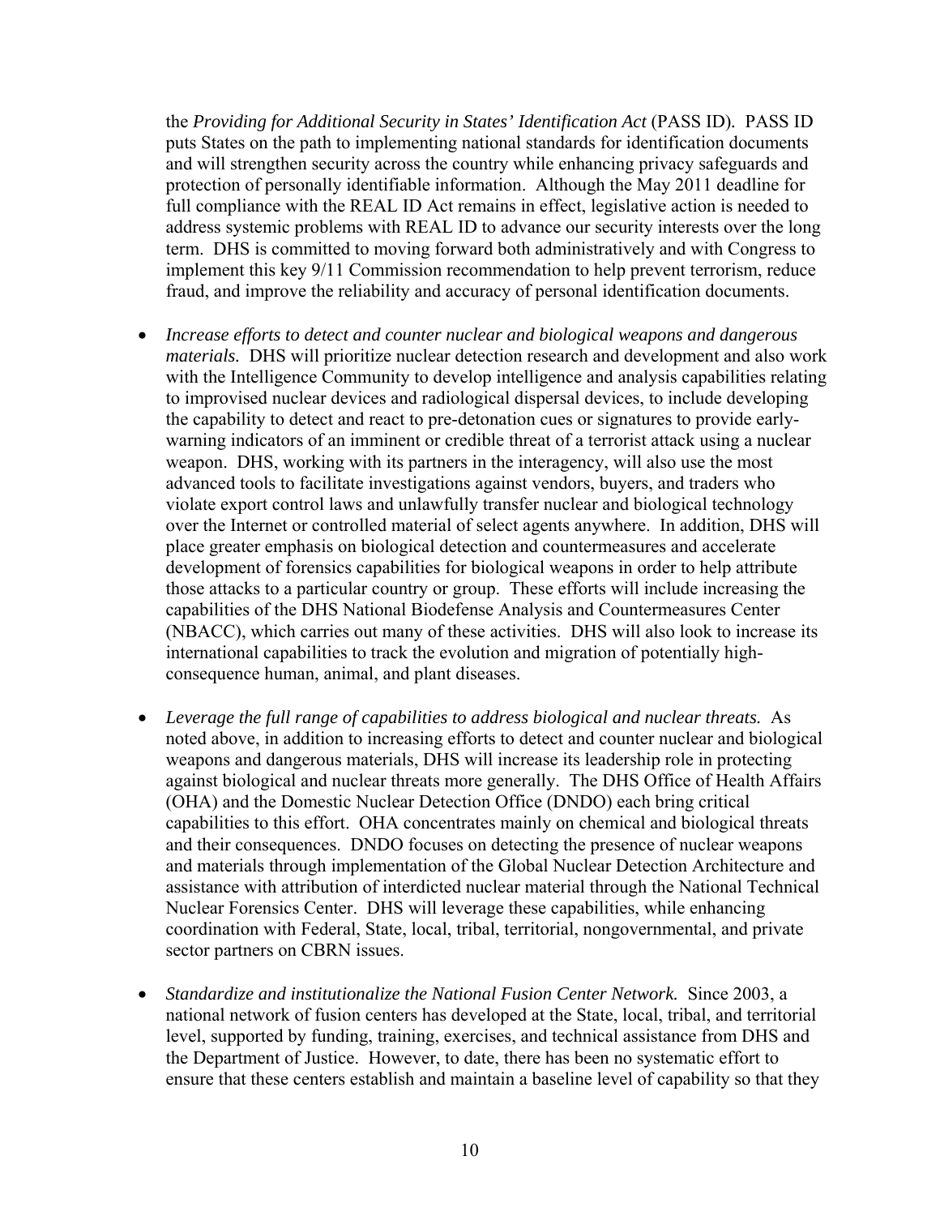the *Providing for Additional Security in States' Identification Act* (PASS ID). PASS ID puts States on the path to implementing national standards for identification documents and will strengthen security across the country while enhancing privacy safeguards and protection of personally identifiable information. Although the May 2011 deadline for full compliance with the REAL ID Act remains in effect, legislative action is needed to address systemic problems with REAL ID to advance our security interests over the long term. DHS is committed to moving forward both administratively and with Congress to implement this key 9/11 Commission recommendation to help prevent terrorism, reduce fraud, and improve the reliability and accuracy of personal identification documents.

- *Increase efforts to detect and counter nuclear and biological weapons and dangerous materials.* DHS will prioritize nuclear detection research and development and also work with the Intelligence Community to develop intelligence and analysis capabilities relating to improvised nuclear devices and radiological dispersal devices, to include developing the capability to detect and react to pre-detonation cues or signatures to provide early-warning indicators of an imminent or credible threat of a terrorist attack using a nuclear weapon. DHS, working with its partners in the interagency, will also use the most advanced tools to facilitate investigations against vendors, buyers, and traders who violate export control laws and unlawfully transfer nuclear and biological technology over the Internet or controlled material of select agents anywhere. In addition, DHS will place greater emphasis on biological detection and countermeasures and accelerate development of forensics capabilities for biological weapons in order to help attribute those attacks to a particular country or group. These efforts will include increasing the capabilities of the DHS National Biodefense Analysis and Countermeasures Center (NBACC), which carries out many of these activities. DHS will also look to increase its international capabilities to track the evolution and migration of potentially high-consequence human, animal, and plant diseases.

- *Leverage the full range of capabilities to address biological and nuclear threats.* As noted above, in addition to increasing efforts to detect and counter nuclear and biological weapons and dangerous materials, DHS will increase its leadership role in protecting against biological and nuclear threats more generally. The DHS Office of Health Affairs (OHA) and the Domestic Nuclear Detection Office (DNDO) each bring critical capabilities to this effort. OHA concentrates mainly on chemical and biological threats and their consequences. DNDO focuses on detecting the presence of nuclear weapons and materials through implementation of the Global Nuclear Detection Architecture and assistance with attribution of interdicted nuclear material through the National Technical Nuclear Forensics Center. DHS will leverage these capabilities, while enhancing coordination with Federal, State, local, tribal, territorial, nongovernmental, and private sector partners on CBRN issues.

- *Standardize and institutionalize the National Fusion Center Network.* Since 2003, a national network of fusion centers has developed at the State, local, tribal, and territorial level, supported by funding, training, exercises, and technical assistance from DHS and the Department of Justice. However, to date, there has been no systematic effort to ensure that these centers establish and maintain a baseline level of capability so that they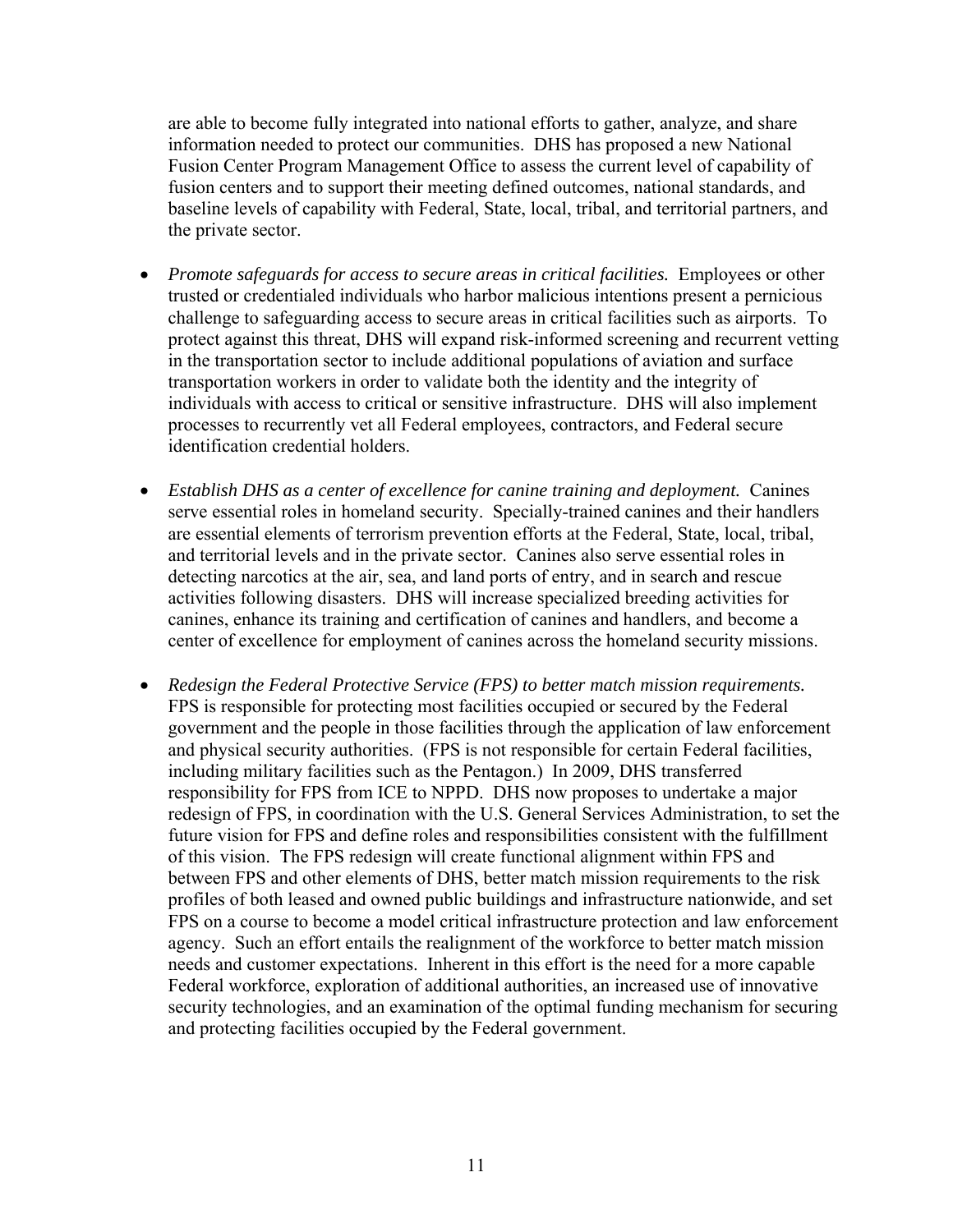are able to become fully integrated into national efforts to gather, analyze, and share information needed to protect our communities. DHS has proposed a new National Fusion Center Program Management Office to assess the current level of capability of fusion centers and to support their meeting defined outcomes, national standards, and baseline levels of capability with Federal, State, local, tribal, and territorial partners, and the private sector.

- *Promote safeguards for access to secure areas in critical facilities.* Employees or other trusted or credentialed individuals who harbor malicious intentions present a pernicious challenge to safeguarding access to secure areas in critical facilities such as airports. To protect against this threat, DHS will expand risk-informed screening and recurrent vetting in the transportation sector to include additional populations of aviation and surface transportation workers in order to validate both the identity and the integrity of individuals with access to critical or sensitive infrastructure. DHS will also implement processes to recurrently vet all Federal employees, contractors, and Federal secure identification credential holders.

- *Establish DHS as a center of excellence for canine training and deployment.* Canines serve essential roles in homeland security. Specially-trained canines and their handlers are essential elements of terrorism prevention efforts at the Federal, State, local, tribal, and territorial levels and in the private sector. Canines also serve essential roles in detecting narcotics at the air, sea, and land ports of entry, and in search and rescue activities following disasters. DHS will increase specialized breeding activities for canines, enhance its training and certification of canines and handlers, and become a center of excellence for employment of canines across the homeland security missions.

- *Redesign the Federal Protective Service (FPS) to better match mission requirements.* FPS is responsible for protecting most facilities occupied or secured by the Federal government and the people in those facilities through the application of law enforcement and physical security authorities. (FPS is not responsible for certain Federal facilities, including military facilities such as the Pentagon.) In 2009, DHS transferred responsibility for FPS from ICE to NPPD. DHS now proposes to undertake a major redesign of FPS, in coordination with the U.S. General Services Administration, to set the future vision for FPS and define roles and responsibilities consistent with the fulfillment of this vision. The FPS redesign will create functional alignment within FPS and between FPS and other elements of DHS, better match mission requirements to the risk profiles of both leased and owned public buildings and infrastructure nationwide, and set FPS on a course to become a model critical infrastructure protection and law enforcement agency. Such an effort entails the realignment of the workforce to better match mission needs and customer expectations. Inherent in this effort is the need for a more capable Federal workforce, exploration of additional authorities, an increased use of innovative security technologies, and an examination of the optimal funding mechanism for securing and protecting facilities occupied by the Federal government.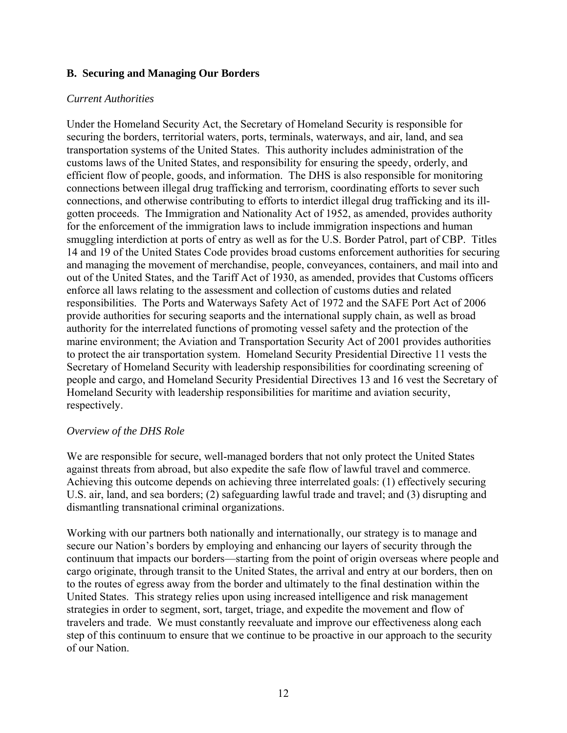## B. Securing and Managing Our Borders

*Current Authorities*

Under the Homeland Security Act, the Secretary of Homeland Security is responsible for securing the borders, territorial waters, ports, terminals, waterways, and air, land, and sea transportation systems of the United States. This authority includes administration of the customs laws of the United States, and responsibility for ensuring the speedy, orderly, and efficient flow of people, goods, and information. The DHS is also responsible for monitoring connections between illegal drug trafficking and terrorism, coordinating efforts to sever such connections, and otherwise contributing to efforts to interdict illegal drug trafficking and its ill-gotten proceeds. The Immigration and Nationality Act of 1952, as amended, provides authority for the enforcement of the immigration laws to include immigration inspections and human smuggling interdiction at ports of entry as well as for the U.S. Border Patrol, part of CBP. Titles 14 and 19 of the United States Code provides broad customs enforcement authorities for securing and managing the movement of merchandise, people, conveyances, containers, and mail into and out of the United States, and the Tariff Act of 1930, as amended, provides that Customs officers enforce all laws relating to the assessment and collection of customs duties and related responsibilities. The Ports and Waterways Safety Act of 1972 and the SAFE Port Act of 2006 provide authorities for securing seaports and the international supply chain, as well as broad authority for the interrelated functions of promoting vessel safety and the protection of the marine environment; the Aviation and Transportation Security Act of 2001 provides authorities to protect the air transportation system. Homeland Security Presidential Directive 11 vests the Secretary of Homeland Security with leadership responsibilities for coordinating screening of people and cargo, and Homeland Security Presidential Directives 13 and 16 vest the Secretary of Homeland Security with leadership responsibilities for maritime and aviation security, respectively.

*Overview of the DHS Role*

We are responsible for secure, well-managed borders that not only protect the United States against threats from abroad, but also expedite the safe flow of lawful travel and commerce. Achieving this outcome depends on achieving three interrelated goals: (1) effectively securing U.S. air, land, and sea borders; (2) safeguarding lawful trade and travel; and (3) disrupting and dismantling transnational criminal organizations.

Working with our partners both nationally and internationally, our strategy is to manage and secure our Nation's borders by employing and enhancing our layers of security through the continuum that impacts our borders—starting from the point of origin overseas where people and cargo originate, through transit to the United States, the arrival and entry at our borders, then on to the routes of egress away from the border and ultimately to the final destination within the United States. This strategy relies upon using increased intelligence and risk management strategies in order to segment, sort, target, triage, and expedite the movement and flow of travelers and trade. We must constantly reevaluate and improve our effectiveness along each step of this continuum to ensure that we continue to be proactive in our approach to the security of our Nation.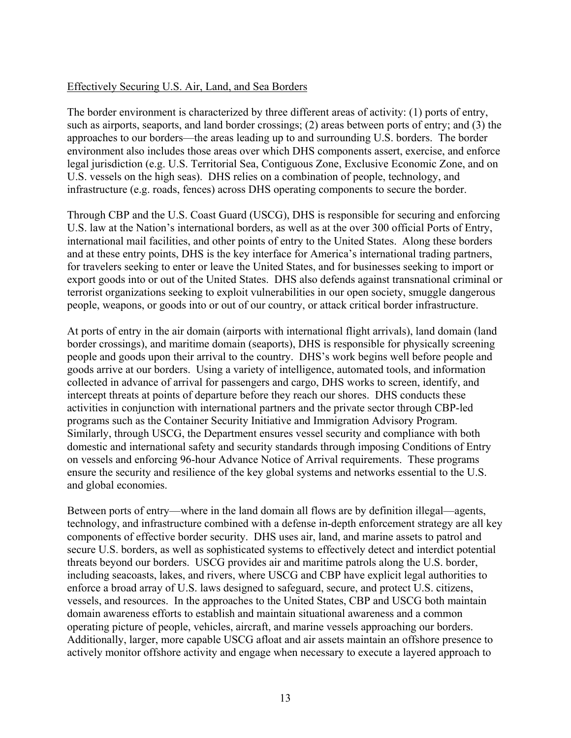Effectively Securing U.S. Air, Land, and Sea Borders

The border environment is characterized by three different areas of activity: (1) ports of entry, such as airports, seaports, and land border crossings; (2) areas between ports of entry; and (3) the approaches to our borders—the areas leading up to and surrounding U.S. borders. The border environment also includes those areas over which DHS components assert, exercise, and enforce legal jurisdiction (e.g. U.S. Territorial Sea, Contiguous Zone, Exclusive Economic Zone, and on U.S. vessels on the high seas). DHS relies on a combination of people, technology, and infrastructure (e.g. roads, fences) across DHS operating components to secure the border.

Through CBP and the U.S. Coast Guard (USCG), DHS is responsible for securing and enforcing U.S. law at the Nation's international borders, as well as at the over 300 official Ports of Entry, international mail facilities, and other points of entry to the United States. Along these borders and at these entry points, DHS is the key interface for America's international trading partners, for travelers seeking to enter or leave the United States, and for businesses seeking to import or export goods into or out of the United States. DHS also defends against transnational criminal or terrorist organizations seeking to exploit vulnerabilities in our open society, smuggle dangerous people, weapons, or goods into or out of our country, or attack critical border infrastructure.

At ports of entry in the air domain (airports with international flight arrivals), land domain (land border crossings), and maritime domain (seaports), DHS is responsible for physically screening people and goods upon their arrival to the country. DHS's work begins well before people and goods arrive at our borders. Using a variety of intelligence, automated tools, and information collected in advance of arrival for passengers and cargo, DHS works to screen, identify, and intercept threats at points of departure before they reach our shores. DHS conducts these activities in conjunction with international partners and the private sector through CBP-led programs such as the Container Security Initiative and Immigration Advisory Program. Similarly, through USCG, the Department ensures vessel security and compliance with both domestic and international safety and security standards through imposing Conditions of Entry on vessels and enforcing 96-hour Advance Notice of Arrival requirements. These programs ensure the security and resilience of the key global systems and networks essential to the U.S. and global economies.

Between ports of entry—where in the land domain all flows are by definition illegal—agents, technology, and infrastructure combined with a defense in-depth enforcement strategy are all key components of effective border security. DHS uses air, land, and marine assets to patrol and secure U.S. borders, as well as sophisticated systems to effectively detect and interdict potential threats beyond our borders. USCG provides air and maritime patrols along the U.S. border, including seacoasts, lakes, and rivers, where USCG and CBP have explicit legal authorities to enforce a broad array of U.S. laws designed to safeguard, secure, and protect U.S. citizens, vessels, and resources. In the approaches to the United States, CBP and USCG both maintain domain awareness efforts to establish and maintain situational awareness and a common operating picture of people, vehicles, aircraft, and marine vessels approaching our borders. Additionally, larger, more capable USCG afloat and air assets maintain an offshore presence to actively monitor offshore activity and engage when necessary to execute a layered approach to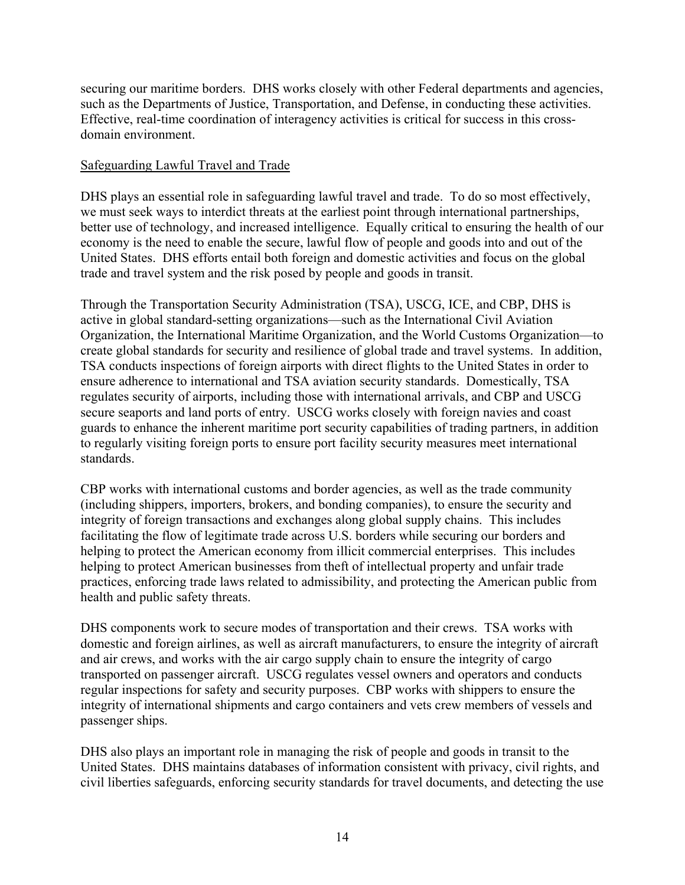securing our maritime borders. DHS works closely with other Federal departments and agencies, such as the Departments of Justice, Transportation, and Defense, in conducting these activities. Effective, real-time coordination of interagency activities is critical for success in this cross-domain environment.

## Safeguarding Lawful Travel and Trade

DHS plays an essential role in safeguarding lawful travel and trade. To do so most effectively, we must seek ways to interdict threats at the earliest point through international partnerships, better use of technology, and increased intelligence. Equally critical to ensuring the health of our economy is the need to enable the secure, lawful flow of people and goods into and out of the United States. DHS efforts entail both foreign and domestic activities and focus on the global trade and travel system and the risk posed by people and goods in transit.

Through the Transportation Security Administration (TSA), USCG, ICE, and CBP, DHS is active in global standard-setting organizations—such as the International Civil Aviation Organization, the International Maritime Organization, and the World Customs Organization—to create global standards for security and resilience of global trade and travel systems. In addition, TSA conducts inspections of foreign airports with direct flights to the United States in order to ensure adherence to international and TSA aviation security standards. Domestically, TSA regulates security of airports, including those with international arrivals, and CBP and USCG secure seaports and land ports of entry. USCG works closely with foreign navies and coast guards to enhance the inherent maritime port security capabilities of trading partners, in addition to regularly visiting foreign ports to ensure port facility security measures meet international standards.

CBP works with international customs and border agencies, as well as the trade community (including shippers, importers, brokers, and bonding companies), to ensure the security and integrity of foreign transactions and exchanges along global supply chains. This includes facilitating the flow of legitimate trade across U.S. borders while securing our borders and helping to protect the American economy from illicit commercial enterprises. This includes helping to protect American businesses from theft of intellectual property and unfair trade practices, enforcing trade laws related to admissibility, and protecting the American public from health and public safety threats.

DHS components work to secure modes of transportation and their crews. TSA works with domestic and foreign airlines, as well as aircraft manufacturers, to ensure the integrity of aircraft and air crews, and works with the air cargo supply chain to ensure the integrity of cargo transported on passenger aircraft. USCG regulates vessel owners and operators and conducts regular inspections for safety and security purposes. CBP works with shippers to ensure the integrity of international shipments and cargo containers and vets crew members of vessels and passenger ships.

DHS also plays an important role in managing the risk of people and goods in transit to the United States. DHS maintains databases of information consistent with privacy, civil rights, and civil liberties safeguards, enforcing security standards for travel documents, and detecting the use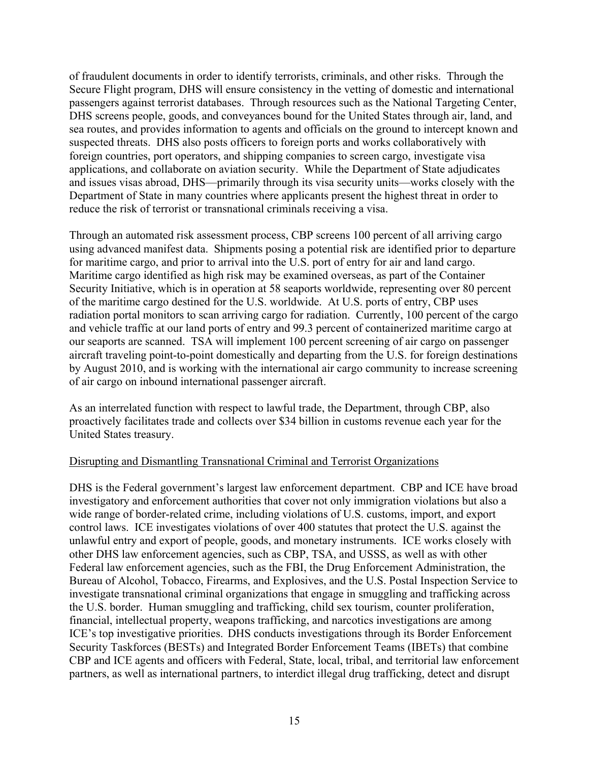of fraudulent documents in order to identify terrorists, criminals, and other risks. Through the Secure Flight program, DHS will ensure consistency in the vetting of domestic and international passengers against terrorist databases. Through resources such as the National Targeting Center, DHS screens people, goods, and conveyances bound for the United States through air, land, and sea routes, and provides information to agents and officials on the ground to intercept known and suspected threats. DHS also posts officers to foreign ports and works collaboratively with foreign countries, port operators, and shipping companies to screen cargo, investigate visa applications, and collaborate on aviation security. While the Department of State adjudicates and issues visas abroad, DHS—primarily through its visa security units—works closely with the Department of State in many countries where applicants present the highest threat in order to reduce the risk of terrorist or transnational criminals receiving a visa.

Through an automated risk assessment process, CBP screens 100 percent of all arriving cargo using advanced manifest data. Shipments posing a potential risk are identified prior to departure for maritime cargo, and prior to arrival into the U.S. port of entry for air and land cargo. Maritime cargo identified as high risk may be examined overseas, as part of the Container Security Initiative, which is in operation at 58 seaports worldwide, representing over 80 percent of the maritime cargo destined for the U.S. worldwide. At U.S. ports of entry, CBP uses radiation portal monitors to scan arriving cargo for radiation. Currently, 100 percent of the cargo and vehicle traffic at our land ports of entry and 99.3 percent of containerized maritime cargo at our seaports are scanned. TSA will implement 100 percent screening of air cargo on passenger aircraft traveling point-to-point domestically and departing from the U.S. for foreign destinations by August 2010, and is working with the international air cargo community to increase screening of air cargo on inbound international passenger aircraft.

As an interrelated function with respect to lawful trade, the Department, through CBP, also proactively facilitates trade and collects over $34 billion in customs revenue each year for the United States treasury.

Disrupting and Dismantling Transnational Criminal and Terrorist Organizations

DHS is the Federal government's largest law enforcement department. CBP and ICE have broad investigatory and enforcement authorities that cover not only immigration violations but also a wide range of border-related crime, including violations of U.S. customs, import, and export control laws. ICE investigates violations of over 400 statutes that protect the U.S. against the unlawful entry and export of people, goods, and monetary instruments. ICE works closely with other DHS law enforcement agencies, such as CBP, TSA, and USSS, as well as with other Federal law enforcement agencies, such as the FBI, the Drug Enforcement Administration, the Bureau of Alcohol, Tobacco, Firearms, and Explosives, and the U.S. Postal Inspection Service to investigate transnational criminal organizations that engage in smuggling and trafficking across the U.S. border. Human smuggling and trafficking, child sex tourism, counter proliferation, financial, intellectual property, weapons trafficking, and narcotics investigations are among ICE's top investigative priorities. DHS conducts investigations through its Border Enforcement Security Taskforces (BESTs) and Integrated Border Enforcement Teams (IBETs) that combine CBP and ICE agents and officers with Federal, State, local, tribal, and territorial law enforcement partners, as well as international partners, to interdict illegal drug trafficking, detect and disrupt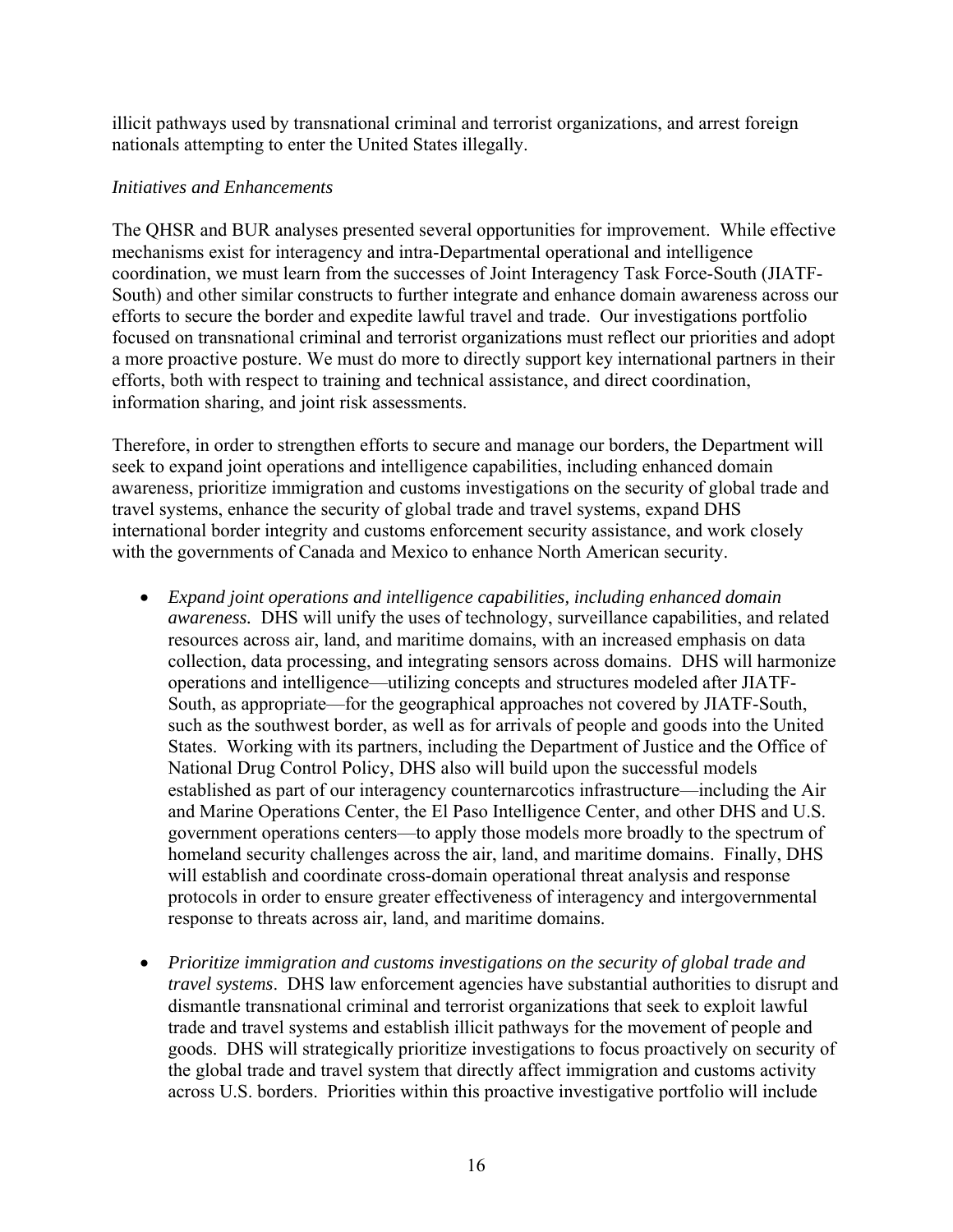illicit pathways used by transnational criminal and terrorist organizations, and arrest foreign nationals attempting to enter the United States illegally.

*Initiatives and Enhancements*

The QHSR and BUR analyses presented several opportunities for improvement. While effective mechanisms exist for interagency and intra-Departmental operational and intelligence coordination, we must learn from the successes of Joint Interagency Task Force-South (JIATF-South) and other similar constructs to further integrate and enhance domain awareness across our efforts to secure the border and expedite lawful travel and trade. Our investigations portfolio focused on transnational criminal and terrorist organizations must reflect our priorities and adopt a more proactive posture. We must do more to directly support key international partners in their efforts, both with respect to training and technical assistance, and direct coordination, information sharing, and joint risk assessments.

Therefore, in order to strengthen efforts to secure and manage our borders, the Department will seek to expand joint operations and intelligence capabilities, including enhanced domain awareness, prioritize immigration and customs investigations on the security of global trade and travel systems, enhance the security of global trade and travel systems, expand DHS international border integrity and customs enforcement security assistance, and work closely with the governments of Canada and Mexico to enhance North American security.

- *Expand joint operations and intelligence capabilities, including enhanced domain awareness.* DHS will unify the uses of technology, surveillance capabilities, and related resources across air, land, and maritime domains, with an increased emphasis on data collection, data processing, and integrating sensors across domains. DHS will harmonize operations and intelligence—utilizing concepts and structures modeled after JIATF-South, as appropriate—for the geographical approaches not covered by JIATF-South, such as the southwest border, as well as for arrivals of people and goods into the United States. Working with its partners, including the Department of Justice and the Office of National Drug Control Policy, DHS also will build upon the successful models established as part of our interagency counternarcotics infrastructure—including the Air and Marine Operations Center, the El Paso Intelligence Center, and other DHS and U.S. government operations centers—to apply those models more broadly to the spectrum of homeland security challenges across the air, land, and maritime domains. Finally, DHS will establish and coordinate cross-domain operational threat analysis and response protocols in order to ensure greater effectiveness of interagency and intergovernmental response to threats across air, land, and maritime domains.

- *Prioritize immigration and customs investigations on the security of global trade and travel systems*. DHS law enforcement agencies have substantial authorities to disrupt and dismantle transnational criminal and terrorist organizations that seek to exploit lawful trade and travel systems and establish illicit pathways for the movement of people and goods. DHS will strategically prioritize investigations to focus proactively on security of the global trade and travel system that directly affect immigration and customs activity across U.S. borders. Priorities within this proactive investigative portfolio will include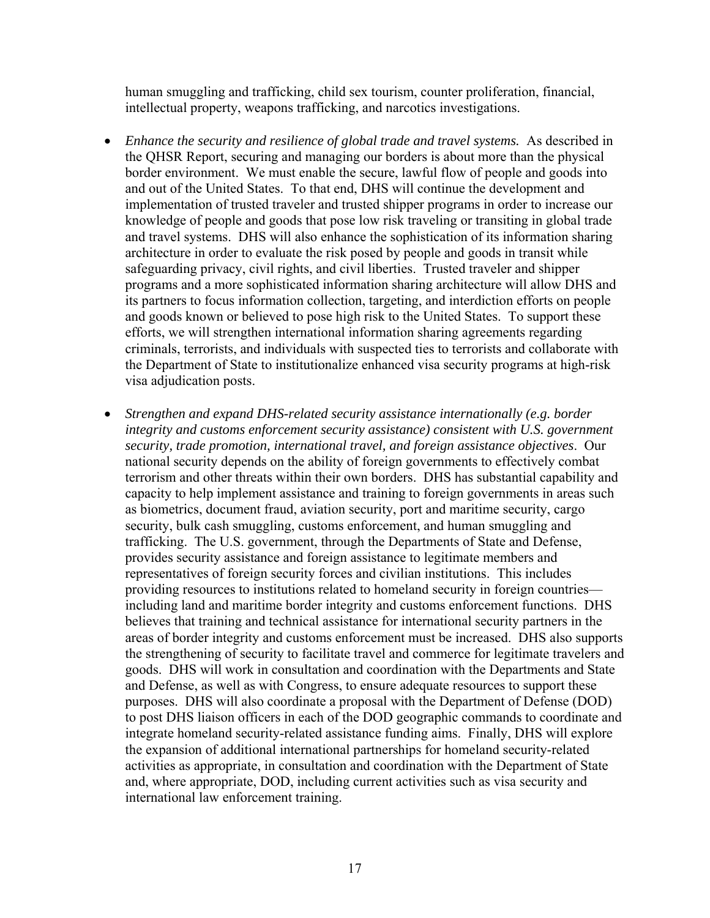human smuggling and trafficking, child sex tourism, counter proliferation, financial, intellectual property, weapons trafficking, and narcotics investigations.

- *Enhance the security and resilience of global trade and travel systems.* As described in the QHSR Report, securing and managing our borders is about more than the physical border environment. We must enable the secure, lawful flow of people and goods into and out of the United States. To that end, DHS will continue the development and implementation of trusted traveler and trusted shipper programs in order to increase our knowledge of people and goods that pose low risk traveling or transiting in global trade and travel systems. DHS will also enhance the sophistication of its information sharing architecture in order to evaluate the risk posed by people and goods in transit while safeguarding privacy, civil rights, and civil liberties. Trusted traveler and shipper programs and a more sophisticated information sharing architecture will allow DHS and its partners to focus information collection, targeting, and interdiction efforts on people and goods known or believed to pose high risk to the United States. To support these efforts, we will strengthen international information sharing agreements regarding criminals, terrorists, and individuals with suspected ties to terrorists and collaborate with the Department of State to institutionalize enhanced visa security programs at high-risk visa adjudication posts.

- *Strengthen and expand DHS-related security assistance internationally (e.g. border integrity and customs enforcement security assistance) consistent with U.S. government security, trade promotion, international travel, and foreign assistance objectives*. Our national security depends on the ability of foreign governments to effectively combat terrorism and other threats within their own borders. DHS has substantial capability and capacity to help implement assistance and training to foreign governments in areas such as biometrics, document fraud, aviation security, port and maritime security, cargo security, bulk cash smuggling, customs enforcement, and human smuggling and trafficking. The U.S. government, through the Departments of State and Defense, provides security assistance and foreign assistance to legitimate members and representatives of foreign security forces and civilian institutions. This includes providing resources to institutions related to homeland security in foreign countries—including land and maritime border integrity and customs enforcement functions. DHS believes that training and technical assistance for international security partners in the areas of border integrity and customs enforcement must be increased. DHS also supports the strengthening of security to facilitate travel and commerce for legitimate travelers and goods. DHS will work in consultation and coordination with the Departments and State and Defense, as well as with Congress, to ensure adequate resources to support these purposes. DHS will also coordinate a proposal with the Department of Defense (DOD) to post DHS liaison officers in each of the DOD geographic commands to coordinate and integrate homeland security-related assistance funding aims. Finally, DHS will explore the expansion of additional international partnerships for homeland security-related activities as appropriate, in consultation and coordination with the Department of State and, where appropriate, DOD, including current activities such as visa security and international law enforcement training.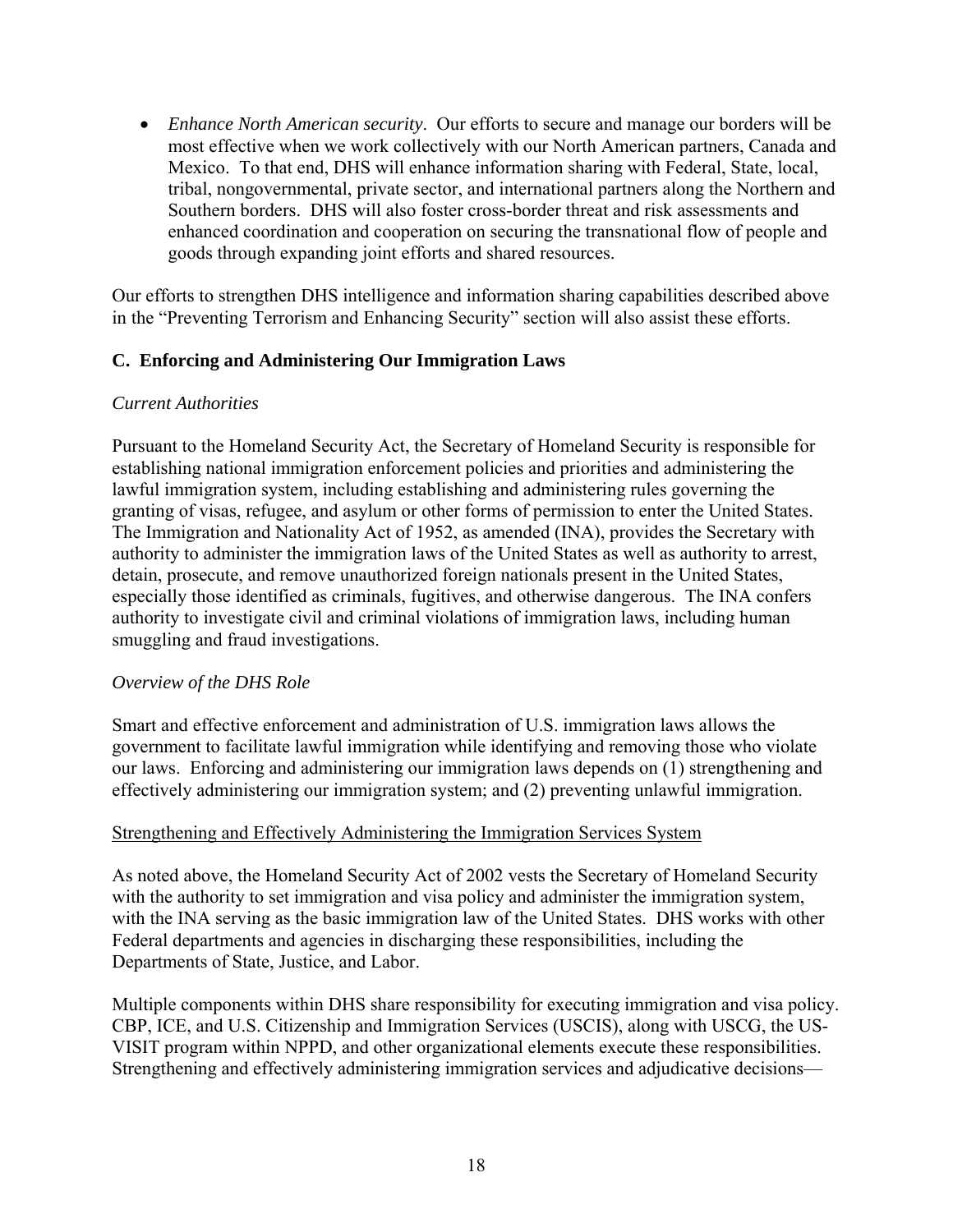- *Enhance North American security*. Our efforts to secure and manage our borders will be most effective when we work collectively with our North American partners, Canada and Mexico. To that end, DHS will enhance information sharing with Federal, State, local, tribal, nongovernmental, private sector, and international partners along the Northern and Southern borders. DHS will also foster cross-border threat and risk assessments and enhanced coordination and cooperation on securing the transnational flow of people and goods through expanding joint efforts and shared resources.

Our efforts to strengthen DHS intelligence and information sharing capabilities described above in the "Preventing Terrorism and Enhancing Security" section will also assist these efforts.

## C. Enforcing and Administering Our Immigration Laws

*Current Authorities*

Pursuant to the Homeland Security Act, the Secretary of Homeland Security is responsible for establishing national immigration enforcement policies and priorities and administering the lawful immigration system, including establishing and administering rules governing the granting of visas, refugee, and asylum or other forms of permission to enter the United States. The Immigration and Nationality Act of 1952, as amended (INA), provides the Secretary with authority to administer the immigration laws of the United States as well as authority to arrest, detain, prosecute, and remove unauthorized foreign nationals present in the United States, especially those identified as criminals, fugitives, and otherwise dangerous. The INA confers authority to investigate civil and criminal violations of immigration laws, including human smuggling and fraud investigations.

*Overview of the DHS Role*

Smart and effective enforcement and administration of U.S. immigration laws allows the government to facilitate lawful immigration while identifying and removing those who violate our laws. Enforcing and administering our immigration laws depends on (1) strengthening and effectively administering our immigration system; and (2) preventing unlawful immigration.

<u>Strengthening and Effectively Administering the Immigration Services System</u>

As noted above, the Homeland Security Act of 2002 vests the Secretary of Homeland Security with the authority to set immigration and visa policy and administer the immigration system, with the INA serving as the basic immigration law of the United States. DHS works with other Federal departments and agencies in discharging these responsibilities, including the Departments of State, Justice, and Labor.

Multiple components within DHS share responsibility for executing immigration and visa policy. CBP, ICE, and U.S. Citizenship and Immigration Services (USCIS), along with USCG, the US-VISIT program within NPPD, and other organizational elements execute these responsibilities. Strengthening and effectively administering immigration services and adjudicative decisions—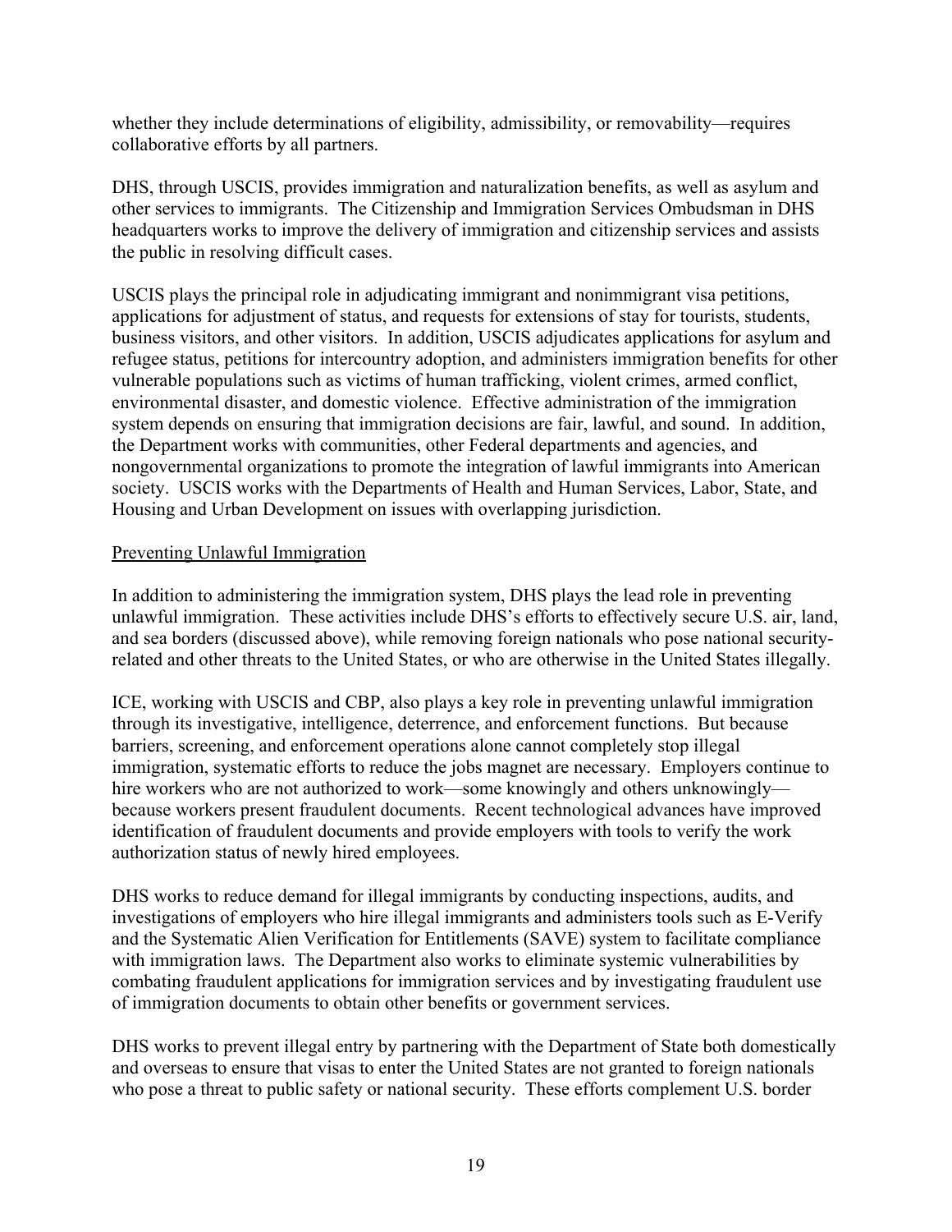whether they include determinations of eligibility, admissibility, or removability—requires collaborative efforts by all partners.

DHS, through USCIS, provides immigration and naturalization benefits, as well as asylum and other services to immigrants. The Citizenship and Immigration Services Ombudsman in DHS headquarters works to improve the delivery of immigration and citizenship services and assists the public in resolving difficult cases.

USCIS plays the principal role in adjudicating immigrant and nonimmigrant visa petitions, applications for adjustment of status, and requests for extensions of stay for tourists, students, business visitors, and other visitors. In addition, USCIS adjudicates applications for asylum and refugee status, petitions for intercountry adoption, and administers immigration benefits for other vulnerable populations such as victims of human trafficking, violent crimes, armed conflict, environmental disaster, and domestic violence. Effective administration of the immigration system depends on ensuring that immigration decisions are fair, lawful, and sound. In addition, the Department works with communities, other Federal departments and agencies, and nongovernmental organizations to promote the integration of lawful immigrants into American society. USCIS works with the Departments of Health and Human Services, Labor, State, and Housing and Urban Development on issues with overlapping jurisdiction.

<u>Preventing Unlawful Immigration</u>

In addition to administering the immigration system, DHS plays the lead role in preventing unlawful immigration. These activities include DHS's efforts to effectively secure U.S. air, land, and sea borders (discussed above), while removing foreign nationals who pose national security-related and other threats to the United States, or who are otherwise in the United States illegally.

ICE, working with USCIS and CBP, also plays a key role in preventing unlawful immigration through its investigative, intelligence, deterrence, and enforcement functions. But because barriers, screening, and enforcement operations alone cannot completely stop illegal immigration, systematic efforts to reduce the jobs magnet are necessary. Employers continue to hire workers who are not authorized to work—some knowingly and others unknowingly—because workers present fraudulent documents. Recent technological advances have improved identification of fraudulent documents and provide employers with tools to verify the work authorization status of newly hired employees.

DHS works to reduce demand for illegal immigrants by conducting inspections, audits, and investigations of employers who hire illegal immigrants and administers tools such as E-Verify and the Systematic Alien Verification for Entitlements (SAVE) system to facilitate compliance with immigration laws. The Department also works to eliminate systemic vulnerabilities by combating fraudulent applications for immigration services and by investigating fraudulent use of immigration documents to obtain other benefits or government services.

DHS works to prevent illegal entry by partnering with the Department of State both domestically and overseas to ensure that visas to enter the United States are not granted to foreign nationals who pose a threat to public safety or national security. These efforts complement U.S. border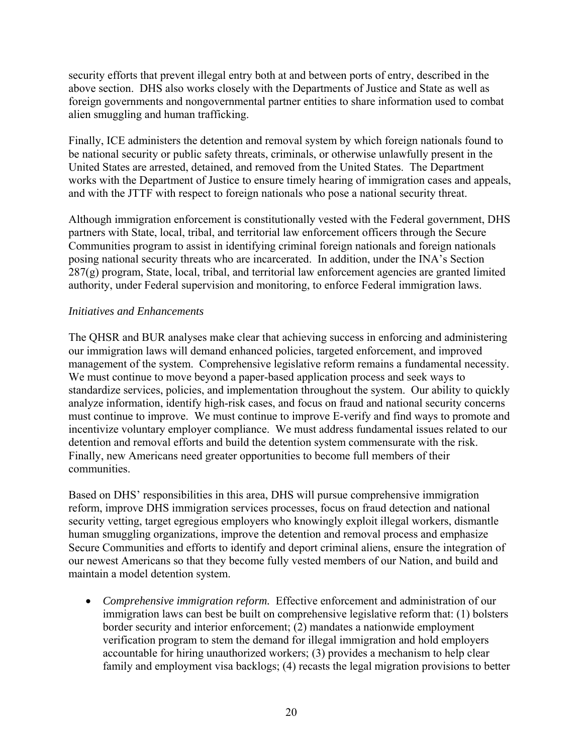security efforts that prevent illegal entry both at and between ports of entry, described in the above section. DHS also works closely with the Departments of Justice and State as well as foreign governments and nongovernmental partner entities to share information used to combat alien smuggling and human trafficking.

Finally, ICE administers the detention and removal system by which foreign nationals found to be national security or public safety threats, criminals, or otherwise unlawfully present in the United States are arrested, detained, and removed from the United States. The Department works with the Department of Justice to ensure timely hearing of immigration cases and appeals, and with the JTTF with respect to foreign nationals who pose a national security threat.

Although immigration enforcement is constitutionally vested with the Federal government, DHS partners with State, local, tribal, and territorial law enforcement officers through the Secure Communities program to assist in identifying criminal foreign nationals and foreign nationals posing national security threats who are incarcerated. In addition, under the INA's Section 287(g) program, State, local, tribal, and territorial law enforcement agencies are granted limited authority, under Federal supervision and monitoring, to enforce Federal immigration laws.

*Initiatives and Enhancements*

The QHSR and BUR analyses make clear that achieving success in enforcing and administering our immigration laws will demand enhanced policies, targeted enforcement, and improved management of the system. Comprehensive legislative reform remains a fundamental necessity. We must continue to move beyond a paper-based application process and seek ways to standardize services, policies, and implementation throughout the system. Our ability to quickly analyze information, identify high-risk cases, and focus on fraud and national security concerns must continue to improve. We must continue to improve E-verify and find ways to promote and incentivize voluntary employer compliance. We must address fundamental issues related to our detention and removal efforts and build the detention system commensurate with the risk. Finally, new Americans need greater opportunities to become full members of their communities.

Based on DHS' responsibilities in this area, DHS will pursue comprehensive immigration reform, improve DHS immigration services processes, focus on fraud detection and national security vetting, target egregious employers who knowingly exploit illegal workers, dismantle human smuggling organizations, improve the detention and removal process and emphasize Secure Communities and efforts to identify and deport criminal aliens, ensure the integration of our newest Americans so that they become fully vested members of our Nation, and build and maintain a model detention system.

- *Comprehensive immigration reform.* Effective enforcement and administration of our immigration laws can best be built on comprehensive legislative reform that: (1) bolsters border security and interior enforcement; (2) mandates a nationwide employment verification program to stem the demand for illegal immigration and hold employers accountable for hiring unauthorized workers; (3) provides a mechanism to help clear family and employment visa backlogs; (4) recasts the legal migration provisions to better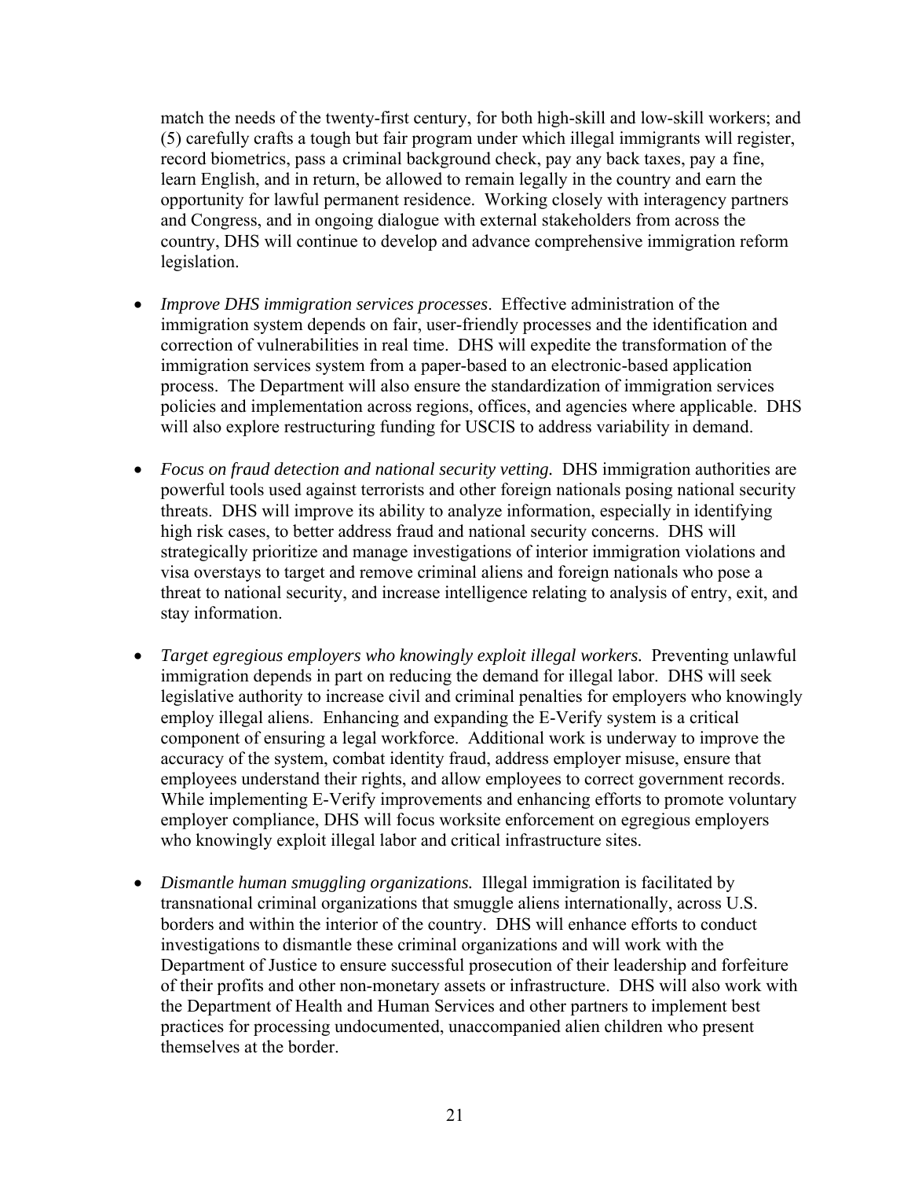match the needs of the twenty-first century, for both high-skill and low-skill workers; and (5) carefully crafts a tough but fair program under which illegal immigrants will register, record biometrics, pass a criminal background check, pay any back taxes, pay a fine, learn English, and in return, be allowed to remain legally in the country and earn the opportunity for lawful permanent residence. Working closely with interagency partners and Congress, and in ongoing dialogue with external stakeholders from across the country, DHS will continue to develop and advance comprehensive immigration reform legislation.

- *Improve DHS immigration services processes*. Effective administration of the immigration system depends on fair, user-friendly processes and the identification and correction of vulnerabilities in real time. DHS will expedite the transformation of the immigration services system from a paper-based to an electronic-based application process. The Department will also ensure the standardization of immigration services policies and implementation across regions, offices, and agencies where applicable. DHS will also explore restructuring funding for USCIS to address variability in demand.

- *Focus on fraud detection and national security vetting.* DHS immigration authorities are powerful tools used against terrorists and other foreign nationals posing national security threats. DHS will improve its ability to analyze information, especially in identifying high risk cases, to better address fraud and national security concerns. DHS will strategically prioritize and manage investigations of interior immigration violations and visa overstays to target and remove criminal aliens and foreign nationals who pose a threat to national security, and increase intelligence relating to analysis of entry, exit, and stay information.

- *Target egregious employers who knowingly exploit illegal workers.* Preventing unlawful immigration depends in part on reducing the demand for illegal labor. DHS will seek legislative authority to increase civil and criminal penalties for employers who knowingly employ illegal aliens. Enhancing and expanding the E-Verify system is a critical component of ensuring a legal workforce. Additional work is underway to improve the accuracy of the system, combat identity fraud, address employer misuse, ensure that employees understand their rights, and allow employees to correct government records. While implementing E-Verify improvements and enhancing efforts to promote voluntary employer compliance, DHS will focus worksite enforcement on egregious employers who knowingly exploit illegal labor and critical infrastructure sites.

- *Dismantle human smuggling organizations.* Illegal immigration is facilitated by transnational criminal organizations that smuggle aliens internationally, across U.S. borders and within the interior of the country. DHS will enhance efforts to conduct investigations to dismantle these criminal organizations and will work with the Department of Justice to ensure successful prosecution of their leadership and forfeiture of their profits and other non-monetary assets or infrastructure. DHS will also work with the Department of Health and Human Services and other partners to implement best practices for processing undocumented, unaccompanied alien children who present themselves at the border.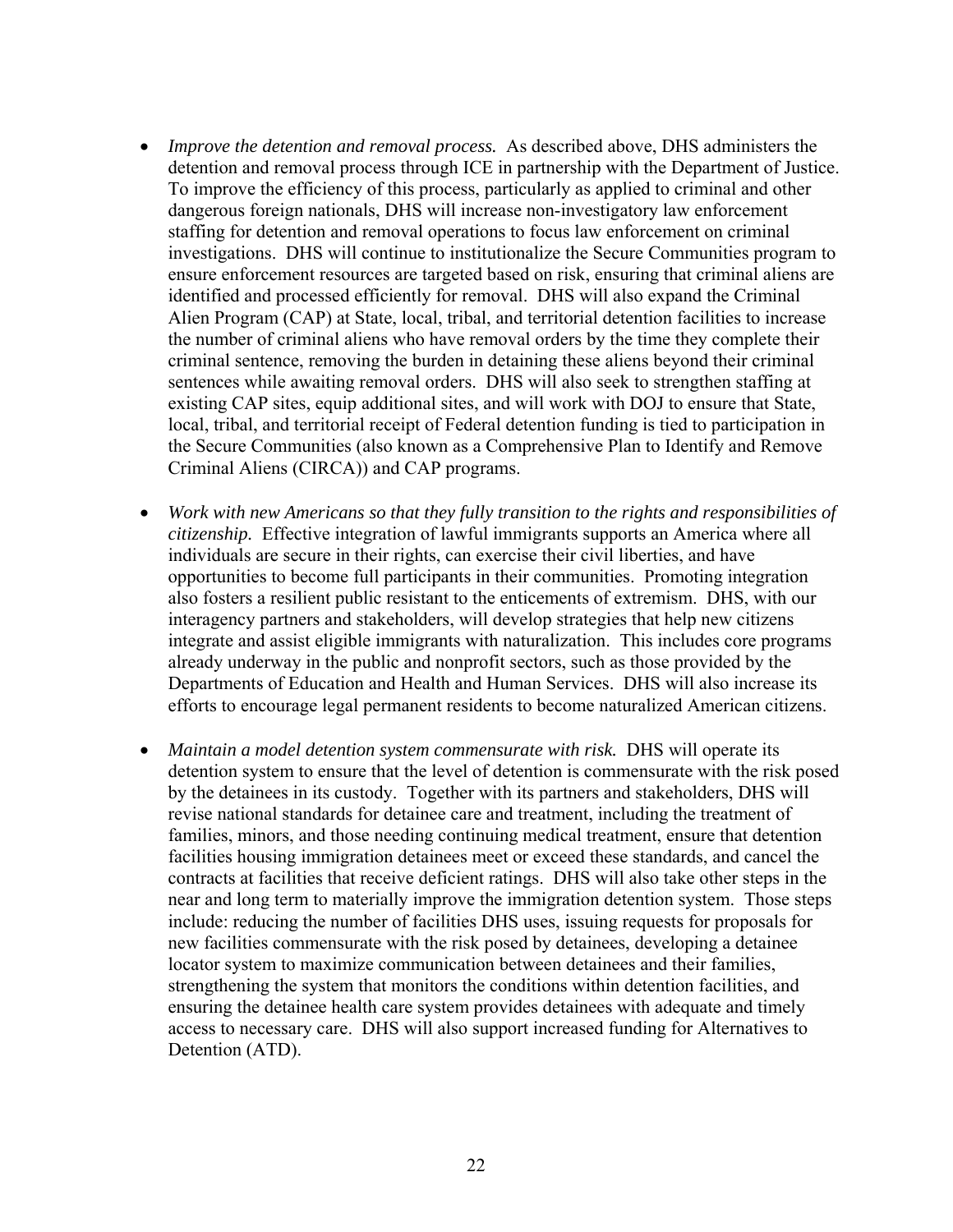- *Improve the detention and removal process.* As described above, DHS administers the detention and removal process through ICE in partnership with the Department of Justice. To improve the efficiency of this process, particularly as applied to criminal and other dangerous foreign nationals, DHS will increase non-investigatory law enforcement staffing for detention and removal operations to focus law enforcement on criminal investigations. DHS will continue to institutionalize the Secure Communities program to ensure enforcement resources are targeted based on risk, ensuring that criminal aliens are identified and processed efficiently for removal. DHS will also expand the Criminal Alien Program (CAP) at State, local, tribal, and territorial detention facilities to increase the number of criminal aliens who have removal orders by the time they complete their criminal sentence, removing the burden in detaining these aliens beyond their criminal sentences while awaiting removal orders. DHS will also seek to strengthen staffing at existing CAP sites, equip additional sites, and will work with DOJ to ensure that State, local, tribal, and territorial receipt of Federal detention funding is tied to participation in the Secure Communities (also known as a Comprehensive Plan to Identify and Remove Criminal Aliens (CIRCA)) and CAP programs.

- *Work with new Americans so that they fully transition to the rights and responsibilities of citizenship.* Effective integration of lawful immigrants supports an America where all individuals are secure in their rights, can exercise their civil liberties, and have opportunities to become full participants in their communities. Promoting integration also fosters a resilient public resistant to the enticements of extremism. DHS, with our interagency partners and stakeholders, will develop strategies that help new citizens integrate and assist eligible immigrants with naturalization. This includes core programs already underway in the public and nonprofit sectors, such as those provided by the Departments of Education and Health and Human Services. DHS will also increase its efforts to encourage legal permanent residents to become naturalized American citizens.

- *Maintain a model detention system commensurate with risk.* DHS will operate its detention system to ensure that the level of detention is commensurate with the risk posed by the detainees in its custody. Together with its partners and stakeholders, DHS will revise national standards for detainee care and treatment, including the treatment of families, minors, and those needing continuing medical treatment, ensure that detention facilities housing immigration detainees meet or exceed these standards, and cancel the contracts at facilities that receive deficient ratings. DHS will also take other steps in the near and long term to materially improve the immigration detention system. Those steps include: reducing the number of facilities DHS uses, issuing requests for proposals for new facilities commensurate with the risk posed by detainees, developing a detainee locator system to maximize communication between detainees and their families, strengthening the system that monitors the conditions within detention facilities, and ensuring the detainee health care system provides detainees with adequate and timely access to necessary care. DHS will also support increased funding for Alternatives to Detention (ATD).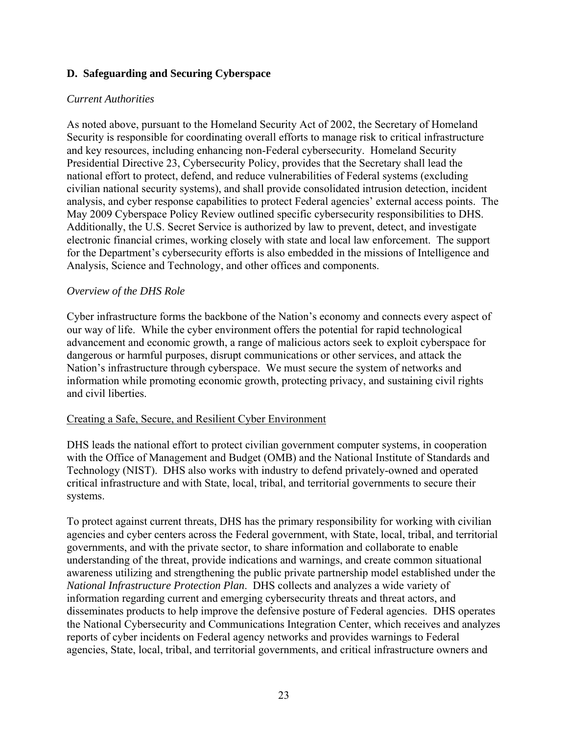## D. Safeguarding and Securing Cyberspace

*Current Authorities*

As noted above, pursuant to the Homeland Security Act of 2002, the Secretary of Homeland Security is responsible for coordinating overall efforts to manage risk to critical infrastructure and key resources, including enhancing non-Federal cybersecurity. Homeland Security Presidential Directive 23, Cybersecurity Policy, provides that the Secretary shall lead the national effort to protect, defend, and reduce vulnerabilities of Federal systems (excluding civilian national security systems), and shall provide consolidated intrusion detection, incident analysis, and cyber response capabilities to protect Federal agencies' external access points. The May 2009 Cyberspace Policy Review outlined specific cybersecurity responsibilities to DHS. Additionally, the U.S. Secret Service is authorized by law to prevent, detect, and investigate electronic financial crimes, working closely with state and local law enforcement. The support for the Department's cybersecurity efforts is also embedded in the missions of Intelligence and Analysis, Science and Technology, and other offices and components.

*Overview of the DHS Role*

Cyber infrastructure forms the backbone of the Nation's economy and connects every aspect of our way of life. While the cyber environment offers the potential for rapid technological advancement and economic growth, a range of malicious actors seek to exploit cyberspace for dangerous or harmful purposes, disrupt communications or other services, and attack the Nation's infrastructure through cyberspace. We must secure the system of networks and information while promoting economic growth, protecting privacy, and sustaining civil rights and civil liberties.

<u>Creating a Safe, Secure, and Resilient Cyber Environment</u>

DHS leads the national effort to protect civilian government computer systems, in cooperation with the Office of Management and Budget (OMB) and the National Institute of Standards and Technology (NIST). DHS also works with industry to defend privately-owned and operated critical infrastructure and with State, local, tribal, and territorial governments to secure their systems.

To protect against current threats, DHS has the primary responsibility for working with civilian agencies and cyber centers across the Federal government, with State, local, tribal, and territorial governments, and with the private sector, to share information and collaborate to enable understanding of the threat, provide indications and warnings, and create common situational awareness utilizing and strengthening the public private partnership model established under the *National Infrastructure Protection Plan*. DHS collects and analyzes a wide variety of information regarding current and emerging cybersecurity threats and threat actors, and disseminates products to help improve the defensive posture of Federal agencies. DHS operates the National Cybersecurity and Communications Integration Center, which receives and analyzes reports of cyber incidents on Federal agency networks and provides warnings to Federal agencies, State, local, tribal, and territorial governments, and critical infrastructure owners and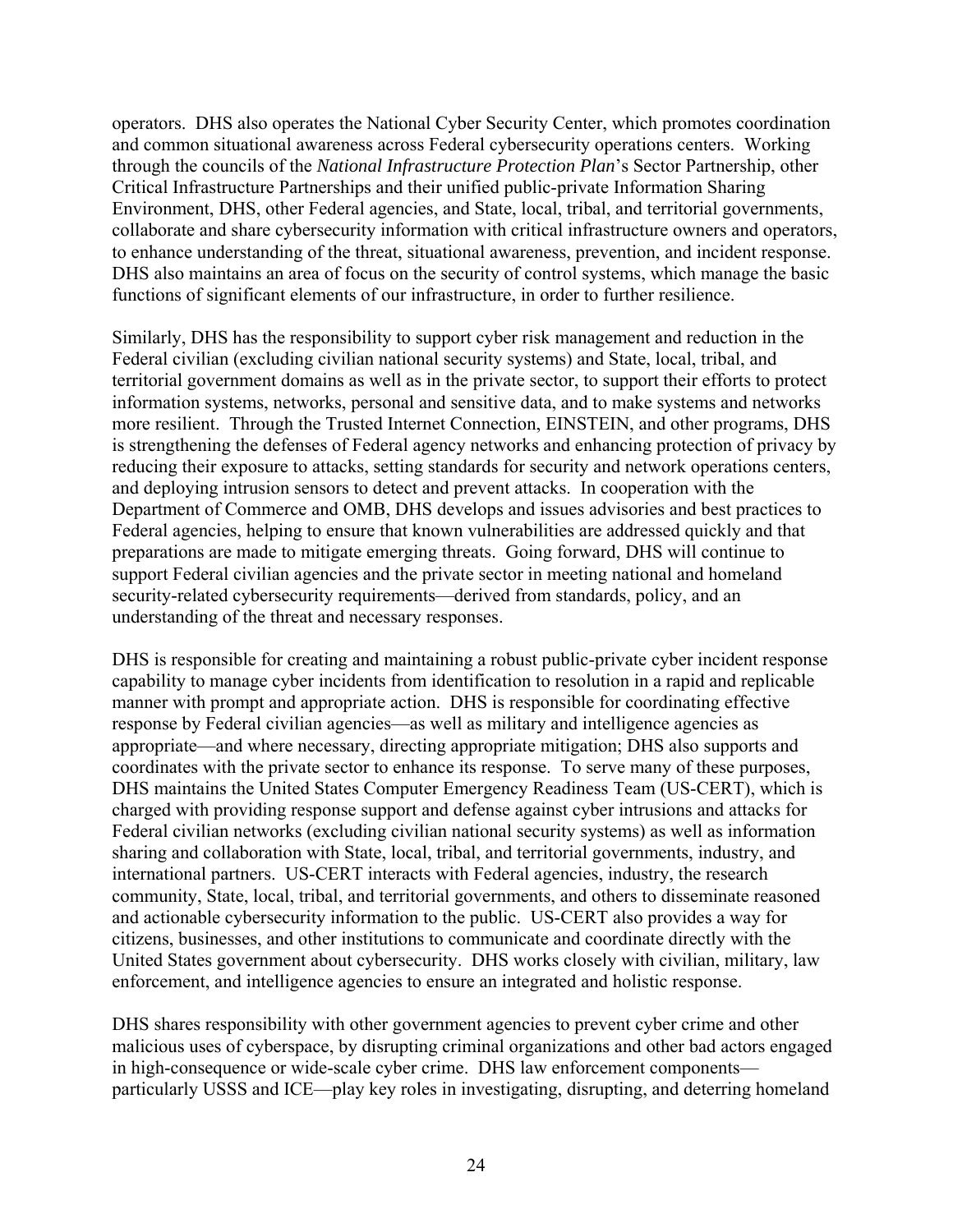operators. DHS also operates the National Cyber Security Center, which promotes coordination and common situational awareness across Federal cybersecurity operations centers. Working through the councils of the *National Infrastructure Protection Plan*'s Sector Partnership, other Critical Infrastructure Partnerships and their unified public-private Information Sharing Environment, DHS, other Federal agencies, and State, local, tribal, and territorial governments, collaborate and share cybersecurity information with critical infrastructure owners and operators, to enhance understanding of the threat, situational awareness, prevention, and incident response. DHS also maintains an area of focus on the security of control systems, which manage the basic functions of significant elements of our infrastructure, in order to further resilience.

Similarly, DHS has the responsibility to support cyber risk management and reduction in the Federal civilian (excluding civilian national security systems) and State, local, tribal, and territorial government domains as well as in the private sector, to support their efforts to protect information systems, networks, personal and sensitive data, and to make systems and networks more resilient. Through the Trusted Internet Connection, EINSTEIN, and other programs, DHS is strengthening the defenses of Federal agency networks and enhancing protection of privacy by reducing their exposure to attacks, setting standards for security and network operations centers, and deploying intrusion sensors to detect and prevent attacks. In cooperation with the Department of Commerce and OMB, DHS develops and issues advisories and best practices to Federal agencies, helping to ensure that known vulnerabilities are addressed quickly and that preparations are made to mitigate emerging threats. Going forward, DHS will continue to support Federal civilian agencies and the private sector in meeting national and homeland security-related cybersecurity requirements—derived from standards, policy, and an understanding of the threat and necessary responses.

DHS is responsible for creating and maintaining a robust public-private cyber incident response capability to manage cyber incidents from identification to resolution in a rapid and replicable manner with prompt and appropriate action. DHS is responsible for coordinating effective response by Federal civilian agencies—as well as military and intelligence agencies as appropriate—and where necessary, directing appropriate mitigation; DHS also supports and coordinates with the private sector to enhance its response. To serve many of these purposes, DHS maintains the United States Computer Emergency Readiness Team (US-CERT), which is charged with providing response support and defense against cyber intrusions and attacks for Federal civilian networks (excluding civilian national security systems) as well as information sharing and collaboration with State, local, tribal, and territorial governments, industry, and international partners. US-CERT interacts with Federal agencies, industry, the research community, State, local, tribal, and territorial governments, and others to disseminate reasoned and actionable cybersecurity information to the public. US-CERT also provides a way for citizens, businesses, and other institutions to communicate and coordinate directly with the United States government about cybersecurity. DHS works closely with civilian, military, law enforcement, and intelligence agencies to ensure an integrated and holistic response.

DHS shares responsibility with other government agencies to prevent cyber crime and other malicious uses of cyberspace, by disrupting criminal organizations and other bad actors engaged in high-consequence or wide-scale cyber crime. DHS law enforcement components—particularly USSS and ICE—play key roles in investigating, disrupting, and deterring homeland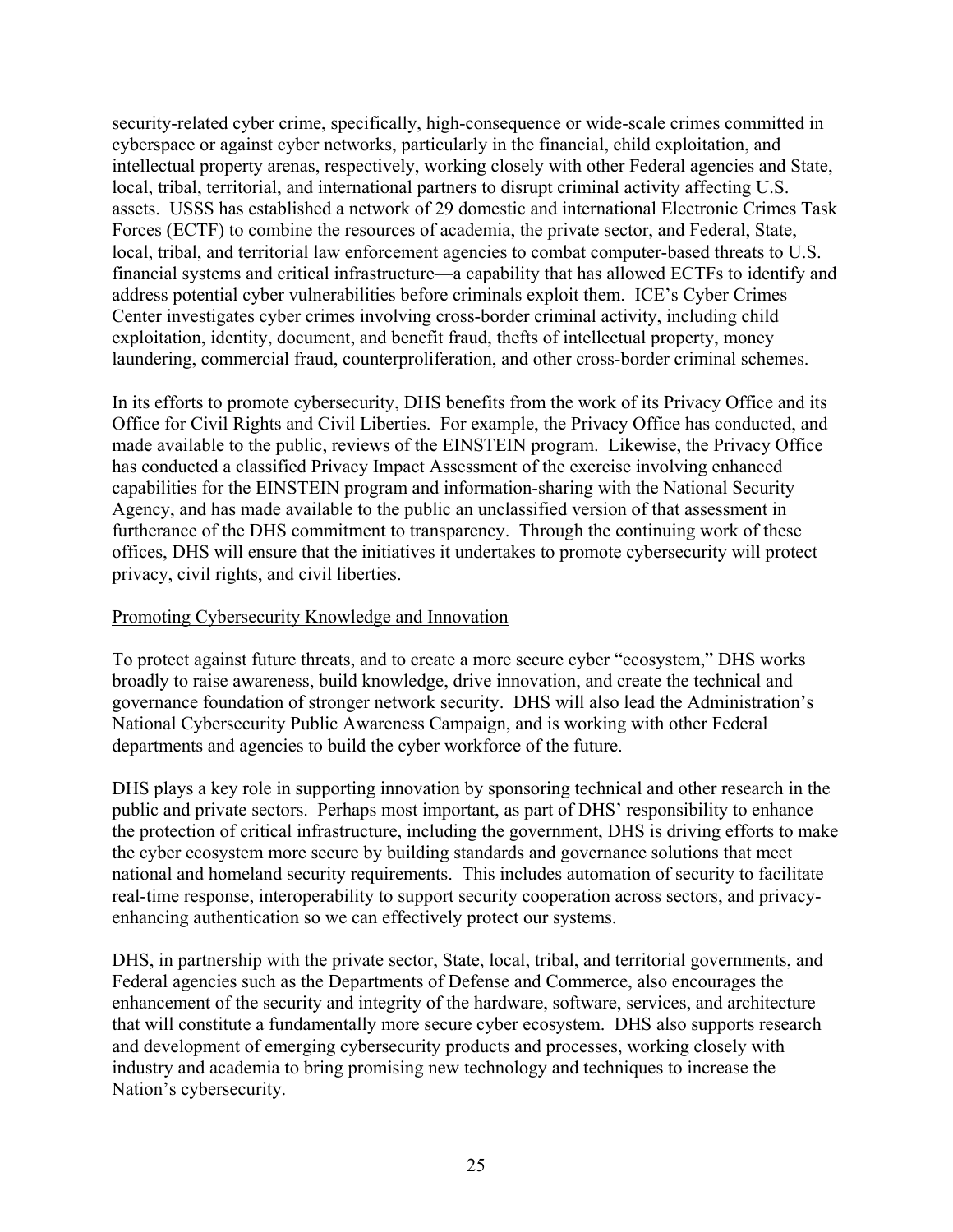security-related cyber crime, specifically, high-consequence or wide-scale crimes committed in cyberspace or against cyber networks, particularly in the financial, child exploitation, and intellectual property arenas, respectively, working closely with other Federal agencies and State, local, tribal, territorial, and international partners to disrupt criminal activity affecting U.S. assets. USSS has established a network of 29 domestic and international Electronic Crimes Task Forces (ECTF) to combine the resources of academia, the private sector, and Federal, State, local, tribal, and territorial law enforcement agencies to combat computer-based threats to U.S. financial systems and critical infrastructure—a capability that has allowed ECTFs to identify and address potential cyber vulnerabilities before criminals exploit them. ICE's Cyber Crimes Center investigates cyber crimes involving cross-border criminal activity, including child exploitation, identity, document, and benefit fraud, thefts of intellectual property, money laundering, commercial fraud, counterproliferation, and other cross-border criminal schemes.

In its efforts to promote cybersecurity, DHS benefits from the work of its Privacy Office and its Office for Civil Rights and Civil Liberties. For example, the Privacy Office has conducted, and made available to the public, reviews of the EINSTEIN program. Likewise, the Privacy Office has conducted a classified Privacy Impact Assessment of the exercise involving enhanced capabilities for the EINSTEIN program and information-sharing with the National Security Agency, and has made available to the public an unclassified version of that assessment in furtherance of the DHS commitment to transparency. Through the continuing work of these offices, DHS will ensure that the initiatives it undertakes to promote cybersecurity will protect privacy, civil rights, and civil liberties.

<u>Promoting Cybersecurity Knowledge and Innovation</u>

To protect against future threats, and to create a more secure cyber "ecosystem," DHS works broadly to raise awareness, build knowledge, drive innovation, and create the technical and governance foundation of stronger network security. DHS will also lead the Administration's National Cybersecurity Public Awareness Campaign, and is working with other Federal departments and agencies to build the cyber workforce of the future.

DHS plays a key role in supporting innovation by sponsoring technical and other research in the public and private sectors. Perhaps most important, as part of DHS' responsibility to enhance the protection of critical infrastructure, including the government, DHS is driving efforts to make the cyber ecosystem more secure by building standards and governance solutions that meet national and homeland security requirements. This includes automation of security to facilitate real-time response, interoperability to support security cooperation across sectors, and privacy-enhancing authentication so we can effectively protect our systems.

DHS, in partnership with the private sector, State, local, tribal, and territorial governments, and Federal agencies such as the Departments of Defense and Commerce, also encourages the enhancement of the security and integrity of the hardware, software, services, and architecture that will constitute a fundamentally more secure cyber ecosystem. DHS also supports research and development of emerging cybersecurity products and processes, working closely with industry and academia to bring promising new technology and techniques to increase the Nation's cybersecurity.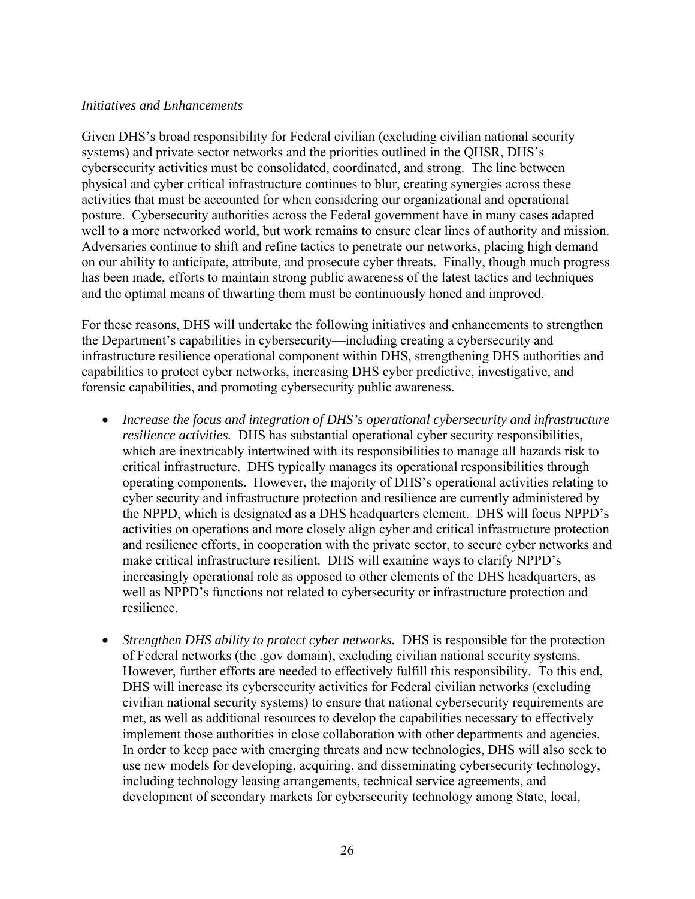*Initiatives and Enhancements*

Given DHS's broad responsibility for Federal civilian (excluding civilian national security systems) and private sector networks and the priorities outlined in the QHSR, DHS's cybersecurity activities must be consolidated, coordinated, and strong. The line between physical and cyber critical infrastructure continues to blur, creating synergies across these activities that must be accounted for when considering our organizational and operational posture. Cybersecurity authorities across the Federal government have in many cases adapted well to a more networked world, but work remains to ensure clear lines of authority and mission. Adversaries continue to shift and refine tactics to penetrate our networks, placing high demand on our ability to anticipate, attribute, and prosecute cyber threats. Finally, though much progress has been made, efforts to maintain strong public awareness of the latest tactics and techniques and the optimal means of thwarting them must be continuously honed and improved.

For these reasons, DHS will undertake the following initiatives and enhancements to strengthen the Department's capabilities in cybersecurity—including creating a cybersecurity and infrastructure resilience operational component within DHS, strengthening DHS authorities and capabilities to protect cyber networks, increasing DHS cyber predictive, investigative, and forensic capabilities, and promoting cybersecurity public awareness.

- *Increase the focus and integration of DHS's operational cybersecurity and infrastructure resilience activities.* DHS has substantial operational cyber security responsibilities, which are inextricably intertwined with its responsibilities to manage all hazards risk to critical infrastructure. DHS typically manages its operational responsibilities through operating components. However, the majority of DHS's operational activities relating to cyber security and infrastructure protection and resilience are currently administered by the NPPD, which is designated as a DHS headquarters element. DHS will focus NPPD's activities on operations and more closely align cyber and critical infrastructure protection and resilience efforts, in cooperation with the private sector, to secure cyber networks and make critical infrastructure resilient. DHS will examine ways to clarify NPPD's increasingly operational role as opposed to other elements of the DHS headquarters, as well as NPPD's functions not related to cybersecurity or infrastructure protection and resilience.

- *Strengthen DHS ability to protect cyber networks.* DHS is responsible for the protection of Federal networks (the .gov domain), excluding civilian national security systems. However, further efforts are needed to effectively fulfill this responsibility. To this end, DHS will increase its cybersecurity activities for Federal civilian networks (excluding civilian national security systems) to ensure that national cybersecurity requirements are met, as well as additional resources to develop the capabilities necessary to effectively implement those authorities in close collaboration with other departments and agencies. In order to keep pace with emerging threats and new technologies, DHS will also seek to use new models for developing, acquiring, and disseminating cybersecurity technology, including technology leasing arrangements, technical service agreements, and development of secondary markets for cybersecurity technology among State, local,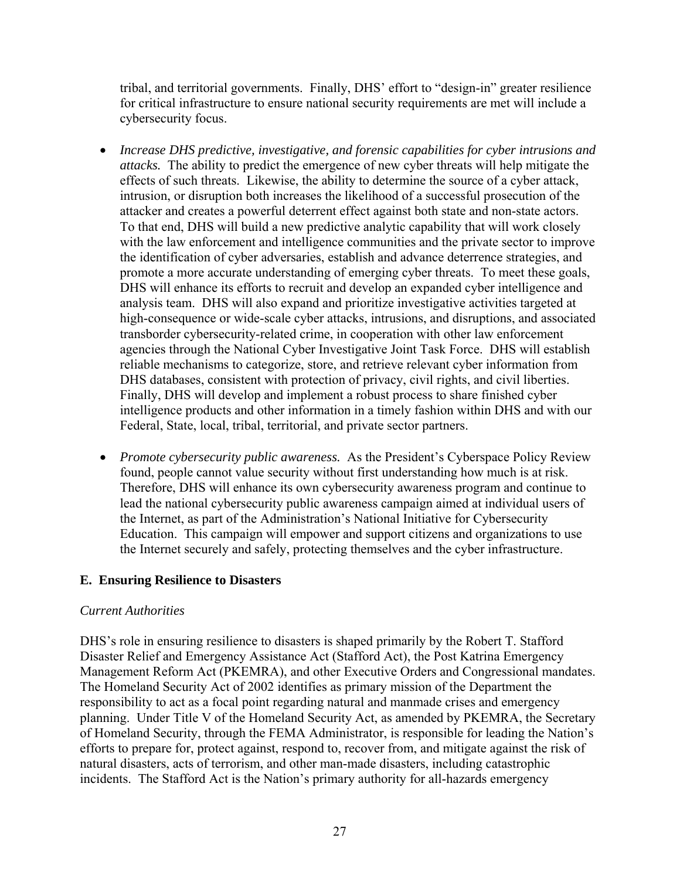tribal, and territorial governments. Finally, DHS' effort to "design-in" greater resilience for critical infrastructure to ensure national security requirements are met will include a cybersecurity focus.

- *Increase DHS predictive, investigative, and forensic capabilities for cyber intrusions and attacks.* The ability to predict the emergence of new cyber threats will help mitigate the effects of such threats. Likewise, the ability to determine the source of a cyber attack, intrusion, or disruption both increases the likelihood of a successful prosecution of the attacker and creates a powerful deterrent effect against both state and non-state actors. To that end, DHS will build a new predictive analytic capability that will work closely with the law enforcement and intelligence communities and the private sector to improve the identification of cyber adversaries, establish and advance deterrence strategies, and promote a more accurate understanding of emerging cyber threats. To meet these goals, DHS will enhance its efforts to recruit and develop an expanded cyber intelligence and analysis team. DHS will also expand and prioritize investigative activities targeted at high-consequence or wide-scale cyber attacks, intrusions, and disruptions, and associated transborder cybersecurity-related crime, in cooperation with other law enforcement agencies through the National Cyber Investigative Joint Task Force. DHS will establish reliable mechanisms to categorize, store, and retrieve relevant cyber information from DHS databases, consistent with protection of privacy, civil rights, and civil liberties. Finally, DHS will develop and implement a robust process to share finished cyber intelligence products and other information in a timely fashion within DHS and with our Federal, State, local, tribal, territorial, and private sector partners.

- *Promote cybersecurity public awareness.* As the President's Cyberspace Policy Review found, people cannot value security without first understanding how much is at risk. Therefore, DHS will enhance its own cybersecurity awareness program and continue to lead the national cybersecurity public awareness campaign aimed at individual users of the Internet, as part of the Administration's National Initiative for Cybersecurity Education. This campaign will empower and support citizens and organizations to use the Internet securely and safely, protecting themselves and the cyber infrastructure.

## E. Ensuring Resilience to Disasters

*Current Authorities*

DHS's role in ensuring resilience to disasters is shaped primarily by the Robert T. Stafford Disaster Relief and Emergency Assistance Act (Stafford Act), the Post Katrina Emergency Management Reform Act (PKEMRA), and other Executive Orders and Congressional mandates. The Homeland Security Act of 2002 identifies as primary mission of the Department the responsibility to act as a focal point regarding natural and manmade crises and emergency planning. Under Title V of the Homeland Security Act, as amended by PKEMRA, the Secretary of Homeland Security, through the FEMA Administrator, is responsible for leading the Nation's efforts to prepare for, protect against, respond to, recover from, and mitigate against the risk of natural disasters, acts of terrorism, and other man-made disasters, including catastrophic incidents. The Stafford Act is the Nation's primary authority for all-hazards emergency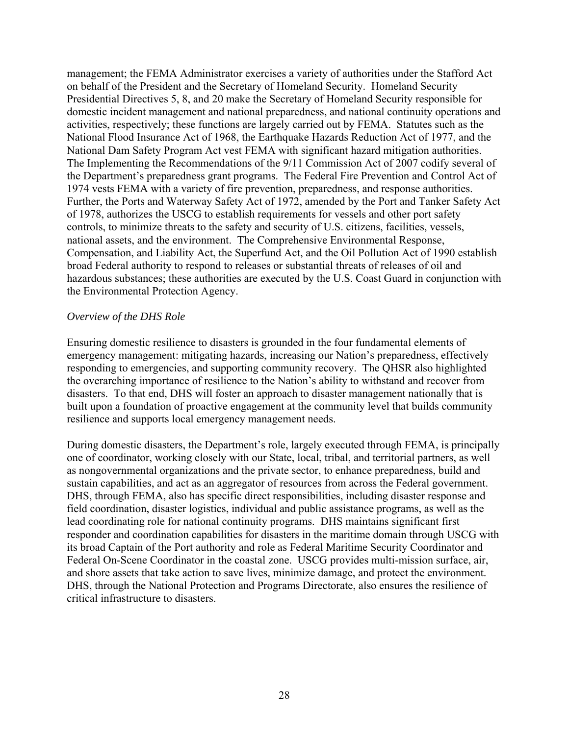management; the FEMA Administrator exercises a variety of authorities under the Stafford Act on behalf of the President and the Secretary of Homeland Security. Homeland Security Presidential Directives 5, 8, and 20 make the Secretary of Homeland Security responsible for domestic incident management and national preparedness, and national continuity operations and activities, respectively; these functions are largely carried out by FEMA. Statutes such as the National Flood Insurance Act of 1968, the Earthquake Hazards Reduction Act of 1977, and the National Dam Safety Program Act vest FEMA with significant hazard mitigation authorities. The Implementing the Recommendations of the 9/11 Commission Act of 2007 codify several of the Department's preparedness grant programs. The Federal Fire Prevention and Control Act of 1974 vests FEMA with a variety of fire prevention, preparedness, and response authorities. Further, the Ports and Waterway Safety Act of 1972, amended by the Port and Tanker Safety Act of 1978, authorizes the USCG to establish requirements for vessels and other port safety controls, to minimize threats to the safety and security of U.S. citizens, facilities, vessels, national assets, and the environment. The Comprehensive Environmental Response, Compensation, and Liability Act, the Superfund Act, and the Oil Pollution Act of 1990 establish broad Federal authority to respond to releases or substantial threats of releases of oil and hazardous substances; these authorities are executed by the U.S. Coast Guard in conjunction with the Environmental Protection Agency.

*Overview of the DHS Role*

Ensuring domestic resilience to disasters is grounded in the four fundamental elements of emergency management: mitigating hazards, increasing our Nation's preparedness, effectively responding to emergencies, and supporting community recovery. The QHSR also highlighted the overarching importance of resilience to the Nation's ability to withstand and recover from disasters. To that end, DHS will foster an approach to disaster management nationally that is built upon a foundation of proactive engagement at the community level that builds community resilience and supports local emergency management needs.

During domestic disasters, the Department's role, largely executed through FEMA, is principally one of coordinator, working closely with our State, local, tribal, and territorial partners, as well as nongovernmental organizations and the private sector, to enhance preparedness, build and sustain capabilities, and act as an aggregator of resources from across the Federal government. DHS, through FEMA, also has specific direct responsibilities, including disaster response and field coordination, disaster logistics, individual and public assistance programs, as well as the lead coordinating role for national continuity programs. DHS maintains significant first responder and coordination capabilities for disasters in the maritime domain through USCG with its broad Captain of the Port authority and role as Federal Maritime Security Coordinator and Federal On-Scene Coordinator in the coastal zone. USCG provides multi-mission surface, air, and shore assets that take action to save lives, minimize damage, and protect the environment. DHS, through the National Protection and Programs Directorate, also ensures the resilience of critical infrastructure to disasters.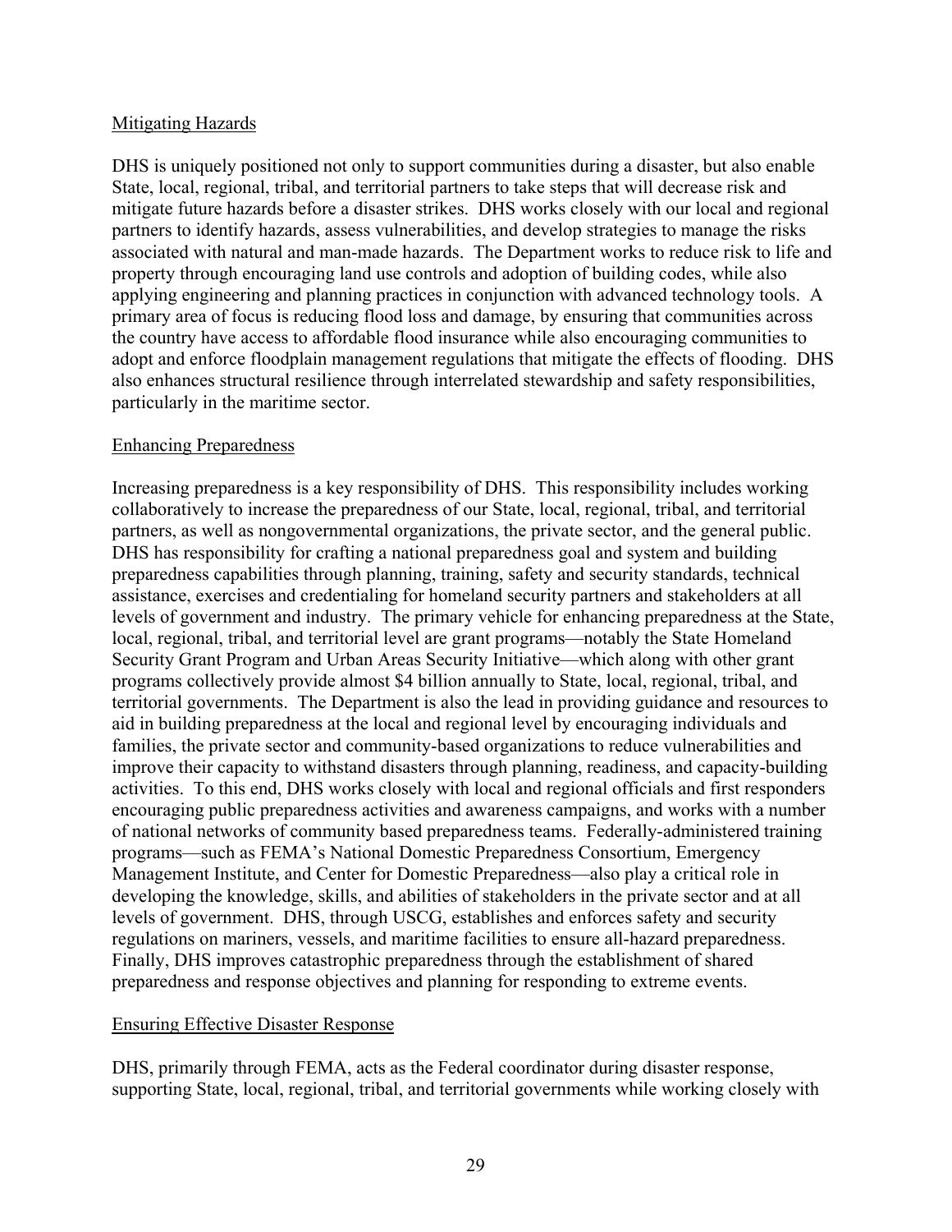## Mitigating Hazards

DHS is uniquely positioned not only to support communities during a disaster, but also enable State, local, regional, tribal, and territorial partners to take steps that will decrease risk and mitigate future hazards before a disaster strikes. DHS works closely with our local and regional partners to identify hazards, assess vulnerabilities, and develop strategies to manage the risks associated with natural and man-made hazards. The Department works to reduce risk to life and property through encouraging land use controls and adoption of building codes, while also applying engineering and planning practices in conjunction with advanced technology tools. A primary area of focus is reducing flood loss and damage, by ensuring that communities across the country have access to affordable flood insurance while also encouraging communities to adopt and enforce floodplain management regulations that mitigate the effects of flooding. DHS also enhances structural resilience through interrelated stewardship and safety responsibilities, particularly in the maritime sector.

## Enhancing Preparedness

Increasing preparedness is a key responsibility of DHS. This responsibility includes working collaboratively to increase the preparedness of our State, local, regional, tribal, and territorial partners, as well as nongovernmental organizations, the private sector, and the general public. DHS has responsibility for crafting a national preparedness goal and system and building preparedness capabilities through planning, training, safety and security standards, technical assistance, exercises and credentialing for homeland security partners and stakeholders at all levels of government and industry. The primary vehicle for enhancing preparedness at the State, local, regional, tribal, and territorial level are grant programs—notably the State Homeland Security Grant Program and Urban Areas Security Initiative—which along with other grant programs collectively provide almost $4 billion annually to State, local, regional, tribal, and territorial governments. The Department is also the lead in providing guidance and resources to aid in building preparedness at the local and regional level by encouraging individuals and families, the private sector and community-based organizations to reduce vulnerabilities and improve their capacity to withstand disasters through planning, readiness, and capacity-building activities. To this end, DHS works closely with local and regional officials and first responders encouraging public preparedness activities and awareness campaigns, and works with a number of national networks of community based preparedness teams. Federally-administered training programs—such as FEMA's National Domestic Preparedness Consortium, Emergency Management Institute, and Center for Domestic Preparedness—also play a critical role in developing the knowledge, skills, and abilities of stakeholders in the private sector and at all levels of government. DHS, through USCG, establishes and enforces safety and security regulations on mariners, vessels, and maritime facilities to ensure all-hazard preparedness. Finally, DHS improves catastrophic preparedness through the establishment of shared preparedness and response objectives and planning for responding to extreme events.

## Ensuring Effective Disaster Response

DHS, primarily through FEMA, acts as the Federal coordinator during disaster response, supporting State, local, regional, tribal, and territorial governments while working closely with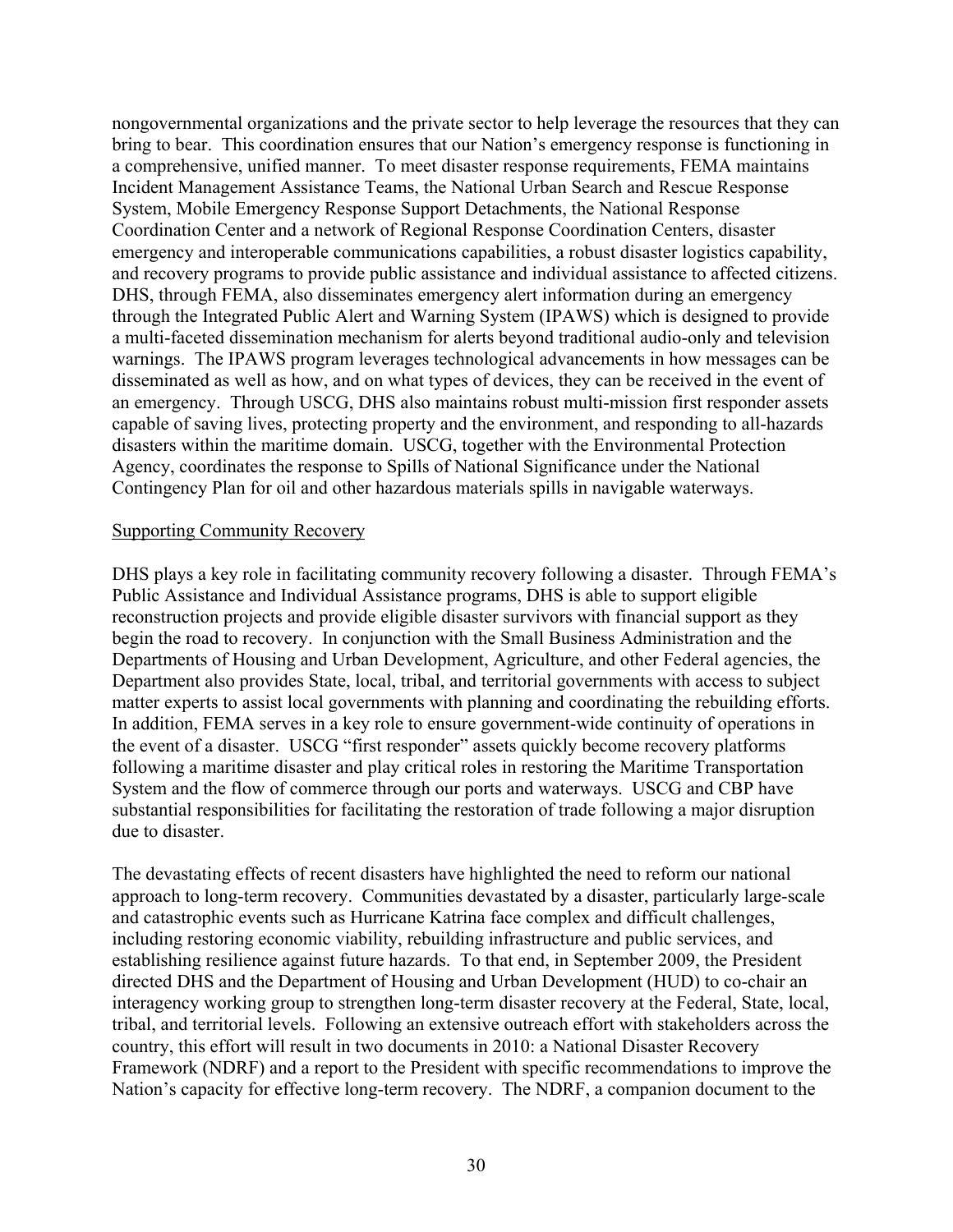nongovernmental organizations and the private sector to help leverage the resources that they can bring to bear. This coordination ensures that our Nation's emergency response is functioning in a comprehensive, unified manner. To meet disaster response requirements, FEMA maintains Incident Management Assistance Teams, the National Urban Search and Rescue Response System, Mobile Emergency Response Support Detachments, the National Response Coordination Center and a network of Regional Response Coordination Centers, disaster emergency and interoperable communications capabilities, a robust disaster logistics capability, and recovery programs to provide public assistance and individual assistance to affected citizens. DHS, through FEMA, also disseminates emergency alert information during an emergency through the Integrated Public Alert and Warning System (IPAWS) which is designed to provide a multi-faceted dissemination mechanism for alerts beyond traditional audio-only and television warnings. The IPAWS program leverages technological advancements in how messages can be disseminated as well as how, and on what types of devices, they can be received in the event of an emergency. Through USCG, DHS also maintains robust multi-mission first responder assets capable of saving lives, protecting property and the environment, and responding to all-hazards disasters within the maritime domain. USCG, together with the Environmental Protection Agency, coordinates the response to Spills of National Significance under the National Contingency Plan for oil and other hazardous materials spills in navigable waterways.

<u>Supporting Community Recovery</u>

DHS plays a key role in facilitating community recovery following a disaster. Through FEMA's Public Assistance and Individual Assistance programs, DHS is able to support eligible reconstruction projects and provide eligible disaster survivors with financial support as they begin the road to recovery. In conjunction with the Small Business Administration and the Departments of Housing and Urban Development, Agriculture, and other Federal agencies, the Department also provides State, local, tribal, and territorial governments with access to subject matter experts to assist local governments with planning and coordinating the rebuilding efforts. In addition, FEMA serves in a key role to ensure government-wide continuity of operations in the event of a disaster. USCG "first responder" assets quickly become recovery platforms following a maritime disaster and play critical roles in restoring the Maritime Transportation System and the flow of commerce through our ports and waterways. USCG and CBP have substantial responsibilities for facilitating the restoration of trade following a major disruption due to disaster.

The devastating effects of recent disasters have highlighted the need to reform our national approach to long-term recovery. Communities devastated by a disaster, particularly large-scale and catastrophic events such as Hurricane Katrina face complex and difficult challenges, including restoring economic viability, rebuilding infrastructure and public services, and establishing resilience against future hazards. To that end, in September 2009, the President directed DHS and the Department of Housing and Urban Development (HUD) to co-chair an interagency working group to strengthen long-term disaster recovery at the Federal, State, local, tribal, and territorial levels. Following an extensive outreach effort with stakeholders across the country, this effort will result in two documents in 2010: a National Disaster Recovery Framework (NDRF) and a report to the President with specific recommendations to improve the Nation's capacity for effective long-term recovery. The NDRF, a companion document to the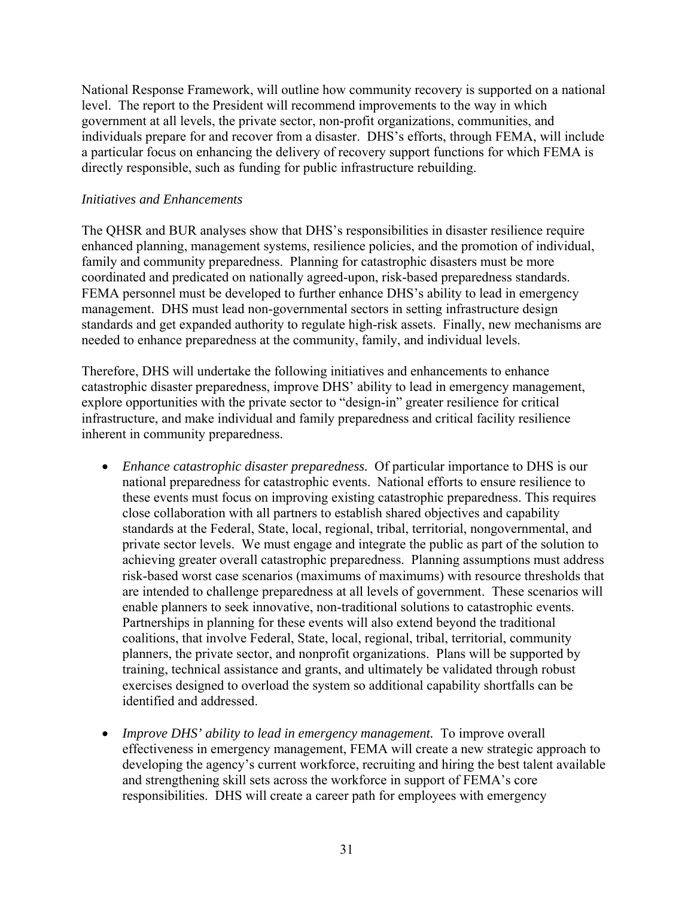National Response Framework, will outline how community recovery is supported on a national level. The report to the President will recommend improvements to the way in which government at all levels, the private sector, non-profit organizations, communities, and individuals prepare for and recover from a disaster. DHS's efforts, through FEMA, will include a particular focus on enhancing the delivery of recovery support functions for which FEMA is directly responsible, such as funding for public infrastructure rebuilding.

*Initiatives and Enhancements*

The QHSR and BUR analyses show that DHS's responsibilities in disaster resilience require enhanced planning, management systems, resilience policies, and the promotion of individual, family and community preparedness. Planning for catastrophic disasters must be more coordinated and predicated on nationally agreed-upon, risk-based preparedness standards. FEMA personnel must be developed to further enhance DHS's ability to lead in emergency management. DHS must lead non-governmental sectors in setting infrastructure design standards and get expanded authority to regulate high-risk assets. Finally, new mechanisms are needed to enhance preparedness at the community, family, and individual levels.

Therefore, DHS will undertake the following initiatives and enhancements to enhance catastrophic disaster preparedness, improve DHS' ability to lead in emergency management, explore opportunities with the private sector to "design-in" greater resilience for critical infrastructure, and make individual and family preparedness and critical facility resilience inherent in community preparedness.

- *Enhance catastrophic disaster preparedness.* Of particular importance to DHS is our national preparedness for catastrophic events. National efforts to ensure resilience to these events must focus on improving existing catastrophic preparedness. This requires close collaboration with all partners to establish shared objectives and capability standards at the Federal, State, local, regional, tribal, territorial, nongovernmental, and private sector levels. We must engage and integrate the public as part of the solution to achieving greater overall catastrophic preparedness. Planning assumptions must address risk-based worst case scenarios (maximums of maximums) with resource thresholds that are intended to challenge preparedness at all levels of government. These scenarios will enable planners to seek innovative, non-traditional solutions to catastrophic events. Partnerships in planning for these events will also extend beyond the traditional coalitions, that involve Federal, State, local, regional, tribal, territorial, community planners, the private sector, and nonprofit organizations. Plans will be supported by training, technical assistance and grants, and ultimately be validated through robust exercises designed to overload the system so additional capability shortfalls can be identified and addressed.
- *Improve DHS' ability to lead in emergency management.* To improve overall effectiveness in emergency management, FEMA will create a new strategic approach to developing the agency's current workforce, recruiting and hiring the best talent available and strengthening skill sets across the workforce in support of FEMA's core responsibilities. DHS will create a career path for employees with emergency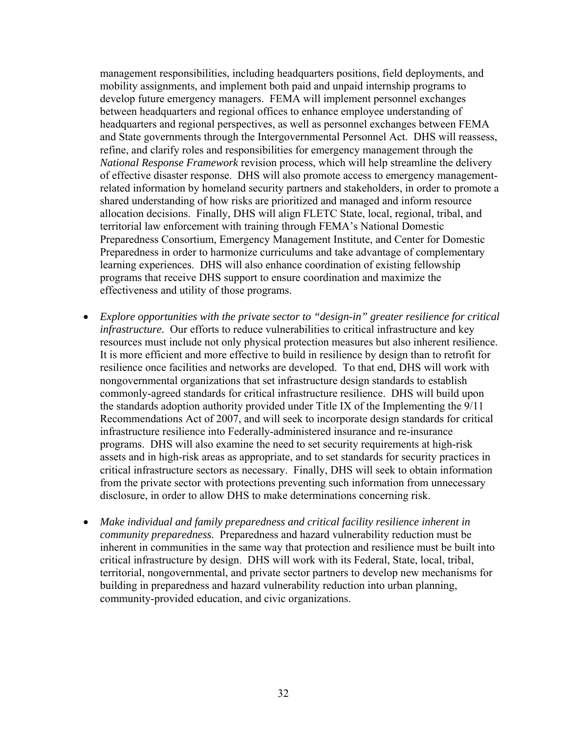management responsibilities, including headquarters positions, field deployments, and mobility assignments, and implement both paid and unpaid internship programs to develop future emergency managers. FEMA will implement personnel exchanges between headquarters and regional offices to enhance employee understanding of headquarters and regional perspectives, as well as personnel exchanges between FEMA and State governments through the Intergovernmental Personnel Act. DHS will reassess, refine, and clarify roles and responsibilities for emergency management through the *National Response Framework* revision process, which will help streamline the delivery of effective disaster response. DHS will also promote access to emergency management-related information by homeland security partners and stakeholders, in order to promote a shared understanding of how risks are prioritized and managed and inform resource allocation decisions. Finally, DHS will align FLETC State, local, regional, tribal, and territorial law enforcement with training through FEMA's National Domestic Preparedness Consortium, Emergency Management Institute, and Center for Domestic Preparedness in order to harmonize curriculums and take advantage of complementary learning experiences. DHS will also enhance coordination of existing fellowship programs that receive DHS support to ensure coordination and maximize the effectiveness and utility of those programs.

- *Explore opportunities with the private sector to "design-in" greater resilience for critical infrastructure.* Our efforts to reduce vulnerabilities to critical infrastructure and key resources must include not only physical protection measures but also inherent resilience. It is more efficient and more effective to build in resilience by design than to retrofit for resilience once facilities and networks are developed. To that end, DHS will work with nongovernmental organizations that set infrastructure design standards to establish commonly-agreed standards for critical infrastructure resilience. DHS will build upon the standards adoption authority provided under Title IX of the Implementing the 9/11 Recommendations Act of 2007, and will seek to incorporate design standards for critical infrastructure resilience into Federally-administered insurance and re-insurance programs. DHS will also examine the need to set security requirements at high-risk assets and in high-risk areas as appropriate, and to set standards for security practices in critical infrastructure sectors as necessary. Finally, DHS will seek to obtain information from the private sector with protections preventing such information from unnecessary disclosure, in order to allow DHS to make determinations concerning risk.

- *Make individual and family preparedness and critical facility resilience inherent in community preparedness.* Preparedness and hazard vulnerability reduction must be inherent in communities in the same way that protection and resilience must be built into critical infrastructure by design. DHS will work with its Federal, State, local, tribal, territorial, nongovernmental, and private sector partners to develop new mechanisms for building in preparedness and hazard vulnerability reduction into urban planning, community-provided education, and civic organizations.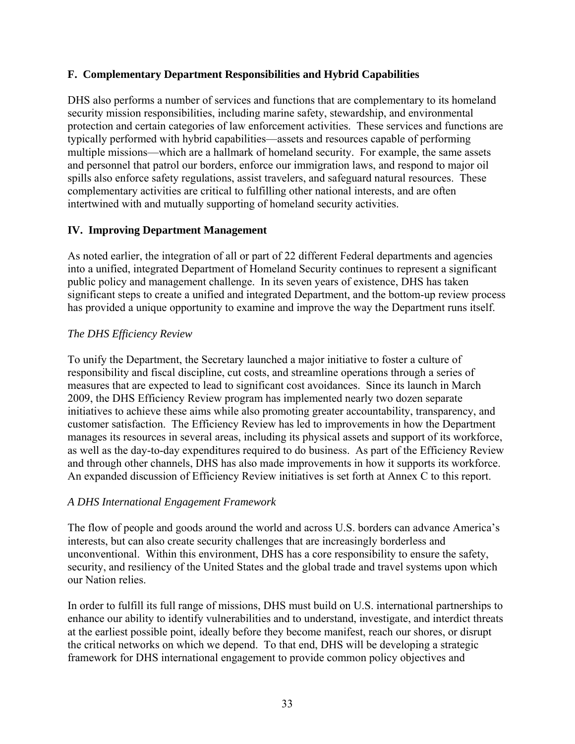### F. Complementary Department Responsibilities and Hybrid Capabilities

DHS also performs a number of services and functions that are complementary to its homeland security mission responsibilities, including marine safety, stewardship, and environmental protection and certain categories of law enforcement activities. These services and functions are typically performed with hybrid capabilities—assets and resources capable of performing multiple missions—which are a hallmark of homeland security. For example, the same assets and personnel that patrol our borders, enforce our immigration laws, and respond to major oil spills also enforce safety regulations, assist travelers, and safeguard natural resources. These complementary activities are critical to fulfilling other national interests, and are often intertwined with and mutually supporting of homeland security activities.

## IV. Improving Department Management

As noted earlier, the integration of all or part of 22 different Federal departments and agencies into a unified, integrated Department of Homeland Security continues to represent a significant public policy and management challenge. In its seven years of existence, DHS has taken significant steps to create a unified and integrated Department, and the bottom-up review process has provided a unique opportunity to examine and improve the way the Department runs itself.

*The DHS Efficiency Review*

To unify the Department, the Secretary launched a major initiative to foster a culture of responsibility and fiscal discipline, cut costs, and streamline operations through a series of measures that are expected to lead to significant cost avoidances. Since its launch in March 2009, the DHS Efficiency Review program has implemented nearly two dozen separate initiatives to achieve these aims while also promoting greater accountability, transparency, and customer satisfaction. The Efficiency Review has led to improvements in how the Department manages its resources in several areas, including its physical assets and support of its workforce, as well as the day-to-day expenditures required to do business. As part of the Efficiency Review and through other channels, DHS has also made improvements in how it supports its workforce. An expanded discussion of Efficiency Review initiatives is set forth at Annex C to this report.

*A DHS International Engagement Framework*

The flow of people and goods around the world and across U.S. borders can advance America's interests, but can also create security challenges that are increasingly borderless and unconventional. Within this environment, DHS has a core responsibility to ensure the safety, security, and resiliency of the United States and the global trade and travel systems upon which our Nation relies.

In order to fulfill its full range of missions, DHS must build on U.S. international partnerships to enhance our ability to identify vulnerabilities and to understand, investigate, and interdict threats at the earliest possible point, ideally before they become manifest, reach our shores, or disrupt the critical networks on which we depend. To that end, DHS will be developing a strategic framework for DHS international engagement to provide common policy objectives and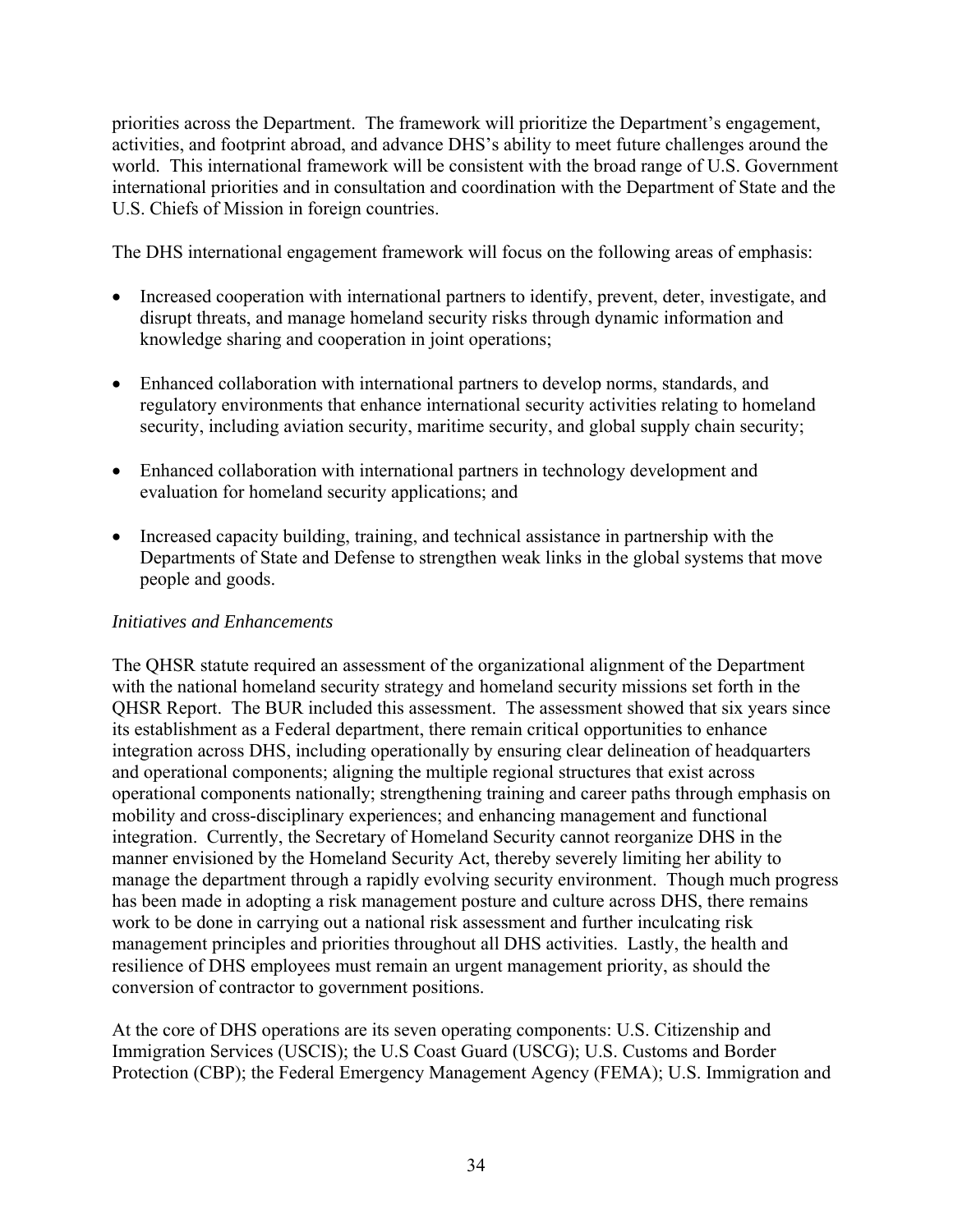priorities across the Department. The framework will prioritize the Department's engagement, activities, and footprint abroad, and advance DHS's ability to meet future challenges around the world. This international framework will be consistent with the broad range of U.S. Government international priorities and in consultation and coordination with the Department of State and the U.S. Chiefs of Mission in foreign countries.

The DHS international engagement framework will focus on the following areas of emphasis:

- Increased cooperation with international partners to identify, prevent, deter, investigate, and disrupt threats, and manage homeland security risks through dynamic information and knowledge sharing and cooperation in joint operations;
- Enhanced collaboration with international partners to develop norms, standards, and regulatory environments that enhance international security activities relating to homeland security, including aviation security, maritime security, and global supply chain security;
- Enhanced collaboration with international partners in technology development and evaluation for homeland security applications; and
- Increased capacity building, training, and technical assistance in partnership with the Departments of State and Defense to strengthen weak links in the global systems that move people and goods.

*Initiatives and Enhancements*

The QHSR statute required an assessment of the organizational alignment of the Department with the national homeland security strategy and homeland security missions set forth in the QHSR Report. The BUR included this assessment. The assessment showed that six years since its establishment as a Federal department, there remain critical opportunities to enhance integration across DHS, including operationally by ensuring clear delineation of headquarters and operational components; aligning the multiple regional structures that exist across operational components nationally; strengthening training and career paths through emphasis on mobility and cross-disciplinary experiences; and enhancing management and functional integration. Currently, the Secretary of Homeland Security cannot reorganize DHS in the manner envisioned by the Homeland Security Act, thereby severely limiting her ability to manage the department through a rapidly evolving security environment. Though much progress has been made in adopting a risk management posture and culture across DHS, there remains work to be done in carrying out a national risk assessment and further inculcating risk management principles and priorities throughout all DHS activities. Lastly, the health and resilience of DHS employees must remain an urgent management priority, as should the conversion of contractor to government positions.

At the core of DHS operations are its seven operating components: U.S. Citizenship and Immigration Services (USCIS); the U.S Coast Guard (USCG); U.S. Customs and Border Protection (CBP); the Federal Emergency Management Agency (FEMA); U.S. Immigration and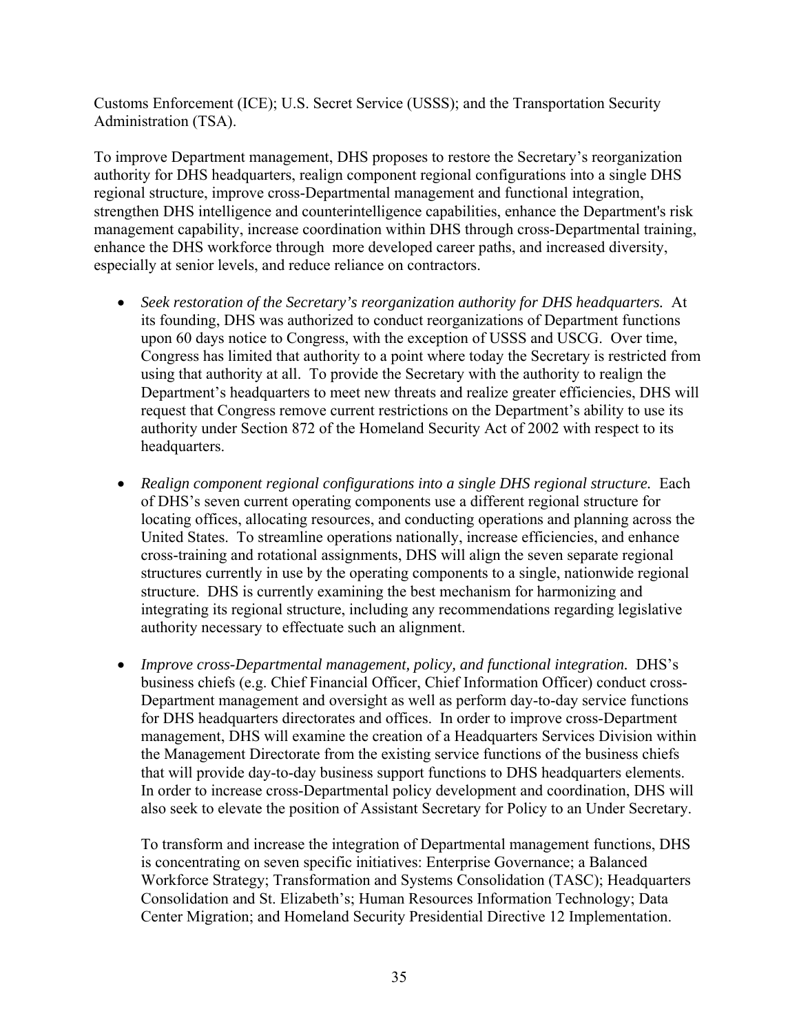Customs Enforcement (ICE); U.S. Secret Service (USSS); and the Transportation Security Administration (TSA).

To improve Department management, DHS proposes to restore the Secretary's reorganization authority for DHS headquarters, realign component regional configurations into a single DHS regional structure, improve cross-Departmental management and functional integration, strengthen DHS intelligence and counterintelligence capabilities, enhance the Department's risk management capability, increase coordination within DHS through cross-Departmental training, enhance the DHS workforce through more developed career paths, and increased diversity, especially at senior levels, and reduce reliance on contractors.

- *Seek restoration of the Secretary's reorganization authority for DHS headquarters.* At its founding, DHS was authorized to conduct reorganizations of Department functions upon 60 days notice to Congress, with the exception of USSS and USCG. Over time, Congress has limited that authority to a point where today the Secretary is restricted from using that authority at all. To provide the Secretary with the authority to realign the Department's headquarters to meet new threats and realize greater efficiencies, DHS will request that Congress remove current restrictions on the Department's ability to use its authority under Section 872 of the Homeland Security Act of 2002 with respect to its headquarters.

- *Realign component regional configurations into a single DHS regional structure.* Each of DHS's seven current operating components use a different regional structure for locating offices, allocating resources, and conducting operations and planning across the United States. To streamline operations nationally, increase efficiencies, and enhance cross-training and rotational assignments, DHS will align the seven separate regional structures currently in use by the operating components to a single, nationwide regional structure. DHS is currently examining the best mechanism for harmonizing and integrating its regional structure, including any recommendations regarding legislative authority necessary to effectuate such an alignment.

- *Improve cross-Departmental management, policy, and functional integration.* DHS's business chiefs (e.g. Chief Financial Officer, Chief Information Officer) conduct cross-Department management and oversight as well as perform day-to-day service functions for DHS headquarters directorates and offices. In order to improve cross-Department management, DHS will examine the creation of a Headquarters Services Division within the Management Directorate from the existing service functions of the business chiefs that will provide day-to-day business support functions to DHS headquarters elements. In order to increase cross-Departmental policy development and coordination, DHS will also seek to elevate the position of Assistant Secretary for Policy to an Under Secretary.

  To transform and increase the integration of Departmental management functions, DHS is concentrating on seven specific initiatives: Enterprise Governance; a Balanced Workforce Strategy; Transformation and Systems Consolidation (TASC); Headquarters Consolidation and St. Elizabeth's; Human Resources Information Technology; Data Center Migration; and Homeland Security Presidential Directive 12 Implementation.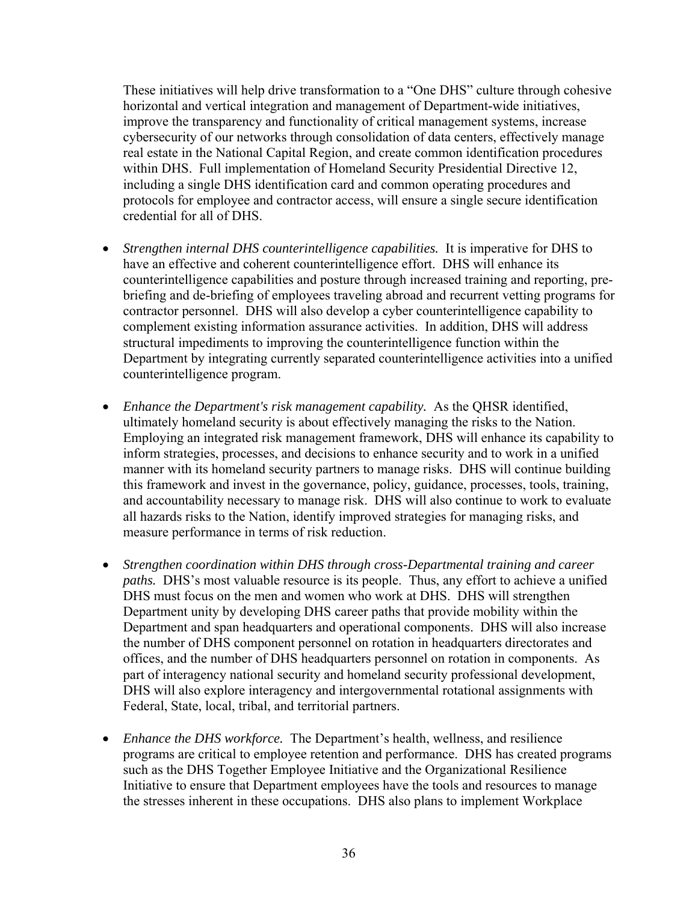These initiatives will help drive transformation to a "One DHS" culture through cohesive horizontal and vertical integration and management of Department-wide initiatives, improve the transparency and functionality of critical management systems, increase cybersecurity of our networks through consolidation of data centers, effectively manage real estate in the National Capital Region, and create common identification procedures within DHS. Full implementation of Homeland Security Presidential Directive 12, including a single DHS identification card and common operating procedures and protocols for employee and contractor access, will ensure a single secure identification credential for all of DHS.

- *Strengthen internal DHS counterintelligence capabilities.* It is imperative for DHS to have an effective and coherent counterintelligence effort. DHS will enhance its counterintelligence capabilities and posture through increased training and reporting, pre-briefing and de-briefing of employees traveling abroad and recurrent vetting programs for contractor personnel. DHS will also develop a cyber counterintelligence capability to complement existing information assurance activities. In addition, DHS will address structural impediments to improving the counterintelligence function within the Department by integrating currently separated counterintelligence activities into a unified counterintelligence program.

- *Enhance the Department's risk management capability.* As the QHSR identified, ultimately homeland security is about effectively managing the risks to the Nation. Employing an integrated risk management framework, DHS will enhance its capability to inform strategies, processes, and decisions to enhance security and to work in a unified manner with its homeland security partners to manage risks. DHS will continue building this framework and invest in the governance, policy, guidance, processes, tools, training, and accountability necessary to manage risk. DHS will also continue to work to evaluate all hazards risks to the Nation, identify improved strategies for managing risks, and measure performance in terms of risk reduction.

- *Strengthen coordination within DHS through cross-Departmental training and career paths.* DHS's most valuable resource is its people. Thus, any effort to achieve a unified DHS must focus on the men and women who work at DHS. DHS will strengthen Department unity by developing DHS career paths that provide mobility within the Department and span headquarters and operational components. DHS will also increase the number of DHS component personnel on rotation in headquarters directorates and offices, and the number of DHS headquarters personnel on rotation in components. As part of interagency national security and homeland security professional development, DHS will also explore interagency and intergovernmental rotational assignments with Federal, State, local, tribal, and territorial partners.

- *Enhance the DHS workforce.* The Department's health, wellness, and resilience programs are critical to employee retention and performance. DHS has created programs such as the DHS Together Employee Initiative and the Organizational Resilience Initiative to ensure that Department employees have the tools and resources to manage the stresses inherent in these occupations. DHS also plans to implement Workplace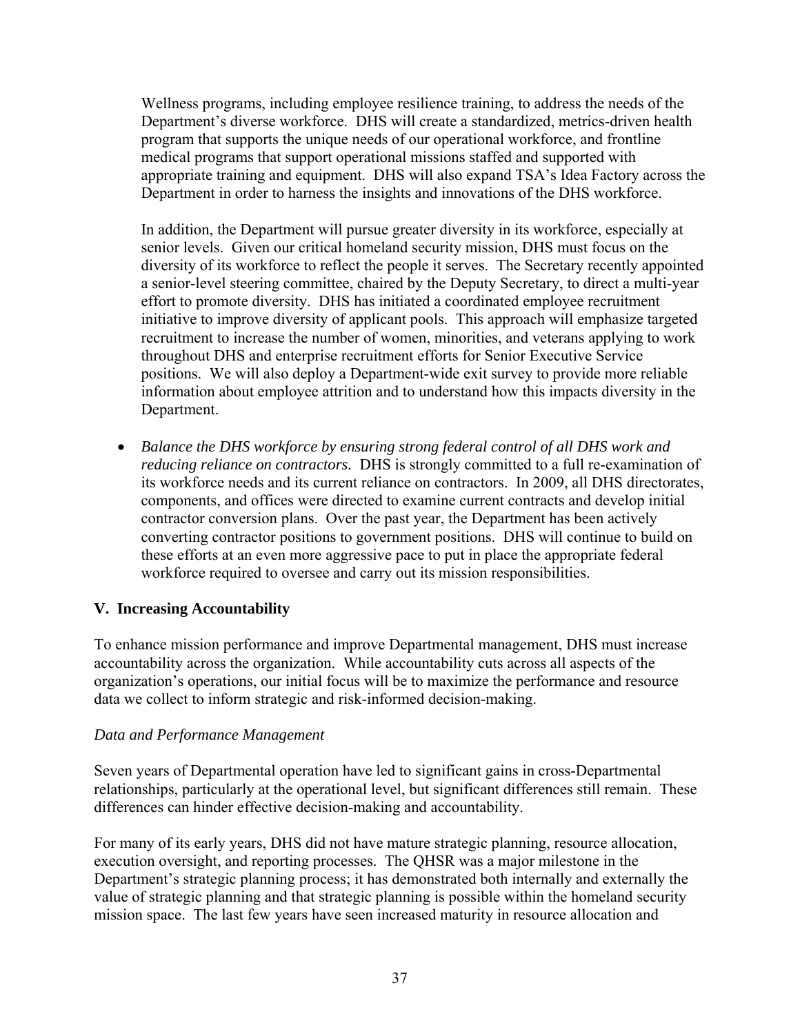Wellness programs, including employee resilience training, to address the needs of the Department's diverse workforce. DHS will create a standardized, metrics-driven health program that supports the unique needs of our operational workforce, and frontline medical programs that support operational missions staffed and supported with appropriate training and equipment. DHS will also expand TSA's Idea Factory across the Department in order to harness the insights and innovations of the DHS workforce.

In addition, the Department will pursue greater diversity in its workforce, especially at senior levels. Given our critical homeland security mission, DHS must focus on the diversity of its workforce to reflect the people it serves. The Secretary recently appointed a senior-level steering committee, chaired by the Deputy Secretary, to direct a multi-year effort to promote diversity. DHS has initiated a coordinated employee recruitment initiative to improve diversity of applicant pools. This approach will emphasize targeted recruitment to increase the number of women, minorities, and veterans applying to work throughout DHS and enterprise recruitment efforts for Senior Executive Service positions. We will also deploy a Department-wide exit survey to provide more reliable information about employee attrition and to understand how this impacts diversity in the Department.

- *Balance the DHS workforce by ensuring strong federal control of all DHS work and reducing reliance on contractors.* DHS is strongly committed to a full re-examination of its workforce needs and its current reliance on contractors. In 2009, all DHS directorates, components, and offices were directed to examine current contracts and develop initial contractor conversion plans. Over the past year, the Department has been actively converting contractor positions to government positions. DHS will continue to build on these efforts at an even more aggressive pace to put in place the appropriate federal workforce required to oversee and carry out its mission responsibilities.

## V. Increasing Accountability

To enhance mission performance and improve Departmental management, DHS must increase accountability across the organization. While accountability cuts across all aspects of the organization's operations, our initial focus will be to maximize the performance and resource data we collect to inform strategic and risk-informed decision-making.

### *Data and Performance Management*

Seven years of Departmental operation have led to significant gains in cross-Departmental relationships, particularly at the operational level, but significant differences still remain. These differences can hinder effective decision-making and accountability.

For many of its early years, DHS did not have mature strategic planning, resource allocation, execution oversight, and reporting processes. The QHSR was a major milestone in the Department's strategic planning process; it has demonstrated both internally and externally the value of strategic planning and that strategic planning is possible within the homeland security mission space. The last few years have seen increased maturity in resource allocation and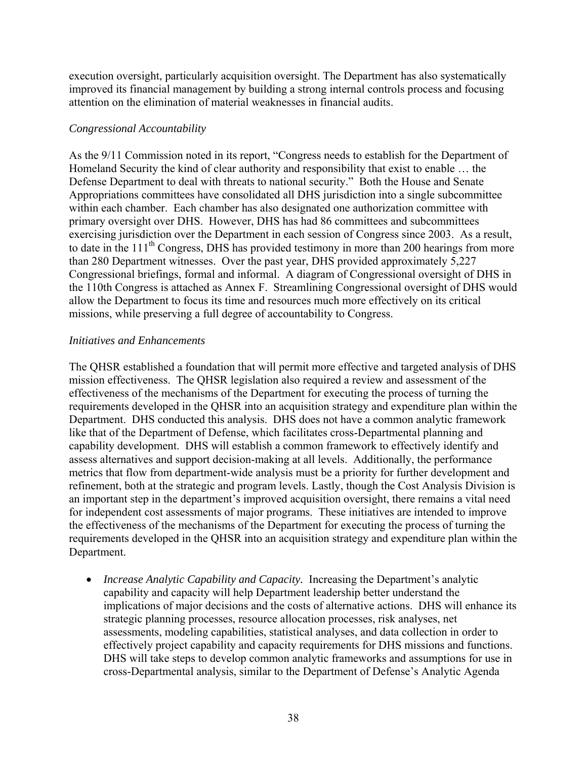execution oversight, particularly acquisition oversight. The Department has also systematically improved its financial management by building a strong internal controls process and focusing attention on the elimination of material weaknesses in financial audits.

*Congressional Accountability*

As the 9/11 Commission noted in its report, "Congress needs to establish for the Department of Homeland Security the kind of clear authority and responsibility that exist to enable … the Defense Department to deal with threats to national security." Both the House and Senate Appropriations committees have consolidated all DHS jurisdiction into a single subcommittee within each chamber. Each chamber has also designated one authorization committee with primary oversight over DHS. However, DHS has had 86 committees and subcommittees exercising jurisdiction over the Department in each session of Congress since 2003. As a result, to date in the 111th Congress, DHS has provided testimony in more than 200 hearings from more than 280 Department witnesses. Over the past year, DHS provided approximately 5,227 Congressional briefings, formal and informal. A diagram of Congressional oversight of DHS in the 110th Congress is attached as Annex F. Streamlining Congressional oversight of DHS would allow the Department to focus its time and resources much more effectively on its critical missions, while preserving a full degree of accountability to Congress.

*Initiatives and Enhancements*

The QHSR established a foundation that will permit more effective and targeted analysis of DHS mission effectiveness. The QHSR legislation also required a review and assessment of the effectiveness of the mechanisms of the Department for executing the process of turning the requirements developed in the QHSR into an acquisition strategy and expenditure plan within the Department. DHS conducted this analysis. DHS does not have a common analytic framework like that of the Department of Defense, which facilitates cross-Departmental planning and capability development. DHS will establish a common framework to effectively identify and assess alternatives and support decision-making at all levels. Additionally, the performance metrics that flow from department-wide analysis must be a priority for further development and refinement, both at the strategic and program levels. Lastly, though the Cost Analysis Division is an important step in the department's improved acquisition oversight, there remains a vital need for independent cost assessments of major programs. These initiatives are intended to improve the effectiveness of the mechanisms of the Department for executing the process of turning the requirements developed in the QHSR into an acquisition strategy and expenditure plan within the Department.

- *Increase Analytic Capability and Capacity.* Increasing the Department's analytic capability and capacity will help Department leadership better understand the implications of major decisions and the costs of alternative actions. DHS will enhance its strategic planning processes, resource allocation processes, risk analyses, net assessments, modeling capabilities, statistical analyses, and data collection in order to effectively project capability and capacity requirements for DHS missions and functions. DHS will take steps to develop common analytic frameworks and assumptions for use in cross-Departmental analysis, similar to the Department of Defense's Analytic Agenda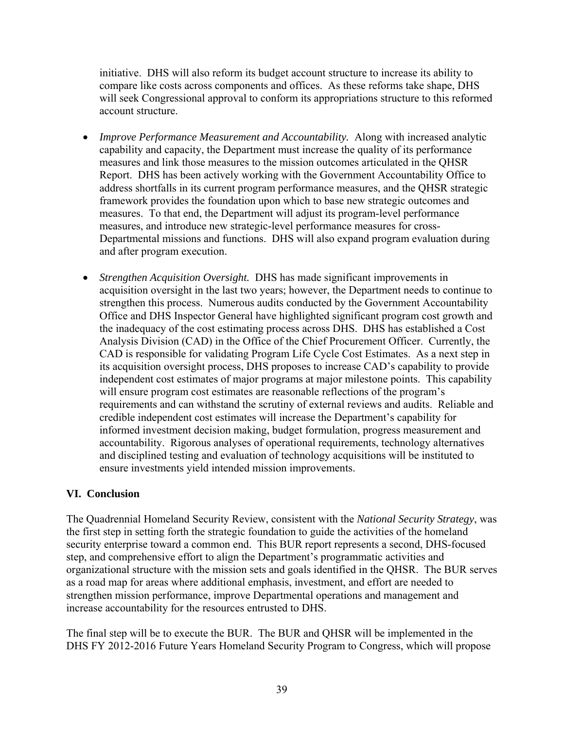initiative. DHS will also reform its budget account structure to increase its ability to compare like costs across components and offices. As these reforms take shape, DHS will seek Congressional approval to conform its appropriations structure to this reformed account structure.

- *Improve Performance Measurement and Accountability.* Along with increased analytic capability and capacity, the Department must increase the quality of its performance measures and link those measures to the mission outcomes articulated in the QHSR Report. DHS has been actively working with the Government Accountability Office to address shortfalls in its current program performance measures, and the QHSR strategic framework provides the foundation upon which to base new strategic outcomes and measures. To that end, the Department will adjust its program-level performance measures, and introduce new strategic-level performance measures for cross-Departmental missions and functions. DHS will also expand program evaluation during and after program execution.

- *Strengthen Acquisition Oversight.* DHS has made significant improvements in acquisition oversight in the last two years; however, the Department needs to continue to strengthen this process. Numerous audits conducted by the Government Accountability Office and DHS Inspector General have highlighted significant program cost growth and the inadequacy of the cost estimating process across DHS. DHS has established a Cost Analysis Division (CAD) in the Office of the Chief Procurement Officer. Currently, the CAD is responsible for validating Program Life Cycle Cost Estimates. As a next step in its acquisition oversight process, DHS proposes to increase CAD's capability to provide independent cost estimates of major programs at major milestone points. This capability will ensure program cost estimates are reasonable reflections of the program's requirements and can withstand the scrutiny of external reviews and audits. Reliable and credible independent cost estimates will increase the Department's capability for informed investment decision making, budget formulation, progress measurement and accountability. Rigorous analyses of operational requirements, technology alternatives and disciplined testing and evaluation of technology acquisitions will be instituted to ensure investments yield intended mission improvements.

## VI. Conclusion

The Quadrennial Homeland Security Review, consistent with the *National Security Strategy*, was the first step in setting forth the strategic foundation to guide the activities of the homeland security enterprise toward a common end. This BUR report represents a second, DHS-focused step, and comprehensive effort to align the Department's programmatic activities and organizational structure with the mission sets and goals identified in the QHSR. The BUR serves as a road map for areas where additional emphasis, investment, and effort are needed to strengthen mission performance, improve Departmental operations and management and increase accountability for the resources entrusted to DHS.

The final step will be to execute the BUR. The BUR and QHSR will be implemented in the DHS FY 2012-2016 Future Years Homeland Security Program to Congress, which will propose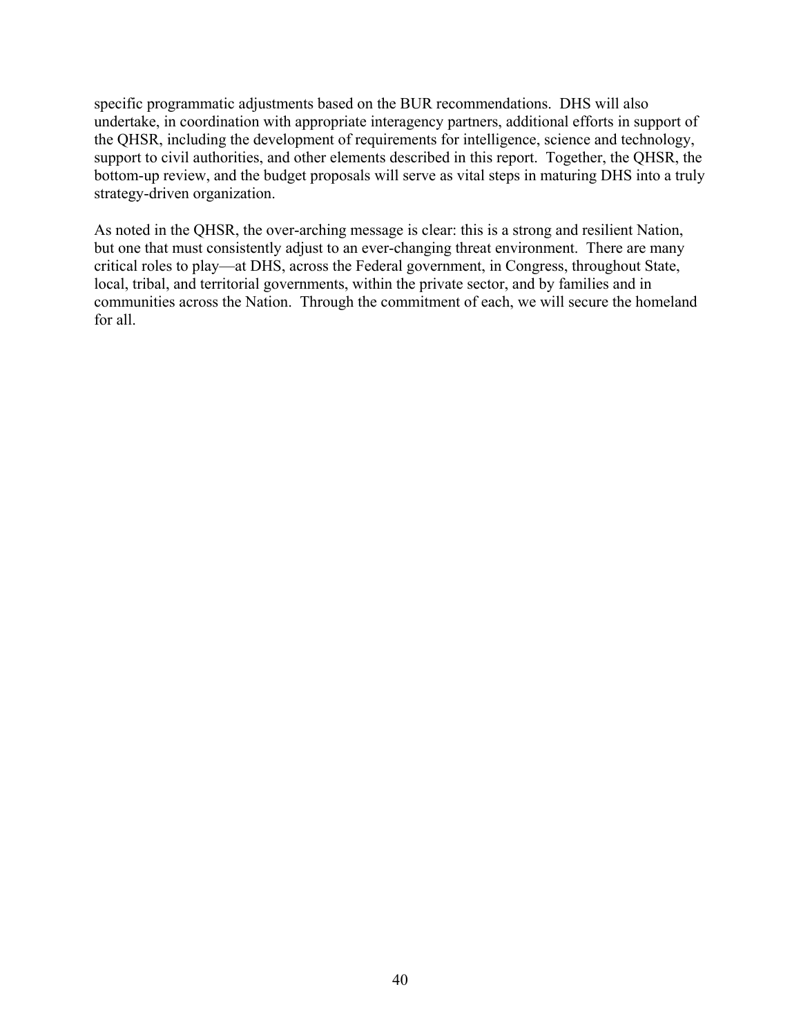specific programmatic adjustments based on the BUR recommendations. DHS will also undertake, in coordination with appropriate interagency partners, additional efforts in support of the QHSR, including the development of requirements for intelligence, science and technology, support to civil authorities, and other elements described in this report. Together, the QHSR, the bottom-up review, and the budget proposals will serve as vital steps in maturing DHS into a truly strategy-driven organization.

As noted in the QHSR, the over-arching message is clear: this is a strong and resilient Nation, but one that must consistently adjust to an ever-changing threat environment. There are many critical roles to play—at DHS, across the Federal government, in Congress, throughout State, local, tribal, and territorial governments, within the private sector, and by families and in communities across the Nation. Through the commitment of each, we will secure the homeland for all.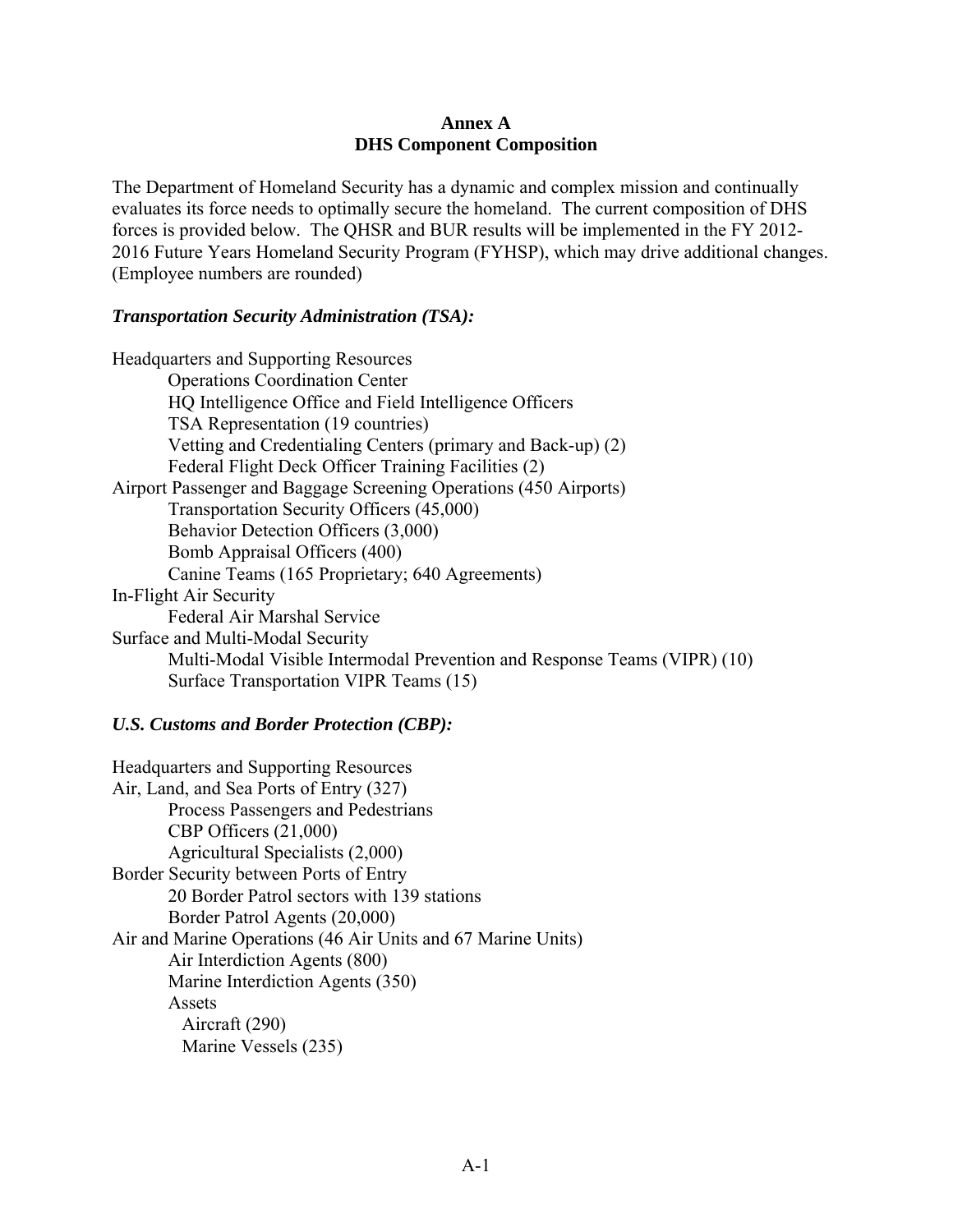## Annex A
## DHS Component Composition

The Department of Homeland Security has a dynamic and complex mission and continually evaluates its force needs to optimally secure the homeland. The current composition of DHS forces is provided below. The QHSR and BUR results will be implemented in the FY 2012-2016 Future Years Homeland Security Program (FYHSP), which may drive additional changes. (Employee numbers are rounded)

### *Transportation Security Administration (TSA):*

- Headquarters and Supporting Resources
  - Operations Coordination Center
  - HQ Intelligence Office and Field Intelligence Officers
  - TSA Representation (19 countries)
  - Vetting and Credentialing Centers (primary and Back-up) (2)
  - Federal Flight Deck Officer Training Facilities (2)
- Airport Passenger and Baggage Screening Operations (450 Airports)
  - Transportation Security Officers (45,000)
  - Behavior Detection Officers (3,000)
  - Bomb Appraisal Officers (400)
  - Canine Teams (165 Proprietary; 640 Agreements)
- In-Flight Air Security
  - Federal Air Marshal Service
- Surface and Multi-Modal Security
  - Multi-Modal Visible Intermodal Prevention and Response Teams (VIPR) (10)
  - Surface Transportation VIPR Teams (15)

### *U.S. Customs and Border Protection (CBP):*

- Headquarters and Supporting Resources
- Air, Land, and Sea Ports of Entry (327)
  - Process Passengers and Pedestrians
  - CBP Officers (21,000)
  - Agricultural Specialists (2,000)
- Border Security between Ports of Entry
  - 20 Border Patrol sectors with 139 stations
  - Border Patrol Agents (20,000)
- Air and Marine Operations (46 Air Units and 67 Marine Units)
  - Air Interdiction Agents (800)
  - Marine Interdiction Agents (350)
  - Assets
    - Aircraft (290)
    - Marine Vessels (235)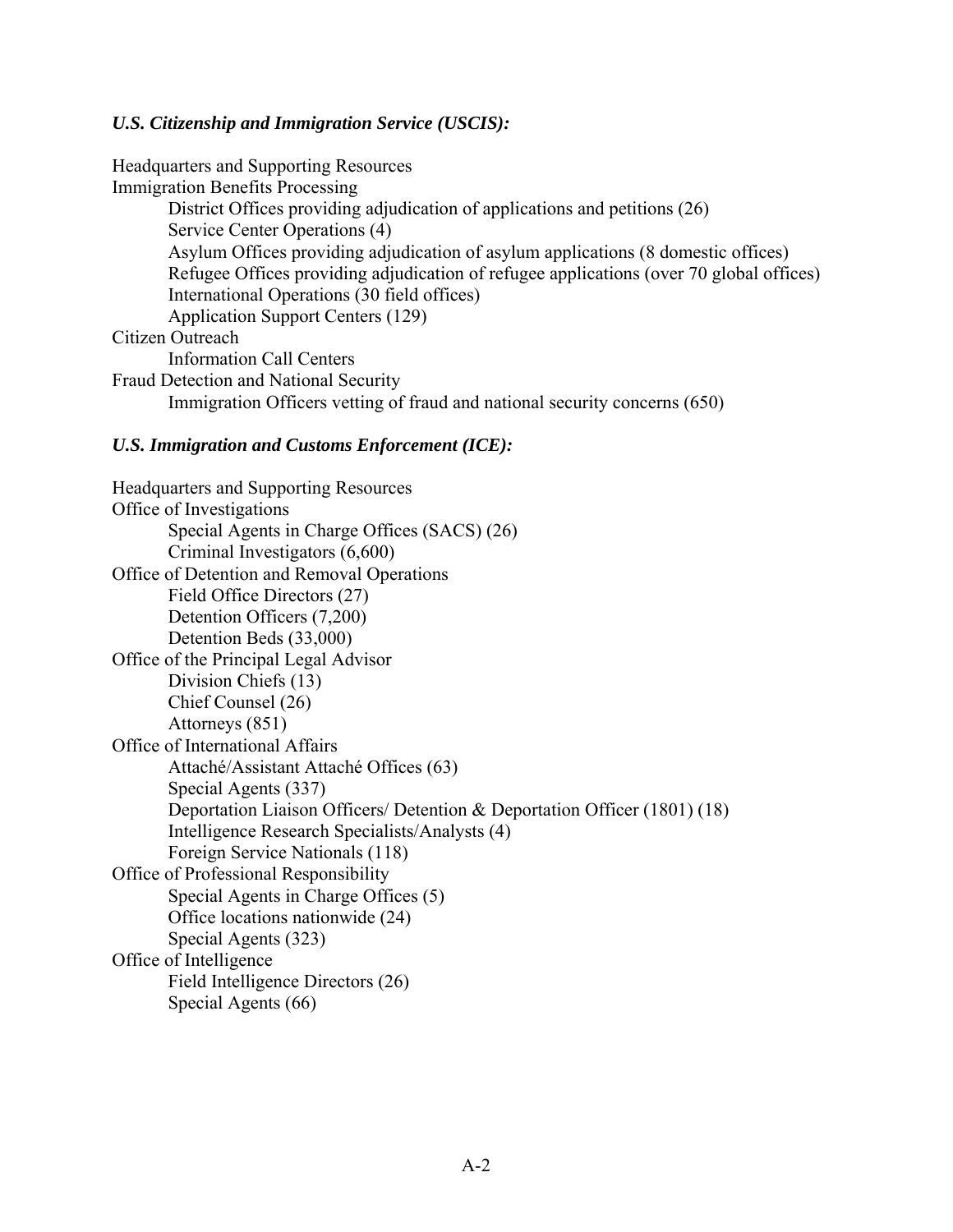***U.S. Citizenship and Immigration Service (USCIS):***

Headquarters and Supporting Resources
Immigration Benefits Processing
- District Offices providing adjudication of applications and petitions (26)
- Service Center Operations (4)
- Asylum Offices providing adjudication of asylum applications (8 domestic offices)
- Refugee Offices providing adjudication of refugee applications (over 70 global offices)
- International Operations (30 field offices)
- Application Support Centers (129)

Citizen Outreach
- Information Call Centers

Fraud Detection and National Security
- Immigration Officers vetting of fraud and national security concerns (650)

***U.S. Immigration and Customs Enforcement (ICE):***

Headquarters and Supporting Resources
Office of Investigations
- Special Agents in Charge Offices (SACS) (26)
- Criminal Investigators (6,600)

Office of Detention and Removal Operations
- Field Office Directors (27)
- Detention Officers (7,200)
- Detention Beds (33,000)

Office of the Principal Legal Advisor
- Division Chiefs (13)
- Chief Counsel (26)
- Attorneys (851)

Office of International Affairs
- Attaché/Assistant Attaché Offices (63)
- Special Agents (337)
- Deportation Liaison Officers/ Detention & Deportation Officer (1801) (18)
- Intelligence Research Specialists/Analysts (4)
- Foreign Service Nationals (118)

Office of Professional Responsibility
- Special Agents in Charge Offices (5)
- Office locations nationwide (24)
- Special Agents (323)

Office of Intelligence
- Field Intelligence Directors (26)
- Special Agents (66)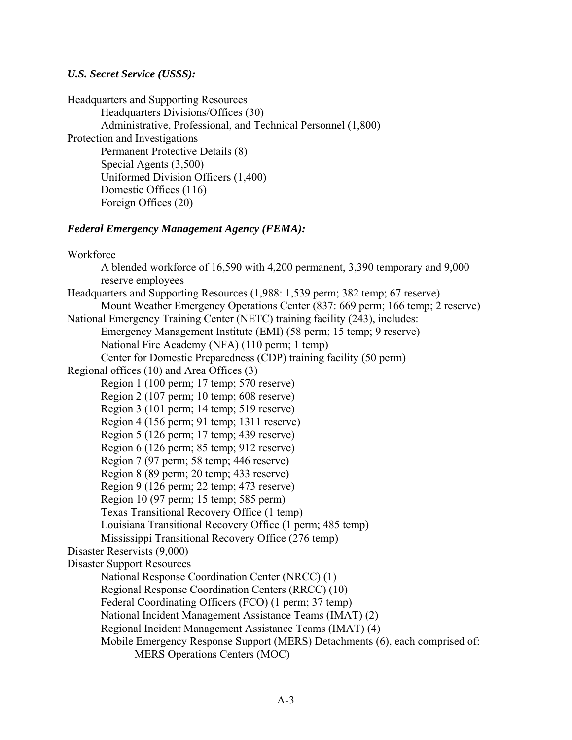***U.S. Secret Service (USSS):***

Headquarters and Supporting Resources
- Headquarters Divisions/Offices (30)
- Administrative, Professional, and Technical Personnel (1,800)

Protection and Investigations
- Permanent Protective Details (8)
- Special Agents (3,500)
- Uniformed Division Officers (1,400)
- Domestic Offices (116)
- Foreign Offices (20)

***Federal Emergency Management Agency (FEMA):***

Workforce
- A blended workforce of 16,590 with 4,200 permanent, 3,390 temporary and 9,000 reserve employees

Headquarters and Supporting Resources (1,988: 1,539 perm; 382 temp; 67 reserve)
- Mount Weather Emergency Operations Center (837: 669 perm; 166 temp; 2 reserve)

National Emergency Training Center (NETC) training facility (243), includes:
- Emergency Management Institute (EMI) (58 perm; 15 temp; 9 reserve)
- National Fire Academy (NFA) (110 perm; 1 temp)
- Center for Domestic Preparedness (CDP) training facility (50 perm)

Regional offices (10) and Area Offices (3)
- Region 1 (100 perm; 17 temp; 570 reserve)
- Region 2 (107 perm; 10 temp; 608 reserve)
- Region 3 (101 perm; 14 temp; 519 reserve)
- Region 4 (156 perm; 91 temp; 1311 reserve)
- Region 5 (126 perm; 17 temp; 439 reserve)
- Region 6 (126 perm; 85 temp; 912 reserve)
- Region 7 (97 perm; 58 temp; 446 reserve)
- Region 8 (89 perm; 20 temp; 433 reserve)
- Region 9 (126 perm; 22 temp; 473 reserve)
- Region 10 (97 perm; 15 temp; 585 perm)
- Texas Transitional Recovery Office (1 temp)
- Louisiana Transitional Recovery Office (1 perm; 485 temp)
- Mississippi Transitional Recovery Office (276 temp)

Disaster Reservists (9,000)

Disaster Support Resources
- National Response Coordination Center (NRCC) (1)
- Regional Response Coordination Centers (RRCC) (10)
- Federal Coordinating Officers (FCO) (1 perm; 37 temp)
- National Incident Management Assistance Teams (IMAT) (2)
- Regional Incident Management Assistance Teams (IMAT) (4)
- Mobile Emergency Response Support (MERS) Detachments (6), each comprised of:
  - MERS Operations Centers (MOC)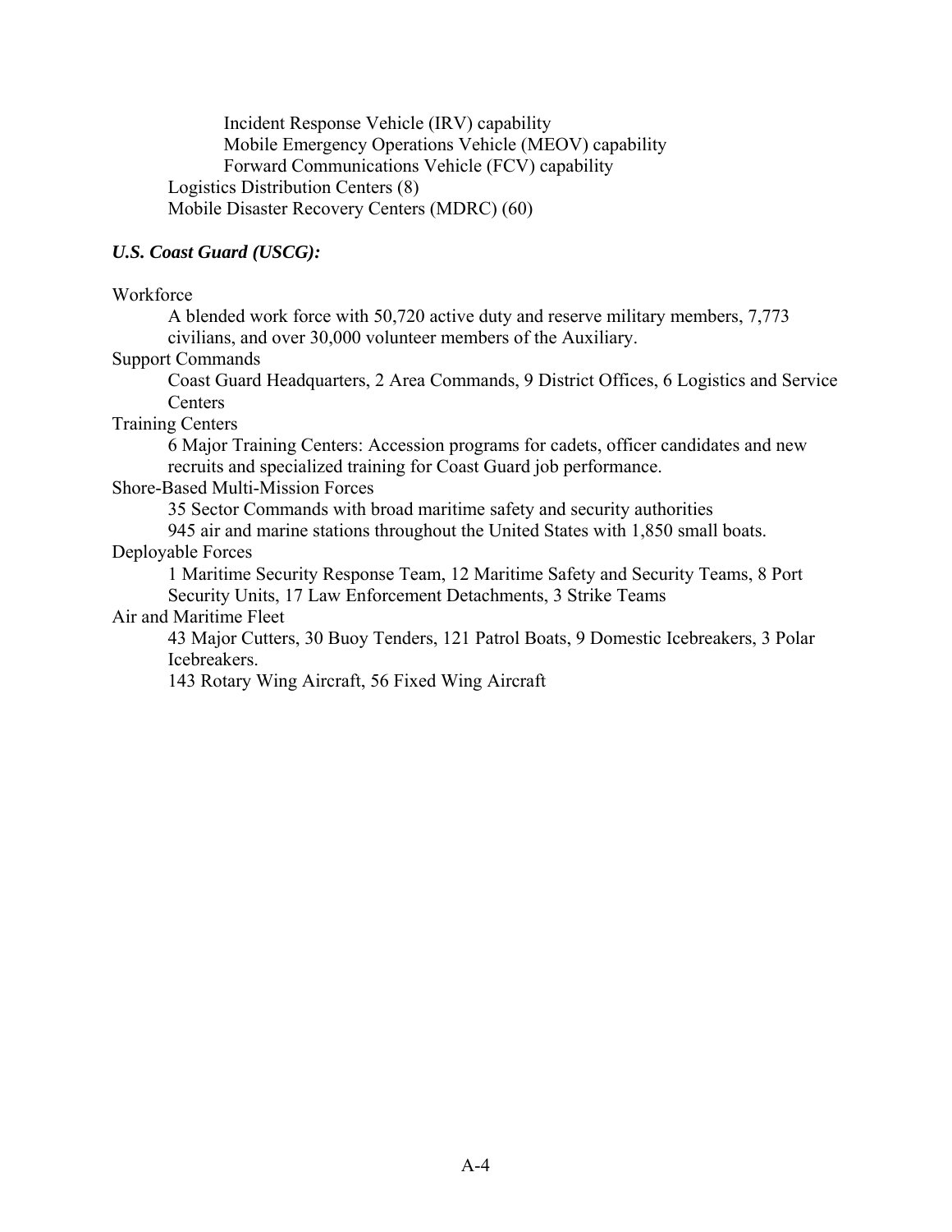Incident Response Vehicle (IRV) capability
Mobile Emergency Operations Vehicle (MEOV) capability
Forward Communications Vehicle (FCV) capability
Logistics Distribution Centers (8)
Mobile Disaster Recovery Centers (MDRC) (60)

***U.S. Coast Guard (USCG):***

Workforce

A blended work force with 50,720 active duty and reserve military members, 7,773 civilians, and over 30,000 volunteer members of the Auxiliary.

Support Commands

Coast Guard Headquarters, 2 Area Commands, 9 District Offices, 6 Logistics and Service Centers

Training Centers

6 Major Training Centers: Accession programs for cadets, officer candidates and new recruits and specialized training for Coast Guard job performance.

Shore-Based Multi-Mission Forces

35 Sector Commands with broad maritime safety and security authorities

945 air and marine stations throughout the United States with 1,850 small boats.

Deployable Forces

1 Maritime Security Response Team, 12 Maritime Safety and Security Teams, 8 Port Security Units, 17 Law Enforcement Detachments, 3 Strike Teams

Air and Maritime Fleet

43 Major Cutters, 30 Buoy Tenders, 121 Patrol Boats, 9 Domestic Icebreakers, 3 Polar Icebreakers.

143 Rotary Wing Aircraft, 56 Fixed Wing Aircraft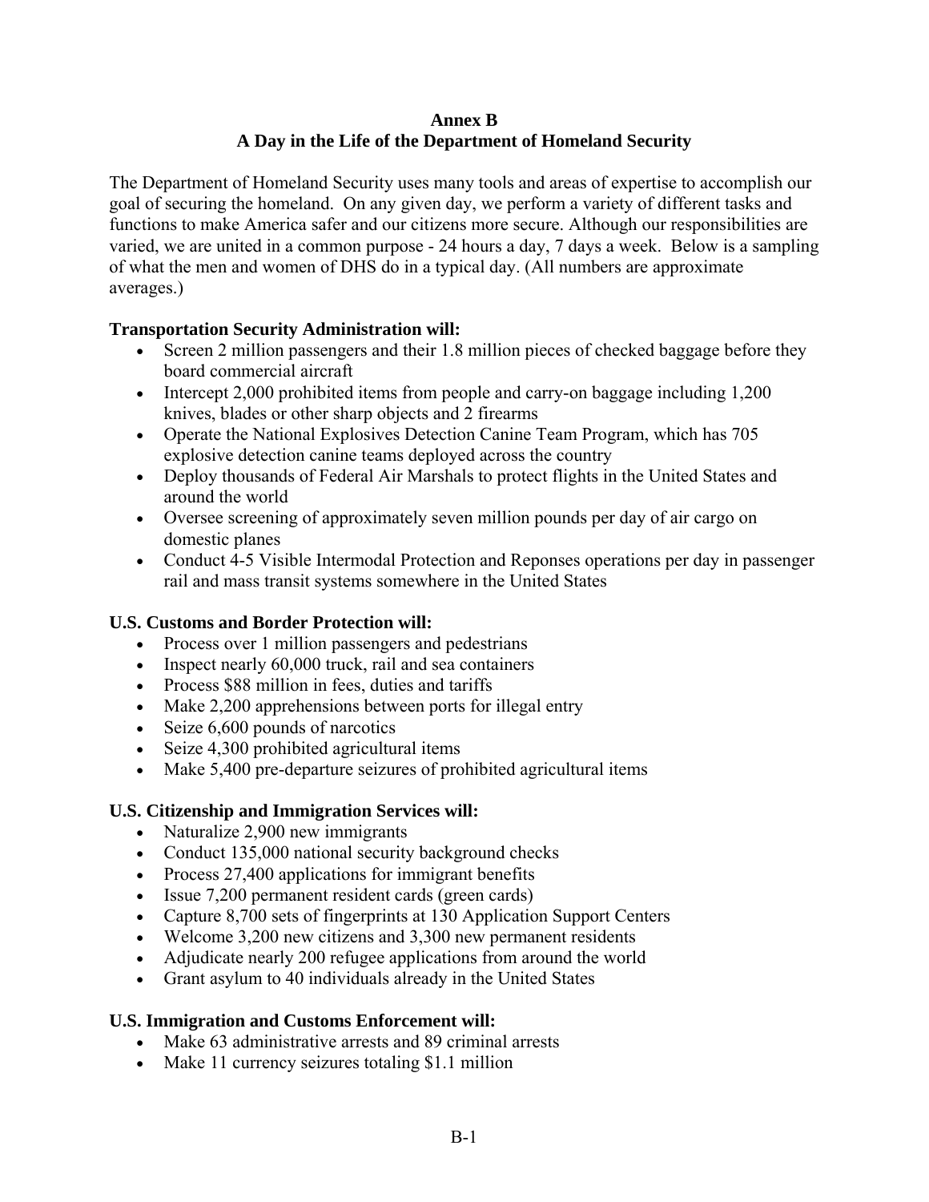**Annex B**
**A Day in the Life of the Department of Homeland Security**

The Department of Homeland Security uses many tools and areas of expertise to accomplish our goal of securing the homeland. On any given day, we perform a variety of different tasks and functions to make America safer and our citizens more secure. Although our responsibilities are varied, we are united in a common purpose - 24 hours a day, 7 days a week. Below is a sampling of what the men and women of DHS do in a typical day. (All numbers are approximate averages.)

**Transportation Security Administration will:**

- Screen 2 million passengers and their 1.8 million pieces of checked baggage before they board commercial aircraft
- Intercept 2,000 prohibited items from people and carry-on baggage including 1,200 knives, blades or other sharp objects and 2 firearms
- Operate the National Explosives Detection Canine Team Program, which has 705 explosive detection canine teams deployed across the country
- Deploy thousands of Federal Air Marshals to protect flights in the United States and around the world
- Oversee screening of approximately seven million pounds per day of air cargo on domestic planes
- Conduct 4-5 Visible Intermodal Protection and Reponses operations per day in passenger rail and mass transit systems somewhere in the United States

**U.S. Customs and Border Protection will:**

- Process over 1 million passengers and pedestrians
- Inspect nearly 60,000 truck, rail and sea containers
- Process $88 million in fees, duties and tariffs
- Make 2,200 apprehensions between ports for illegal entry
- Seize 6,600 pounds of narcotics
- Seize 4,300 prohibited agricultural items
- Make 5,400 pre-departure seizures of prohibited agricultural items

**U.S. Citizenship and Immigration Services will:**

- Naturalize 2,900 new immigrants
- Conduct 135,000 national security background checks
- Process 27,400 applications for immigrant benefits
- Issue 7,200 permanent resident cards (green cards)
- Capture 8,700 sets of fingerprints at 130 Application Support Centers
- Welcome 3,200 new citizens and 3,300 new permanent residents
- Adjudicate nearly 200 refugee applications from around the world
- Grant asylum to 40 individuals already in the United States

**U.S. Immigration and Customs Enforcement will:**

- Make 63 administrative arrests and 89 criminal arrests
- Make 11 currency seizures totaling $1.1 million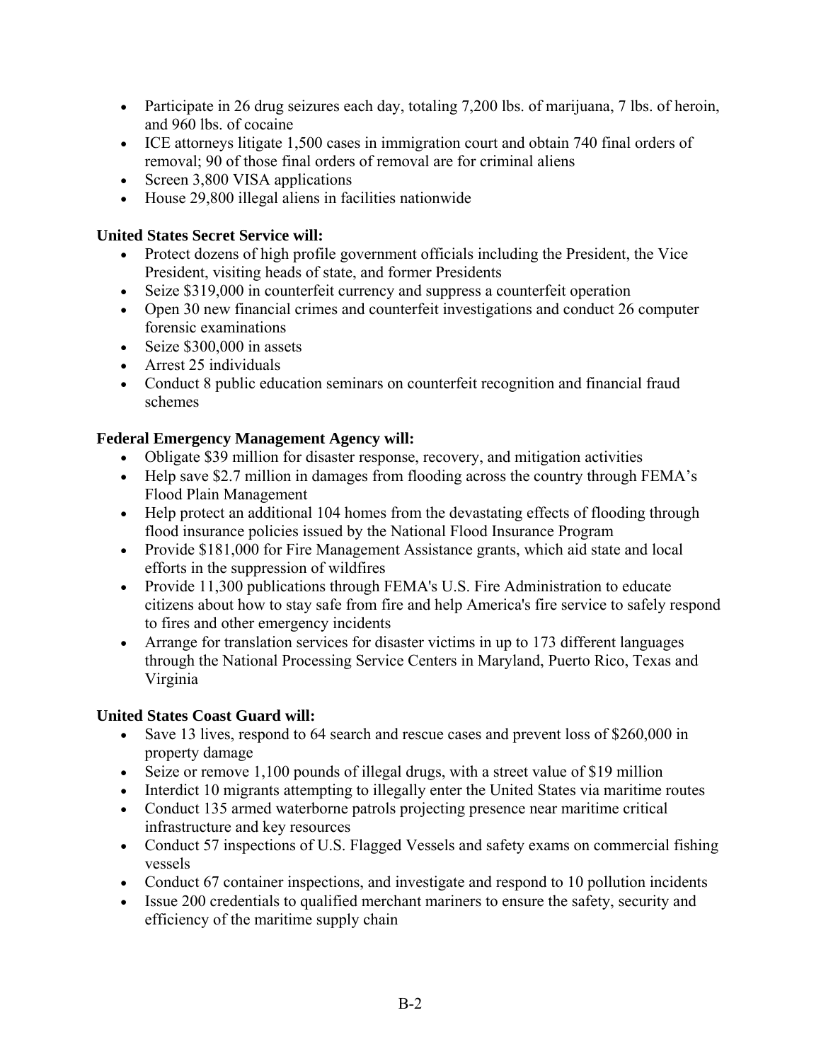- Participate in 26 drug seizures each day, totaling 7,200 lbs. of marijuana, 7 lbs. of heroin, and 960 lbs. of cocaine
- ICE attorneys litigate 1,500 cases in immigration court and obtain 740 final orders of removal; 90 of those final orders of removal are for criminal aliens
- Screen 3,800 VISA applications
- House 29,800 illegal aliens in facilities nationwide

**United States Secret Service will:**

- Protect dozens of high profile government officials including the President, the Vice President, visiting heads of state, and former Presidents
- Seize $319,000 in counterfeit currency and suppress a counterfeit operation
- Open 30 new financial crimes and counterfeit investigations and conduct 26 computer forensic examinations
- Seize $300,000 in assets
- Arrest 25 individuals
- Conduct 8 public education seminars on counterfeit recognition and financial fraud schemes

**Federal Emergency Management Agency will:**

- Obligate $39 million for disaster response, recovery, and mitigation activities
- Help save $2.7 million in damages from flooding across the country through FEMA's Flood Plain Management
- Help protect an additional 104 homes from the devastating effects of flooding through flood insurance policies issued by the National Flood Insurance Program
- Provide $181,000 for Fire Management Assistance grants, which aid state and local efforts in the suppression of wildfires
- Provide 11,300 publications through FEMA's U.S. Fire Administration to educate citizens about how to stay safe from fire and help America's fire service to safely respond to fires and other emergency incidents
- Arrange for translation services for disaster victims in up to 173 different languages through the National Processing Service Centers in Maryland, Puerto Rico, Texas and Virginia

**United States Coast Guard will:**

- Save 13 lives, respond to 64 search and rescue cases and prevent loss of $260,000 in property damage
- Seize or remove 1,100 pounds of illegal drugs, with a street value of $19 million
- Interdict 10 migrants attempting to illegally enter the United States via maritime routes
- Conduct 135 armed waterborne patrols projecting presence near maritime critical infrastructure and key resources
- Conduct 57 inspections of U.S. Flagged Vessels and safety exams on commercial fishing vessels
- Conduct 67 container inspections, and investigate and respond to 10 pollution incidents
- Issue 200 credentials to qualified merchant mariners to ensure the safety, security and efficiency of the maritime supply chain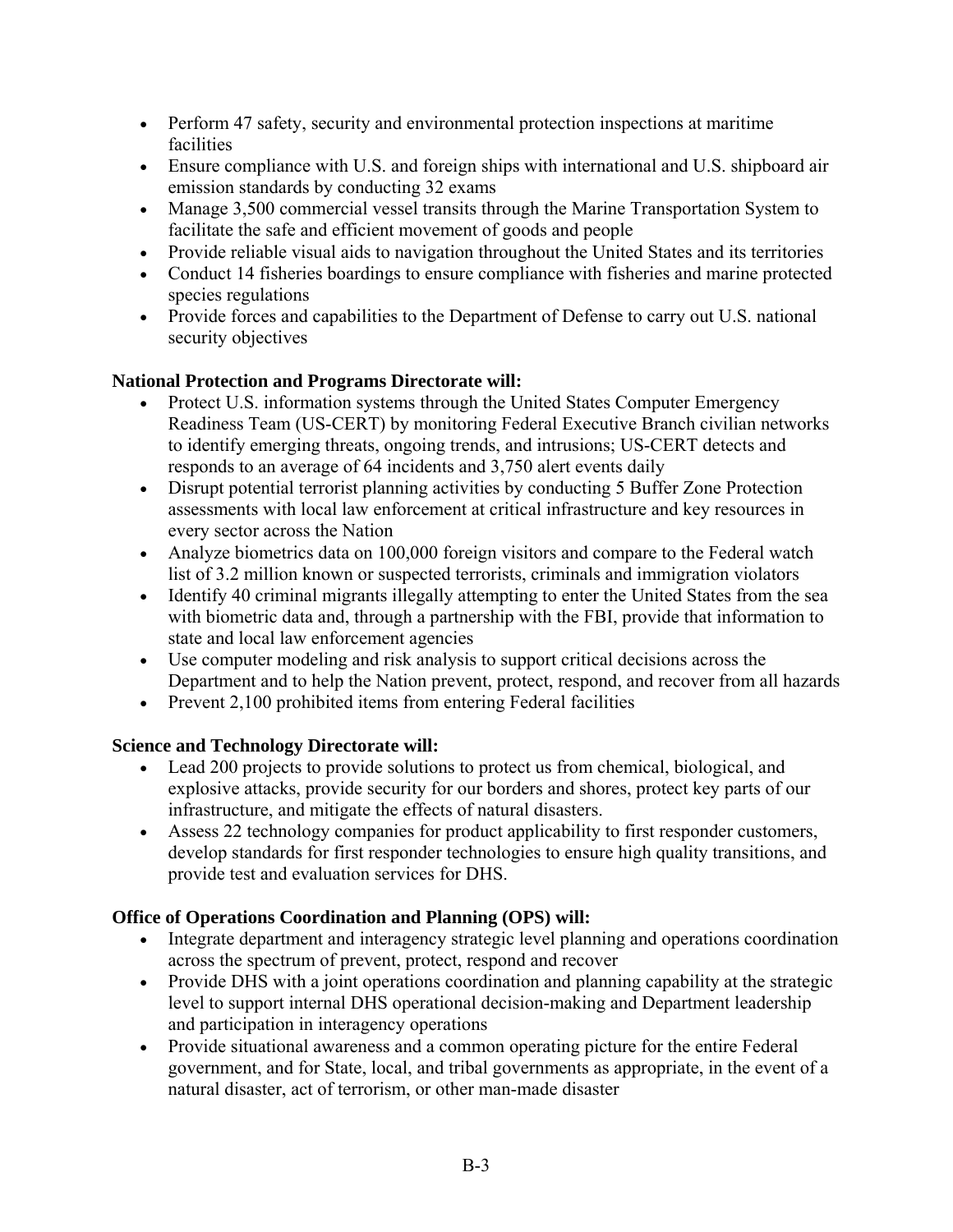- Perform 47 safety, security and environmental protection inspections at maritime facilities
- Ensure compliance with U.S. and foreign ships with international and U.S. shipboard air emission standards by conducting 32 exams
- Manage 3,500 commercial vessel transits through the Marine Transportation System to facilitate the safe and efficient movement of goods and people
- Provide reliable visual aids to navigation throughout the United States and its territories
- Conduct 14 fisheries boardings to ensure compliance with fisheries and marine protected species regulations
- Provide forces and capabilities to the Department of Defense to carry out U.S. national security objectives

**National Protection and Programs Directorate will:**

- Protect U.S. information systems through the United States Computer Emergency Readiness Team (US-CERT) by monitoring Federal Executive Branch civilian networks to identify emerging threats, ongoing trends, and intrusions; US-CERT detects and responds to an average of 64 incidents and 3,750 alert events daily
- Disrupt potential terrorist planning activities by conducting 5 Buffer Zone Protection assessments with local law enforcement at critical infrastructure and key resources in every sector across the Nation
- Analyze biometrics data on 100,000 foreign visitors and compare to the Federal watch list of 3.2 million known or suspected terrorists, criminals and immigration violators
- Identify 40 criminal migrants illegally attempting to enter the United States from the sea with biometric data and, through a partnership with the FBI, provide that information to state and local law enforcement agencies
- Use computer modeling and risk analysis to support critical decisions across the Department and to help the Nation prevent, protect, respond, and recover from all hazards
- Prevent 2,100 prohibited items from entering Federal facilities

**Science and Technology Directorate will:**

- Lead 200 projects to provide solutions to protect us from chemical, biological, and explosive attacks, provide security for our borders and shores, protect key parts of our infrastructure, and mitigate the effects of natural disasters.
- Assess 22 technology companies for product applicability to first responder customers, develop standards for first responder technologies to ensure high quality transitions, and provide test and evaluation services for DHS.

**Office of Operations Coordination and Planning (OPS) will:**

- Integrate department and interagency strategic level planning and operations coordination across the spectrum of prevent, protect, respond and recover
- Provide DHS with a joint operations coordination and planning capability at the strategic level to support internal DHS operational decision-making and Department leadership and participation in interagency operations
- Provide situational awareness and a common operating picture for the entire Federal government, and for State, local, and tribal governments as appropriate, in the event of a natural disaster, act of terrorism, or other man-made disaster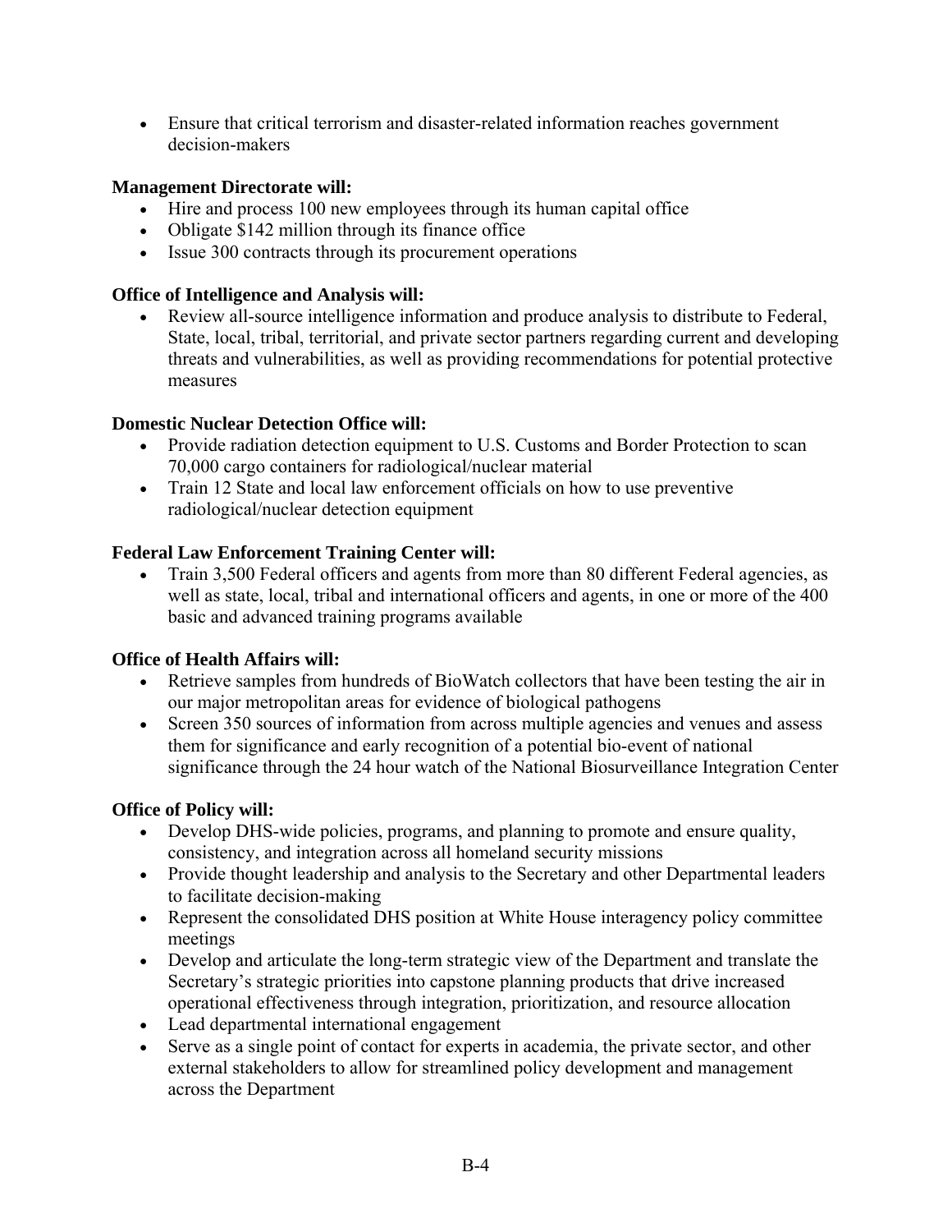- Ensure that critical terrorism and disaster-related information reaches government decision-makers

**Management Directorate will:**

- Hire and process 100 new employees through its human capital office
- Obligate $142 million through its finance office
- Issue 300 contracts through its procurement operations

**Office of Intelligence and Analysis will:**

- Review all-source intelligence information and produce analysis to distribute to Federal, State, local, tribal, territorial, and private sector partners regarding current and developing threats and vulnerabilities, as well as providing recommendations for potential protective measures

**Domestic Nuclear Detection Office will:**

- Provide radiation detection equipment to U.S. Customs and Border Protection to scan 70,000 cargo containers for radiological/nuclear material
- Train 12 State and local law enforcement officials on how to use preventive radiological/nuclear detection equipment

**Federal Law Enforcement Training Center will:**

- Train 3,500 Federal officers and agents from more than 80 different Federal agencies, as well as state, local, tribal and international officers and agents, in one or more of the 400 basic and advanced training programs available

**Office of Health Affairs will:**

- Retrieve samples from hundreds of BioWatch collectors that have been testing the air in our major metropolitan areas for evidence of biological pathogens
- Screen 350 sources of information from across multiple agencies and venues and assess them for significance and early recognition of a potential bio-event of national significance through the 24 hour watch of the National Biosurveillance Integration Center

**Office of Policy will:**

- Develop DHS-wide policies, programs, and planning to promote and ensure quality, consistency, and integration across all homeland security missions
- Provide thought leadership and analysis to the Secretary and other Departmental leaders to facilitate decision-making
- Represent the consolidated DHS position at White House interagency policy committee meetings
- Develop and articulate the long-term strategic view of the Department and translate the Secretary's strategic priorities into capstone planning products that drive increased operational effectiveness through integration, prioritization, and resource allocation
- Lead departmental international engagement
- Serve as a single point of contact for experts in academia, the private sector, and other external stakeholders to allow for streamlined policy development and management across the Department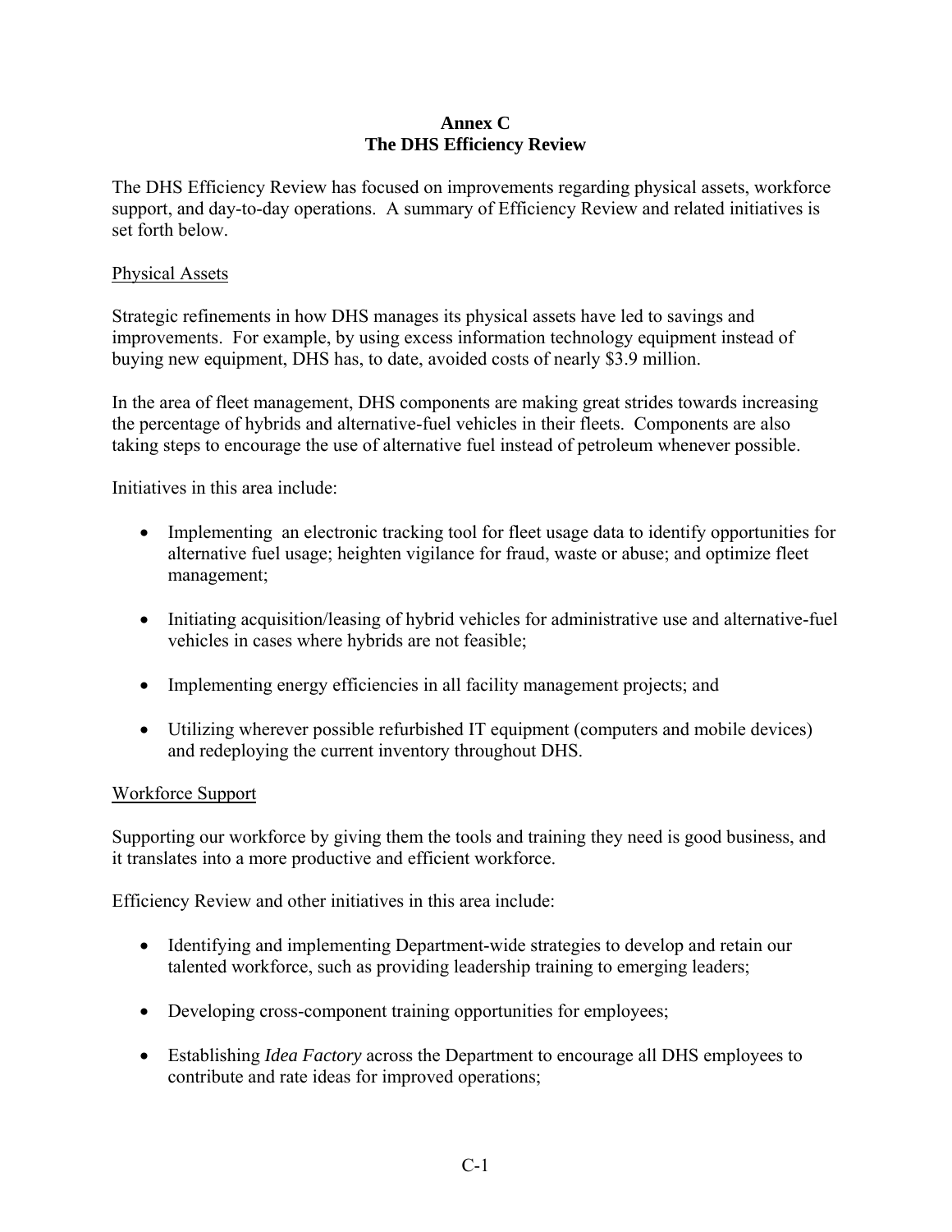# Annex C
# The DHS Efficiency Review

The DHS Efficiency Review has focused on improvements regarding physical assets, workforce support, and day-to-day operations. A summary of Efficiency Review and related initiatives is set forth below.

## Physical Assets

Strategic refinements in how DHS manages its physical assets have led to savings and improvements. For example, by using excess information technology equipment instead of buying new equipment, DHS has, to date, avoided costs of nearly $3.9 million.

In the area of fleet management, DHS components are making great strides towards increasing the percentage of hybrids and alternative-fuel vehicles in their fleets. Components are also taking steps to encourage the use of alternative fuel instead of petroleum whenever possible.

Initiatives in this area include:

- Implementing an electronic tracking tool for fleet usage data to identify opportunities for alternative fuel usage; heighten vigilance for fraud, waste or abuse; and optimize fleet management;
- Initiating acquisition/leasing of hybrid vehicles for administrative use and alternative-fuel vehicles in cases where hybrids are not feasible;
- Implementing energy efficiencies in all facility management projects; and
- Utilizing wherever possible refurbished IT equipment (computers and mobile devices) and redeploying the current inventory throughout DHS.

## Workforce Support

Supporting our workforce by giving them the tools and training they need is good business, and it translates into a more productive and efficient workforce.

Efficiency Review and other initiatives in this area include:

- Identifying and implementing Department-wide strategies to develop and retain our talented workforce, such as providing leadership training to emerging leaders;
- Developing cross-component training opportunities for employees;
- Establishing *Idea Factory* across the Department to encourage all DHS employees to contribute and rate ideas for improved operations;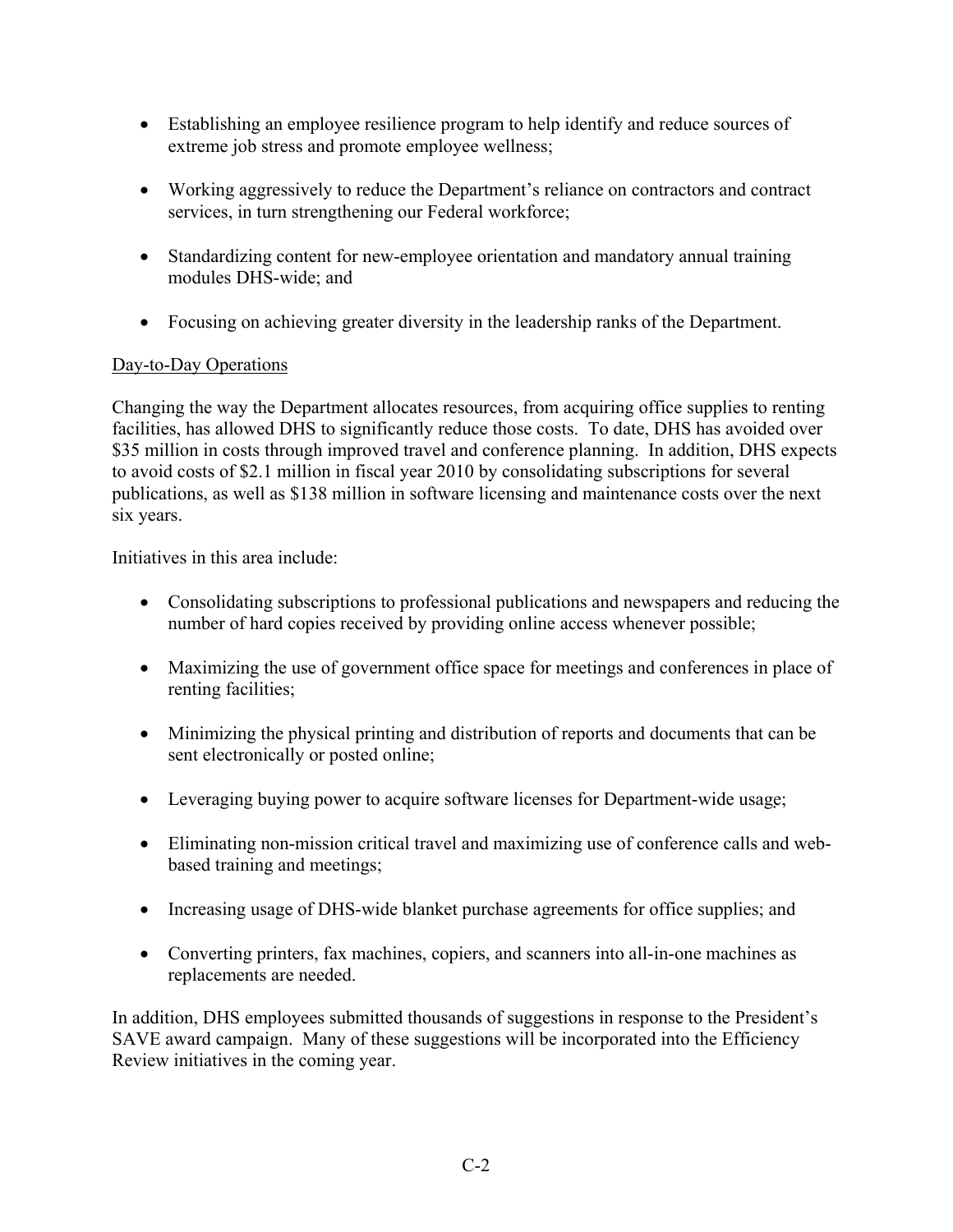- Establishing an employee resilience program to help identify and reduce sources of extreme job stress and promote employee wellness;

- Working aggressively to reduce the Department's reliance on contractors and contract services, in turn strengthening our Federal workforce;

- Standardizing content for new-employee orientation and mandatory annual training modules DHS-wide; and

- Focusing on achieving greater diversity in the leadership ranks of the Department.

<u>Day-to-Day Operations</u>

Changing the way the Department allocates resources, from acquiring office supplies to renting facilities, has allowed DHS to significantly reduce those costs. To date, DHS has avoided over $35 million in costs through improved travel and conference planning. In addition, DHS expects to avoid costs of $2.1 million in fiscal year 2010 by consolidating subscriptions for several publications, as well as $138 million in software licensing and maintenance costs over the next six years.

Initiatives in this area include:

- Consolidating subscriptions to professional publications and newspapers and reducing the number of hard copies received by providing online access whenever possible;

- Maximizing the use of government office space for meetings and conferences in place of renting facilities;

- Minimizing the physical printing and distribution of reports and documents that can be sent electronically or posted online;

- Leveraging buying power to acquire software licenses for Department-wide usage;

- Eliminating non-mission critical travel and maximizing use of conference calls and web-based training and meetings;

- Increasing usage of DHS-wide blanket purchase agreements for office supplies; and

- Converting printers, fax machines, copiers, and scanners into all-in-one machines as replacements are needed.

In addition, DHS employees submitted thousands of suggestions in response to the President's SAVE award campaign. Many of these suggestions will be incorporated into the Efficiency Review initiatives in the coming year.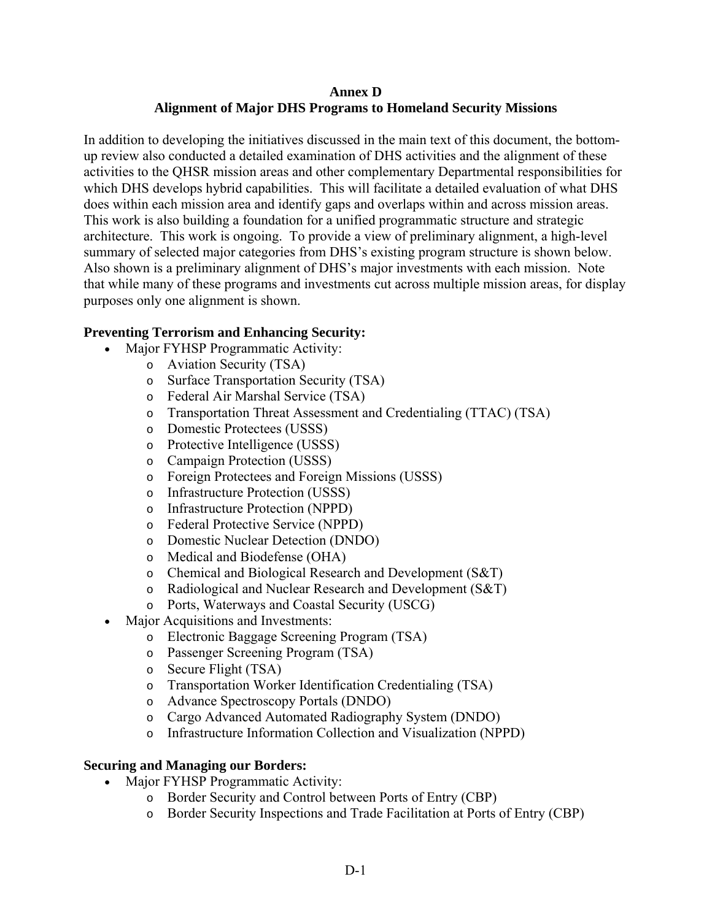# Annex D
## Alignment of Major DHS Programs to Homeland Security Missions

In addition to developing the initiatives discussed in the main text of this document, the bottom-up review also conducted a detailed examination of DHS activities and the alignment of these activities to the QHSR mission areas and other complementary Departmental responsibilities for which DHS develops hybrid capabilities. This will facilitate a detailed evaluation of what DHS does within each mission area and identify gaps and overlaps within and across mission areas. This work is also building a foundation for a unified programmatic structure and strategic architecture. This work is ongoing. To provide a view of preliminary alignment, a high-level summary of selected major categories from DHS's existing program structure is shown below. Also shown is a preliminary alignment of DHS's major investments with each mission. Note that while many of these programs and investments cut across multiple mission areas, for display purposes only one alignment is shown.

**Preventing Terrorism and Enhancing Security:**

- Major FYHSP Programmatic Activity:
  - Aviation Security (TSA)
  - Surface Transportation Security (TSA)
  - Federal Air Marshal Service (TSA)
  - Transportation Threat Assessment and Credentialing (TTAC) (TSA)
  - Domestic Protectees (USSS)
  - Protective Intelligence (USSS)
  - Campaign Protection (USSS)
  - Foreign Protectees and Foreign Missions (USSS)
  - Infrastructure Protection (USSS)
  - Infrastructure Protection (NPPD)
  - Federal Protective Service (NPPD)
  - Domestic Nuclear Detection (DNDO)
  - Medical and Biodefense (OHA)
  - Chemical and Biological Research and Development (S&T)
  - Radiological and Nuclear Research and Development (S&T)
  - Ports, Waterways and Coastal Security (USCG)
- Major Acquisitions and Investments:
  - Electronic Baggage Screening Program (TSA)
  - Passenger Screening Program (TSA)
  - Secure Flight (TSA)
  - Transportation Worker Identification Credentialing (TSA)
  - Advance Spectroscopy Portals (DNDO)
  - Cargo Advanced Automated Radiography System (DNDO)
  - Infrastructure Information Collection and Visualization (NPPD)

**Securing and Managing our Borders:**

- Major FYHSP Programmatic Activity:
  - Border Security and Control between Ports of Entry (CBP)
  - Border Security Inspections and Trade Facilitation at Ports of Entry (CBP)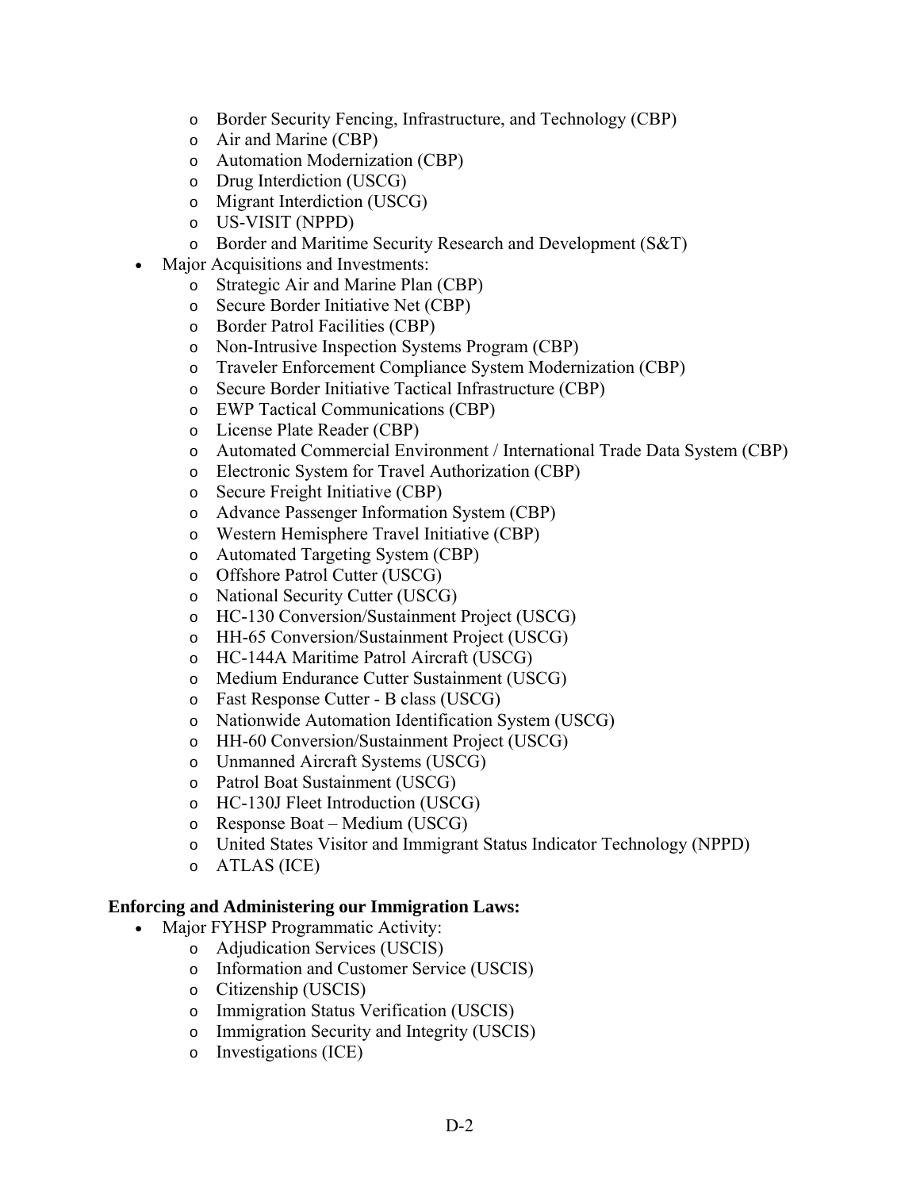- Border Security Fencing, Infrastructure, and Technology (CBP)
    - Air and Marine (CBP)
    - Automation Modernization (CBP)
    - Drug Interdiction (USCG)
    - Migrant Interdiction (USCG)
    - US-VISIT (NPPD)
    - Border and Maritime Security Research and Development (S&T)
- Major Acquisitions and Investments:
    - Strategic Air and Marine Plan (CBP)
    - Secure Border Initiative Net (CBP)
    - Border Patrol Facilities (CBP)
    - Non-Intrusive Inspection Systems Program (CBP)
    - Traveler Enforcement Compliance System Modernization (CBP)
    - Secure Border Initiative Tactical Infrastructure (CBP)
    - EWP Tactical Communications (CBP)
    - License Plate Reader (CBP)
    - Automated Commercial Environment / International Trade Data System (CBP)
    - Electronic System for Travel Authorization (CBP)
    - Secure Freight Initiative (CBP)
    - Advance Passenger Information System (CBP)
    - Western Hemisphere Travel Initiative (CBP)
    - Automated Targeting System (CBP)
    - Offshore Patrol Cutter (USCG)
    - National Security Cutter (USCG)
    - HC-130 Conversion/Sustainment Project (USCG)
    - HH-65 Conversion/Sustainment Project (USCG)
    - HC-144A Maritime Patrol Aircraft (USCG)
    - Medium Endurance Cutter Sustainment (USCG)
    - Fast Response Cutter - B class (USCG)
    - Nationwide Automation Identification System (USCG)
    - HH-60 Conversion/Sustainment Project (USCG)
    - Unmanned Aircraft Systems (USCG)
    - Patrol Boat Sustainment (USCG)
    - HC-130J Fleet Introduction (USCG)
    - Response Boat – Medium (USCG)
    - United States Visitor and Immigrant Status Indicator Technology (NPPD)
    - ATLAS (ICE)

**Enforcing and Administering our Immigration Laws:**

- Major FYHSP Programmatic Activity:
    - Adjudication Services (USCIS)
    - Information and Customer Service (USCIS)
    - Citizenship (USCIS)
    - Immigration Status Verification (USCIS)
    - Immigration Security and Integrity (USCIS)
    - Investigations (ICE)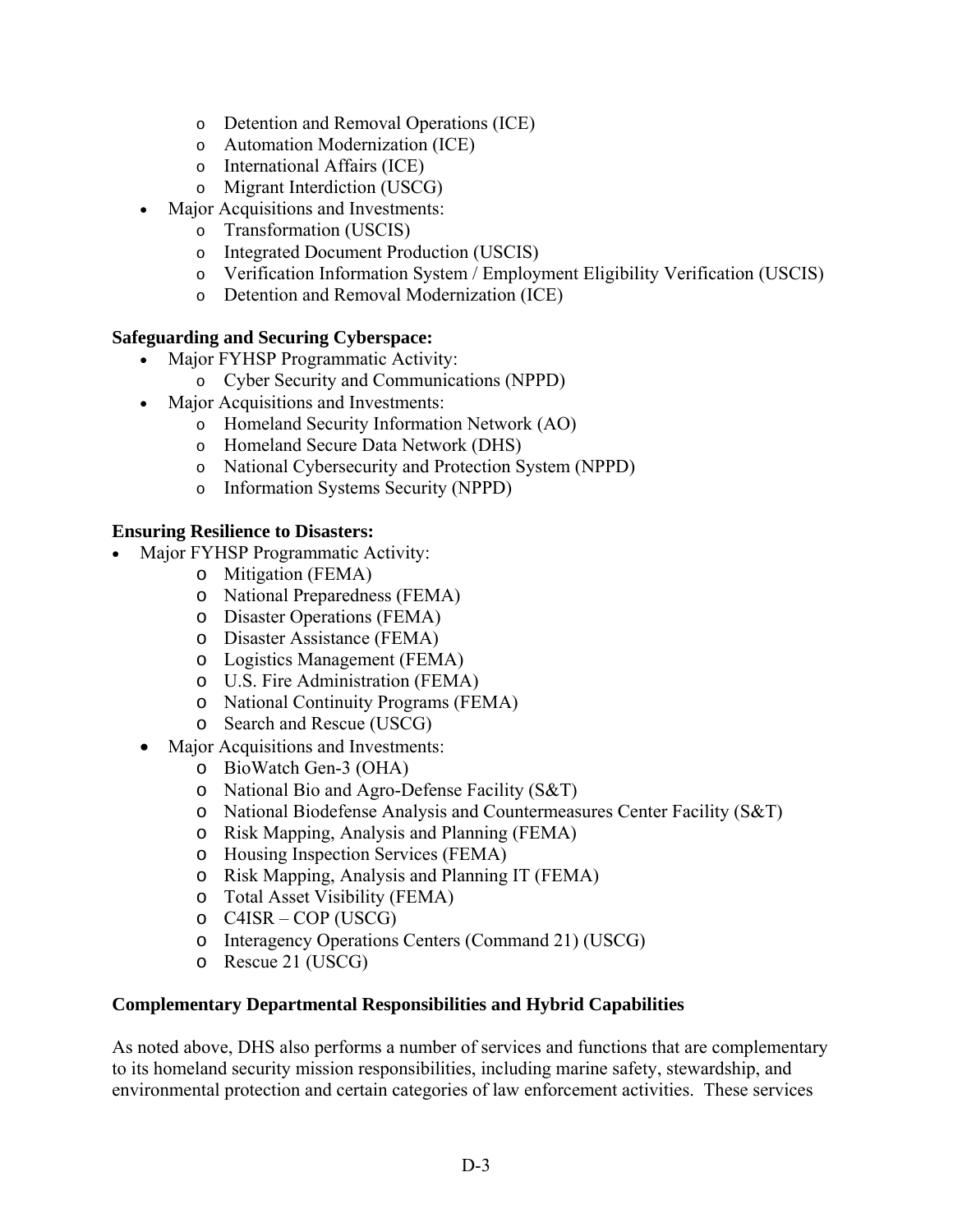- Detention and Removal Operations (ICE)
  - Automation Modernization (ICE)
  - International Affairs (ICE)
  - Migrant Interdiction (USCG)
- Major Acquisitions and Investments:
  - Transformation (USCIS)
  - Integrated Document Production (USCIS)
  - Verification Information System / Employment Eligibility Verification (USCIS)
  - Detention and Removal Modernization (ICE)

**Safeguarding and Securing Cyberspace:**

- Major FYHSP Programmatic Activity:
  - Cyber Security and Communications (NPPD)
- Major Acquisitions and Investments:
  - Homeland Security Information Network (AO)
  - Homeland Secure Data Network (DHS)
  - National Cybersecurity and Protection System (NPPD)
  - Information Systems Security (NPPD)

**Ensuring Resilience to Disasters:**

- Major FYHSP Programmatic Activity:
  - Mitigation (FEMA)
  - National Preparedness (FEMA)
  - Disaster Operations (FEMA)
  - Disaster Assistance (FEMA)
  - Logistics Management (FEMA)
  - U.S. Fire Administration (FEMA)
  - National Continuity Programs (FEMA)
  - Search and Rescue (USCG)
- Major Acquisitions and Investments:
  - BioWatch Gen-3 (OHA)
  - National Bio and Agro-Defense Facility (S&T)
  - National Biodefense Analysis and Countermeasures Center Facility (S&T)
  - Risk Mapping, Analysis and Planning (FEMA)
  - Housing Inspection Services (FEMA)
  - Risk Mapping, Analysis and Planning IT (FEMA)
  - Total Asset Visibility (FEMA)
  - C4ISR – COP (USCG)
  - Interagency Operations Centers (Command 21) (USCG)
  - Rescue 21 (USCG)

**Complementary Departmental Responsibilities and Hybrid Capabilities**

As noted above, DHS also performs a number of services and functions that are complementary to its homeland security mission responsibilities, including marine safety, stewardship, and environmental protection and certain categories of law enforcement activities. These services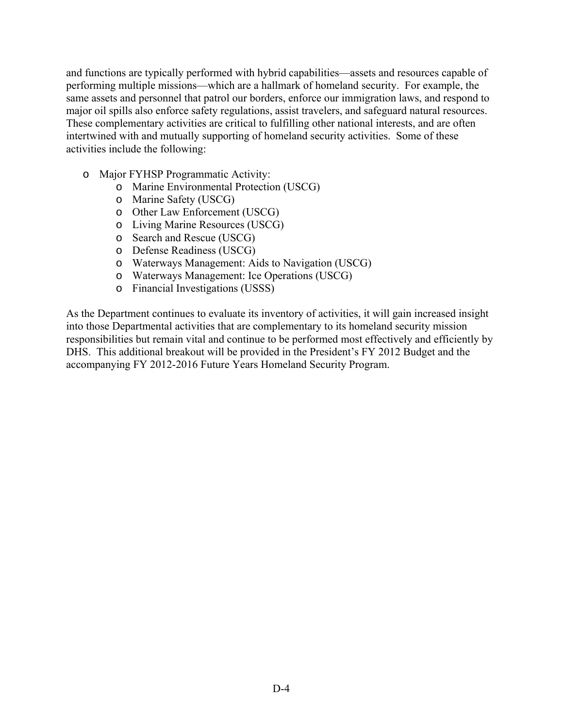and functions are typically performed with hybrid capabilities—assets and resources capable of performing multiple missions—which are a hallmark of homeland security. For example, the same assets and personnel that patrol our borders, enforce our immigration laws, and respond to major oil spills also enforce safety regulations, assist travelers, and safeguard natural resources. These complementary activities are critical to fulfilling other national interests, and are often intertwined with and mutually supporting of homeland security activities. Some of these activities include the following:

- Major FYHSP Programmatic Activity:
  - Marine Environmental Protection (USCG)
  - Marine Safety (USCG)
  - Other Law Enforcement (USCG)
  - Living Marine Resources (USCG)
  - Search and Rescue (USCG)
  - Defense Readiness (USCG)
  - Waterways Management: Aids to Navigation (USCG)
  - Waterways Management: Ice Operations (USCG)
  - Financial Investigations (USSS)

As the Department continues to evaluate its inventory of activities, it will gain increased insight into those Departmental activities that are complementary to its homeland security mission responsibilities but remain vital and continue to be performed most effectively and efficiently by DHS. This additional breakout will be provided in the President's FY 2012 Budget and the accompanying FY 2012-2016 Future Years Homeland Security Program.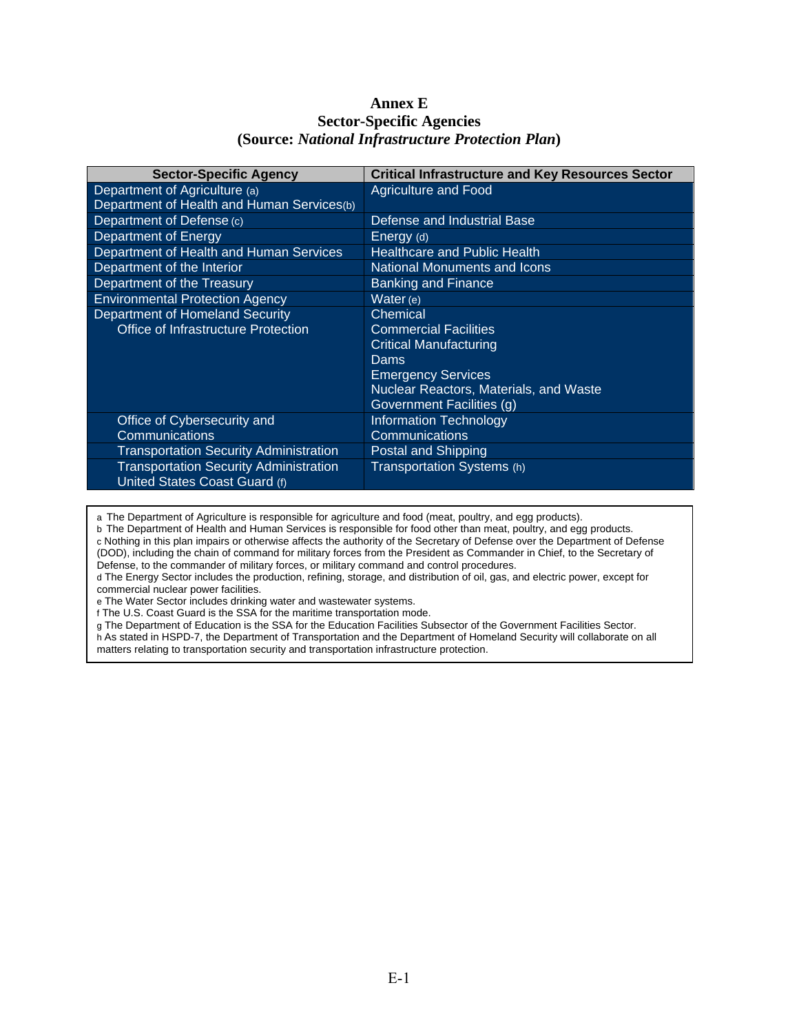# Annex E
## Sector-Specific Agencies
## (Source: *National Infrastructure Protection Plan*)

| Sector-Specific Agency | Critical Infrastructure and Key Resources Sector |
|---|---|
| Department of Agriculture (a)<br>Department of Health and Human Services(b) | Agriculture and Food |
| Department of Defense (c) | Defense and Industrial Base |
| Department of Energy | Energy (d) |
| Department of Health and Human Services | Healthcare and Public Health |
| Department of the Interior | National Monuments and Icons |
| Department of the Treasury | Banking and Finance |
| Environmental Protection Agency | Water (e) |
| Department of Homeland Security<br>Office of Infrastructure Protection | Chemical<br>Commercial Facilities<br>Critical Manufacturing<br>Dams<br>Emergency Services<br>Nuclear Reactors, Materials, and Waste<br>Government Facilities (g) |
| Office of Cybersecurity and Communications | Information Technology<br>Communications |
| Transportation Security Administration | Postal and Shipping |
| Transportation Security Administration<br>United States Coast Guard (f) | Transportation Systems (h) |

a The Department of Agriculture is responsible for agriculture and food (meat, poultry, and egg products).
b The Department of Health and Human Services is responsible for food other than meat, poultry, and egg products.
c Nothing in this plan impairs or otherwise affects the authority of the Secretary of Defense over the Department of Defense (DOD), including the chain of command for military forces from the President as Commander in Chief, to the Secretary of Defense, to the commander of military forces, or military command and control procedures.
d The Energy Sector includes the production, refining, storage, and distribution of oil, gas, and electric power, except for commercial nuclear power facilities.
e The Water Sector includes drinking water and wastewater systems.
f The U.S. Coast Guard is the SSA for the maritime transportation mode.
g The Department of Education is the SSA for the Education Facilities Subsector of the Government Facilities Sector.
h As stated in HSPD-7, the Department of Transportation and the Department of Homeland Security will collaborate on all matters relating to transportation security and transportation infrastructure protection.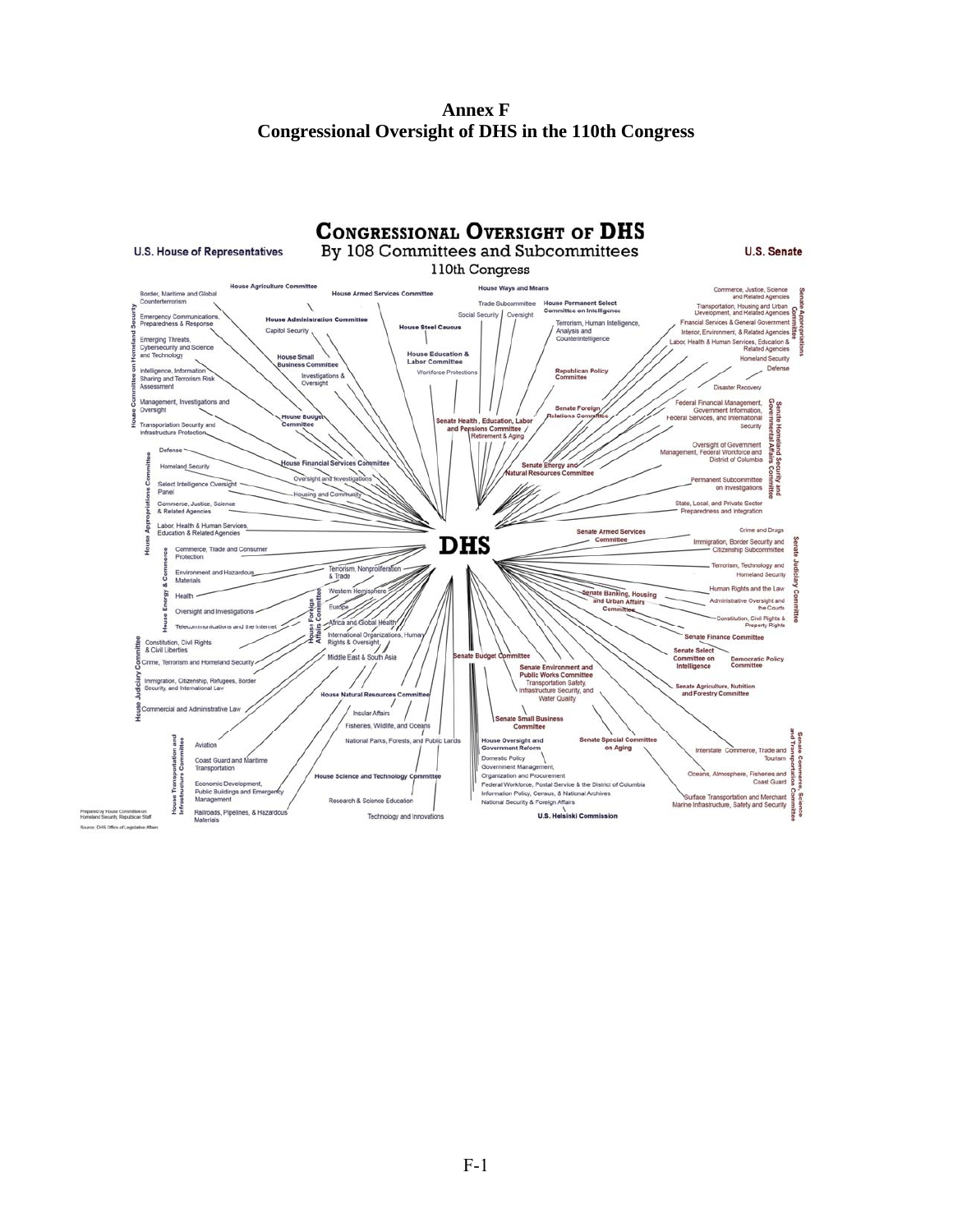**Annex F**
**Congressional Oversight of DHS in the 110th Congress**

CONGRESSIONAL OVERSIGHT OF DHS
By 108 Committees and Subcommittees
110th Congress

U.S. House of Representatives

U.S. Senate

DHS

House Committee on Homeland Security
Border, Maritime and Global Counterterrorism
Emergency Communications, Preparedness & Response
Emerging Threats, Cybersecurity and Science and Technology
Intelligence, Information Sharing and Terrorism Risk Assessment
Management, Investigations and Oversight
Transportation Security and Infrastructure Protection

House Appropriations Committee
Defense
Homeland Security
Select Intelligence Oversight Panel
Commerce, Justice, Science & Related Agencies
Labor, Health & Human Services, Education & Related Agencies

House Energy & Commerce
Commerce, Trade and Consumer Protection
Environment and Hazardous Materials
Health
Oversight and Investigations
Telecommunications and the Internet

House Judiciary Committee
Constitution, Civil Rights & Civil Liberties
Crime, Terrorism and Homeland Security
Immigration, Citizenship, Refugees, Border Security, and International Law
Commercial and Administrative Law

House Transportation and Infrastructure Committee
Aviation
Coast Guard and Maritime Transportation
Economic Development, Public Buildings and Emergency Management
Railroads, Pipelines, & Hazardous Materials

House Agriculture Committee
House Armed Services Committee
House Administration Committee
Capitol Security
House Steel Caucus
House Ways and Means
Trade Subcommittee
Social Security
Oversight
House Permanent Select Committee on Intelligence
Terrorism, Human Intelligence, Analysis and Counterintelligence
House Small Business Committee
Investigations & Oversight
House Education & Labor Committee
Workforce Protections
Republican Policy Committee
House Budget Committee
Senate Health, Education, Labor and Pensions Committee
Retirement & Aging
Senate Foreign Relations Committee
House Financial Services Committee
Oversight and Investigations
Housing and Community
Senate Energy and Natural Resources Committee

House Foreign Affairs Committee
Terrorism, Nonproliferation & Trade
Western Hemisphere
Europe
Africa and Global Health
International Organizations, Human Rights & Oversight
Middle East & South Asia

House Natural Resources Committee
Insular Affairs
Fisheries, Wildlife, and Oceans
National Parks, Forests, and Public Lands

House Science and Technology Committee
Research & Science Education
Technology and Innovations

Senate Budget Committee
Senate Environment and Public Works Committee
Transportation Safety, Infrastructure Security, and Water Quality
Senate Small Business Committee

House Oversight and Government Reform
Domestic Policy
Government Management, Organization and Procurement
Federal Workforce, Postal Service & the District of Columbia
Information Policy, Census, & National Archives
National Security & Foreign Affairs

U.S. Helsinki Commission
Senate Special Committee on Aging

Senate Appropriations Committee
Commerce, Justice, Science and Related Agencies
Transportation, Housing and Urban Development, and Related Agencies
Financial Services & General Government
Interior, Environment, & Related Agencies
Labor, Health & Human Services, Education & Related Agencies
Homeland Security
Defense

Senate Homeland Security and Governmental Affairs Committee
Disaster Recovery
Federal Financial Management, Government Information, Federal Services, and International Security
Oversight of Government Management, Federal Workforce and District of Columbia
Permanent Subcommittee on Investigations
State, Local, and Private Sector Preparedness and Integration

Senate Armed Services Committee

Senate Judiciary Committee
Crime and Drugs
Immigration, Border Security and Citizenship Subcommittee
Terrorism, Technology and Homeland Security
Human Rights and the Law
Administrative Oversight and the Courts
Constitution, Civil Rights & Property Rights

Senate Banking, Housing and Urban Affairs Committee
Senate Finance Committee
Senate Select Committee on Intelligence
Democratic Policy Committee
Senate Agriculture, Nutrition and Forestry Committee

Senate Commerce, Science and Transportation Committee
Interstate Commerce, Trade and Tourism
Oceans, Atmosphere, Fisheries and Coast Guard
Surface Transportation and Merchant Marine Infrastructure, Safety and Security

Prepared by House Committee on Homeland Security, Republican Staff
Source: DHS Office of Legislative Affairs